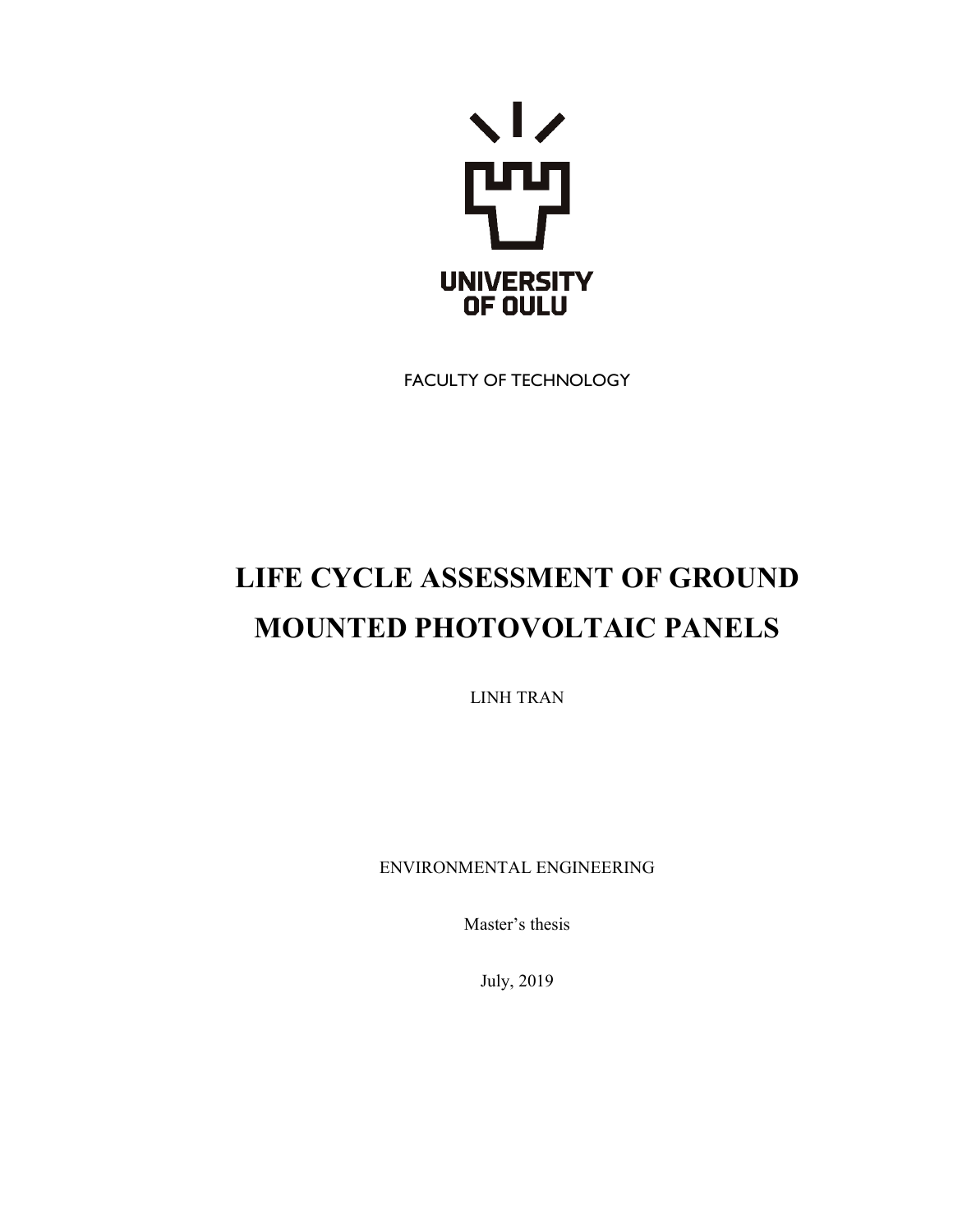UNIVERSITY
OF OULU

FACULTY OF TECHNOLOGY

# LIFE CYCLE ASSESSMENT OF GROUND MOUNTED PHOTOVOLTAIC PANELS

LINH TRAN

ENVIRONMENTAL ENGINEERING

Master's thesis

July, 2019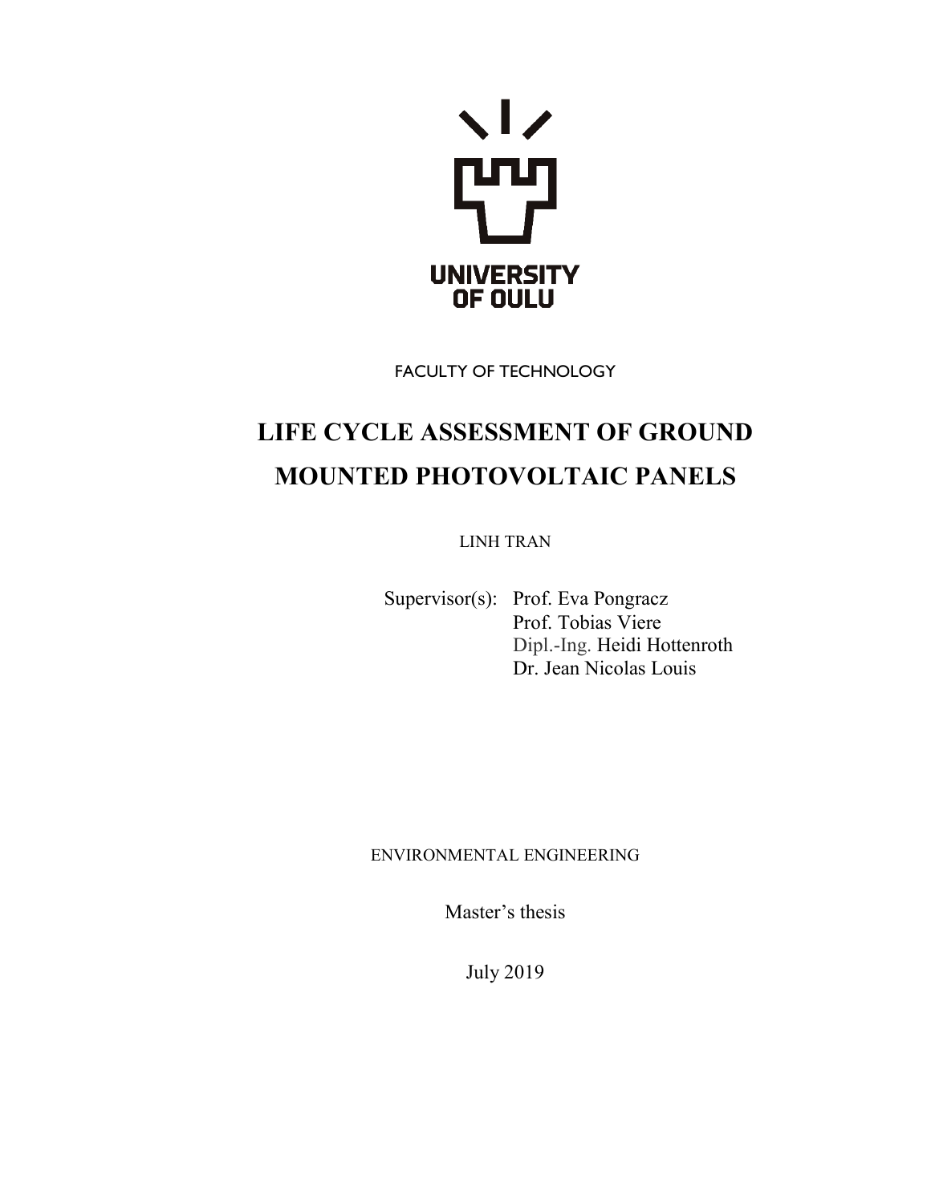UNIVERSITY OF OULU

FACULTY OF TECHNOLOGY

# LIFE CYCLE ASSESSMENT OF GROUND MOUNTED PHOTOVOLTAIC PANELS

LINH TRAN

Supervisor(s): Prof. Eva Pongracz
Prof. Tobias Viere
Dipl.-Ing. Heidi Hottenroth
Dr. Jean Nicolas Louis

ENVIRONMENTAL ENGINEERING

Master's thesis

July 2019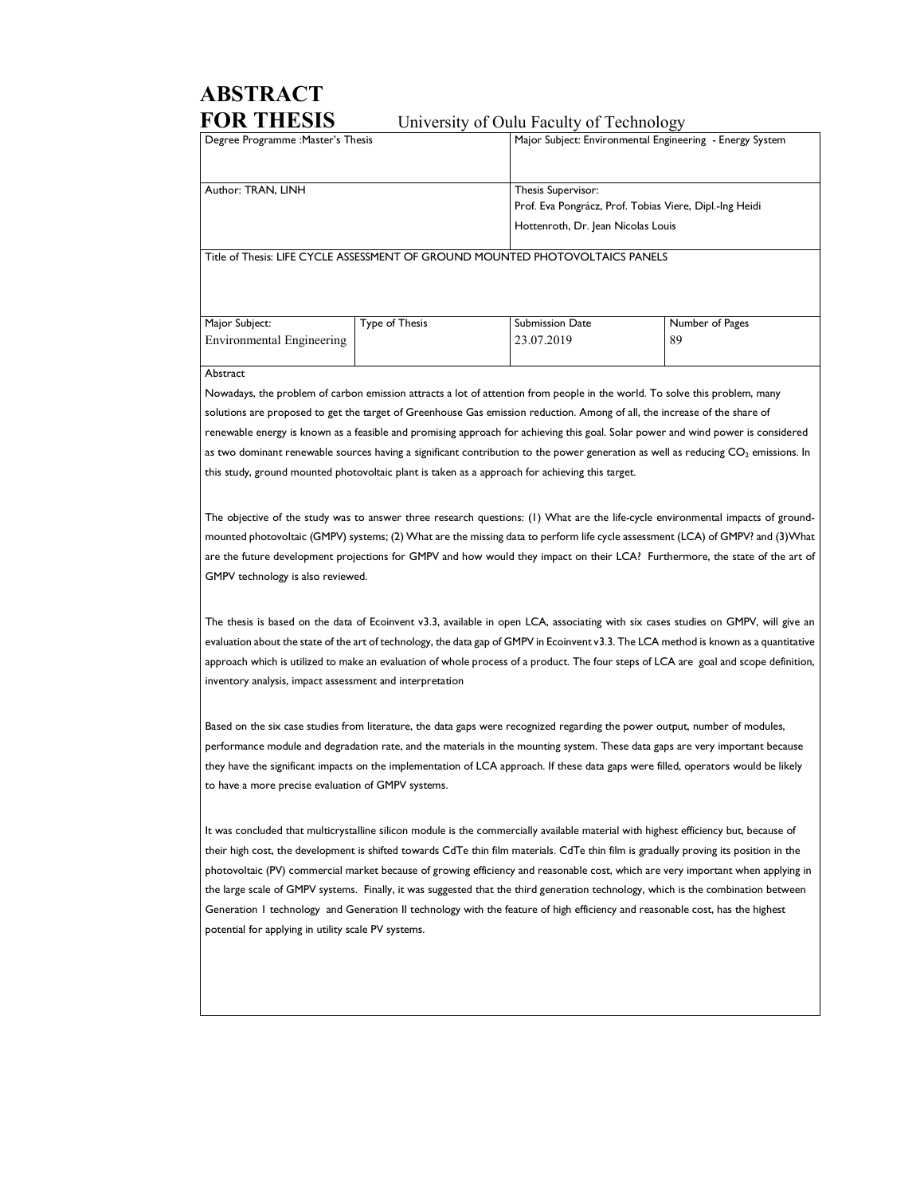# ABSTRACT FOR THESIS

University of Oulu Faculty of Technology

| Degree Programme :Master's Thesis | Major Subject: Environmental Engineering - Energy System |
|---|---|
| Author: TRAN, LINH | Thesis Supervisor: Prof. Eva Pongrácz, Prof. Tobias Viere, Dipl.-Ing Heidi Hottenroth, Dr. Jean Nicolas Louis |

Title of Thesis: LIFE CYCLE ASSESSMENT OF GROUND MOUNTED PHOTOVOLTAICS PANELS

| Major Subject: | Type of Thesis | Submission Date | Number of Pages |
|---|---|---|---|
| Environmental Engineering | | 23.07.2019 | 89 |

Abstract

Nowadays, the problem of carbon emission attracts a lot of attention from people in the world. To solve this problem, many solutions are proposed to get the target of Greenhouse Gas emission reduction. Among of all, the increase of the share of renewable energy is known as a feasible and promising approach for achieving this goal. Solar power and wind power is considered as two dominant renewable sources having a significant contribution to the power generation as well as reducing $CO_2$ emissions. In this study, ground mounted photovoltaic plant is taken as a approach for achieving this target.

The objective of the study was to answer three research questions: (1) What are the life-cycle environmental impacts of ground-mounted photovoltaic (GMPV) systems; (2) What are the missing data to perform life cycle assessment (LCA) of GMPV? and (3)What are the future development projections for GMPV and how would they impact on their LCA? Furthermore, the state of the art of GMPV technology is also reviewed.

The thesis is based on the data of Ecoinvent v3.3, available in open LCA, associating with six cases studies on GMPV, will give an evaluation about the state of the art of technology, the data gap of GMPV in Ecoinvent v3.3. The LCA method is known as a quantitative approach which is utilized to make an evaluation of whole process of a product. The four steps of LCA are goal and scope definition, inventory analysis, impact assessment and interpretation

Based on the six case studies from literature, the data gaps were recognized regarding the power output, number of modules, performance module and degradation rate, and the materials in the mounting system. These data gaps are very important because they have the significant impacts on the implementation of LCA approach. If these data gaps were filled, operators would be likely to have a more precise evaluation of GMPV systems.

It was concluded that multicrystalline silicon module is the commercially available material with highest efficiency but, because of their high cost, the development is shifted towards CdTe thin film materials. CdTe thin film is gradually proving its position in the photovoltaic (PV) commercial market because of growing efficiency and reasonable cost, which are very important when applying in the large scale of GMPV systems. Finally, it was suggested that the third generation technology, which is the combination between Generation I technology and Generation II technology with the feature of high efficiency and reasonable cost, has the highest potential for applying in utility scale PV systems.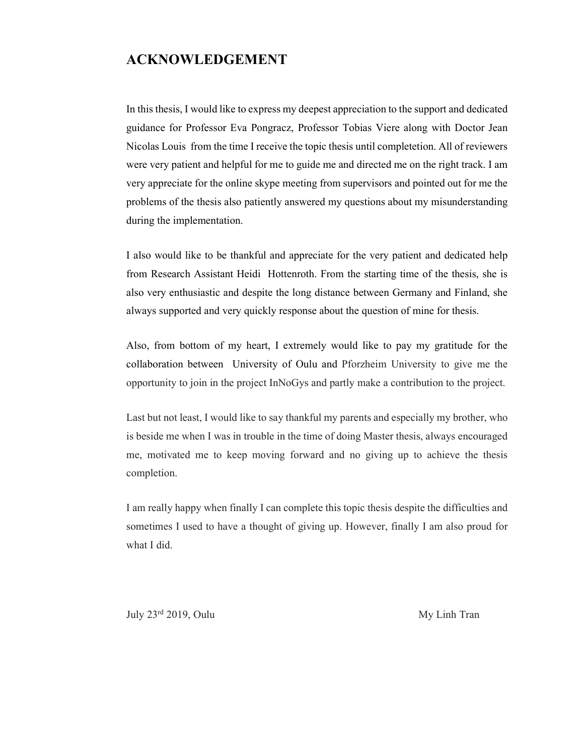## ACKNOWLEDGEMENT

In this thesis, I would like to express my deepest appreciation to the support and dedicated guidance for Professor Eva Pongracz, Professor Tobias Viere along with Doctor Jean Nicolas Louis from the time I receive the topic thesis until completetion. All of reviewers were very patient and helpful for me to guide me and directed me on the right track. I am very appreciate for the online skype meeting from supervisors and pointed out for me the problems of the thesis also patiently answered my questions about my misunderstanding during the implementation.

I also would like to be thankful and appreciate for the very patient and dedicated help from Research Assistant Heidi Hottenroth. From the starting time of the thesis, she is also very enthusiastic and despite the long distance between Germany and Finland, she always supported and very quickly response about the question of mine for thesis.

Also, from bottom of my heart, I extremely would like to pay my gratitude for the collaboration between University of Oulu and Pforzheim University to give me the opportunity to join in the project InNoGys and partly make a contribution to the project.

Last but not least, I would like to say thankful my parents and especially my brother, who is beside me when I was in trouble in the time of doing Master thesis, always encouraged me, motivated me to keep moving forward and no giving up to achieve the thesis completion.

I am really happy when finally I can complete this topic thesis despite the difficulties and sometimes I used to have a thought of giving up. However, finally I am also proud for what I did.

July 23rd 2019, Oulu — My Linh Tran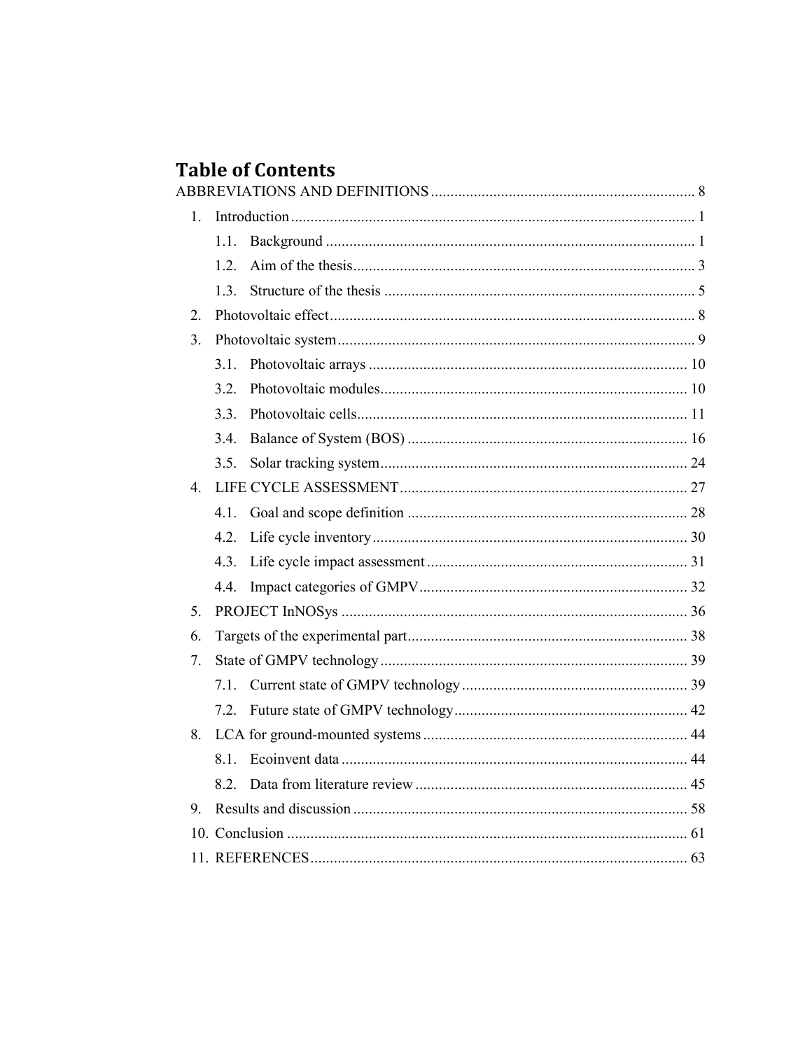# Table of Contents

ABBREVIATIONS AND DEFINITIONS ........ 8

1. Introduction ........ 1
   - 1.1. Background ........ 1
   - 1.2. Aim of the thesis ........ 3
   - 1.3. Structure of the thesis ........ 5
2. Photovoltaic effect ........ 8
3. Photovoltaic system ........ 9
   - 3.1. Photovoltaic arrays ........ 10
   - 3.2. Photovoltaic modules ........ 10
   - 3.3. Photovoltaic cells ........ 11
   - 3.4. Balance of System (BOS) ........ 16
   - 3.5. Solar tracking system ........ 24
4. LIFE CYCLE ASSESSMENT ........ 27
   - 4.1. Goal and scope definition ........ 28
   - 4.2. Life cycle inventory ........ 30
   - 4.3. Life cycle impact assessment ........ 31
   - 4.4. Impact categories of GMPV ........ 32
5. PROJECT InNOSys ........ 36
6. Targets of the experimental part ........ 38
7. State of GMPV technology ........ 39
   - 7.1. Current state of GMPV technology ........ 39
   - 7.2. Future state of GMPV technology ........ 42
8. LCA for ground-mounted systems ........ 44
   - 8.1. Ecoinvent data ........ 44
   - 8.2. Data from literature review ........ 45
9. Results and discussion ........ 58
10. Conclusion ........ 61
11. REFERENCES ........ 63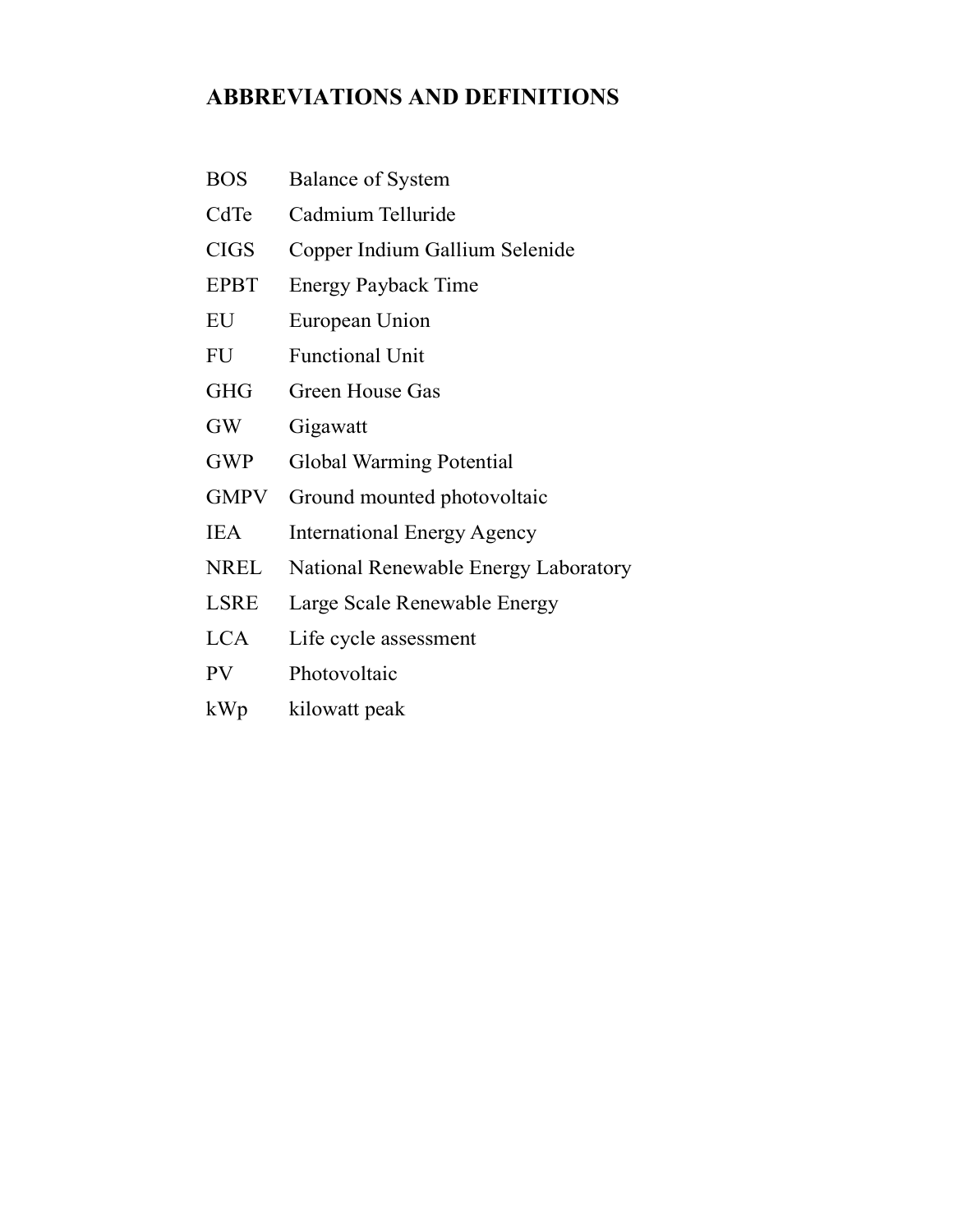## ABBREVIATIONS AND DEFINITIONS

| | |
|---|---|
| BOS | Balance of System |
| CdTe | Cadmium Telluride |
| CIGS | Copper Indium Gallium Selenide |
| EPBT | Energy Payback Time |
| EU | European Union |
| FU | Functional Unit |
| GHG | Green House Gas |
| GW | Gigawatt |
| GWP | Global Warming Potential |
| GMPV | Ground mounted photovoltaic |
| IEA | International Energy Agency |
| NREL | National Renewable Energy Laboratory |
| LSRE | Large Scale Renewable Energy |
| LCA | Life cycle assessment |
| PV | Photovoltaic |
| kWp | kilowatt peak |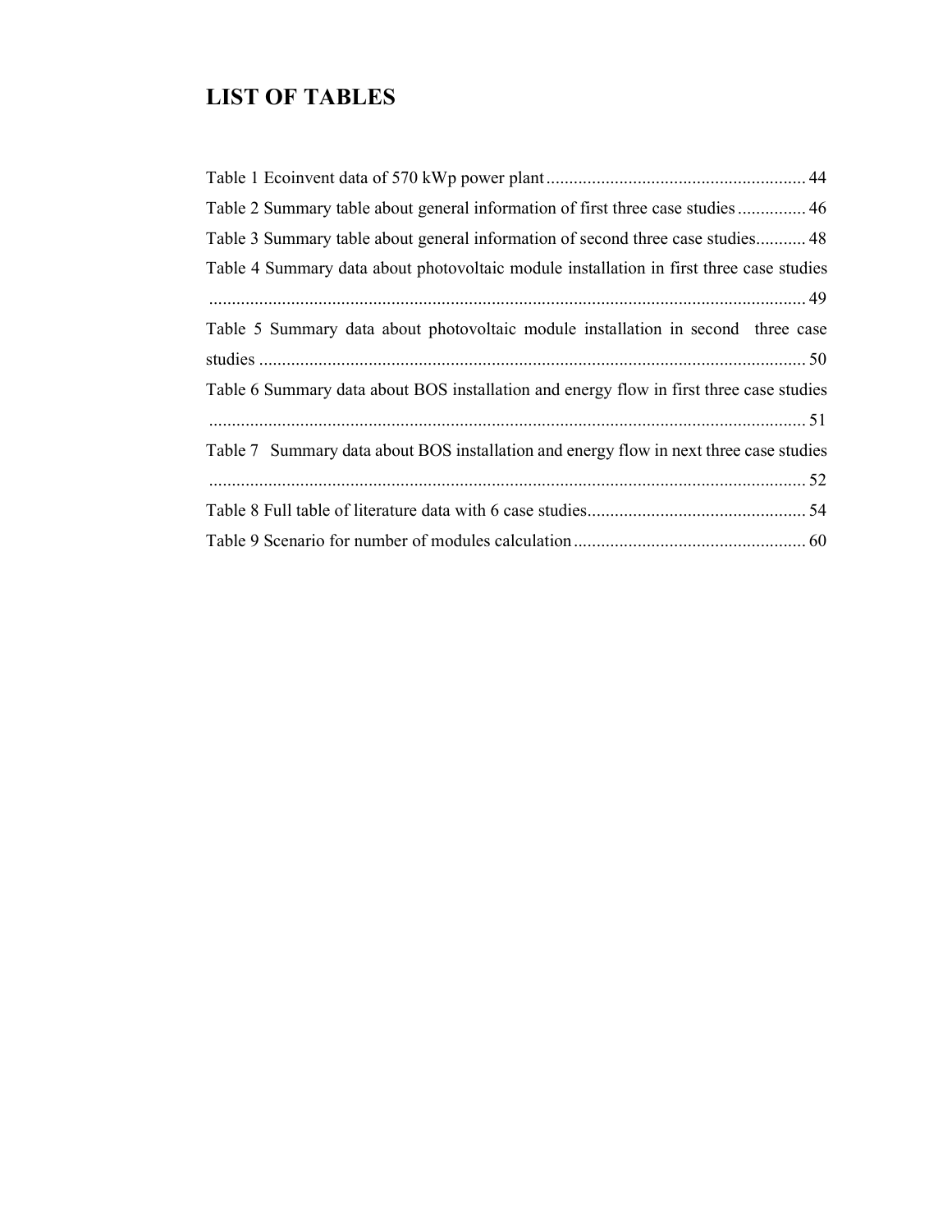# LIST OF TABLES

Table 1 Ecoinvent data of 570 kWp power plant ........................................................ 44

Table 2 Summary table about general information of first three case studies ............... 46

Table 3 Summary table about general information of second three case studies........... 48

Table 4 Summary data about photovoltaic module installation in first three case studies .................................................................................................................................. 49

Table 5 Summary data about photovoltaic module installation in second three case studies ........................................................................................................................ 50

Table 6 Summary data about BOS installation and energy flow in first three case studies .................................................................................................................................. 51

Table 7 Summary data about BOS installation and energy flow in next three case studies .................................................................................................................................. 52

Table 8 Full table of literature data with 6 case studies................................................ 54

Table 9 Scenario for number of modules calculation ................................................... 60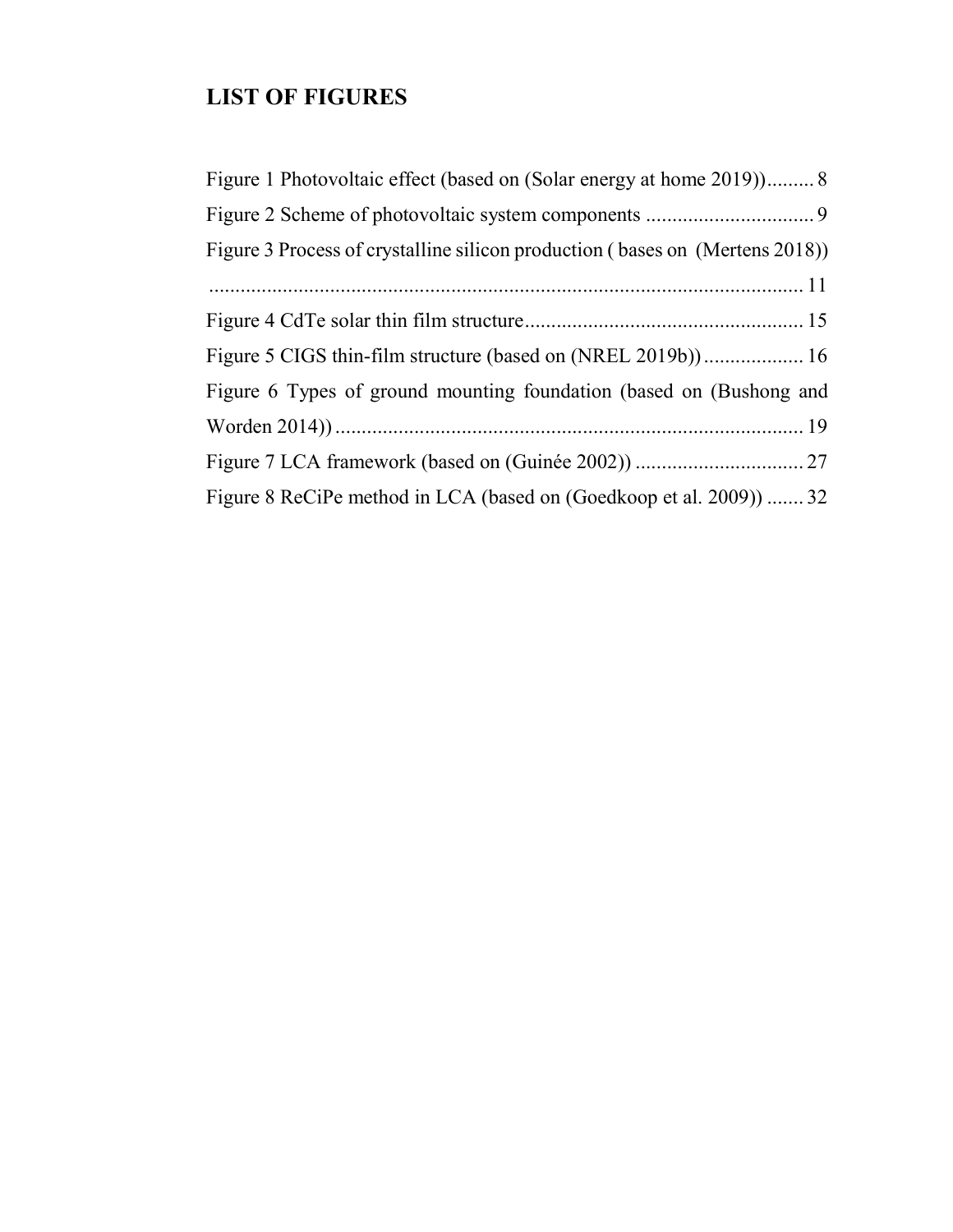# LIST OF FIGURES

Figure 1 Photovoltaic effect (based on (Solar energy at home 2019)) ......... 8

Figure 2 Scheme of photovoltaic system components ................................ 9

Figure 3 Process of crystalline silicon production ( bases on (Mertens 2018)) ................................................................................................................ 11

Figure 4 CdTe solar thin film structure ..................................................... 15

Figure 5 CIGS thin-film structure (based on (NREL 2019b)) ................... 16

Figure 6 Types of ground mounting foundation (based on (Bushong and Worden 2014)) ........................................................................................ 19

Figure 7 LCA framework (based on (Guinée 2002)) ................................ 27

Figure 8 ReCiPe method in LCA (based on (Goedkoop et al. 2009)) ....... 32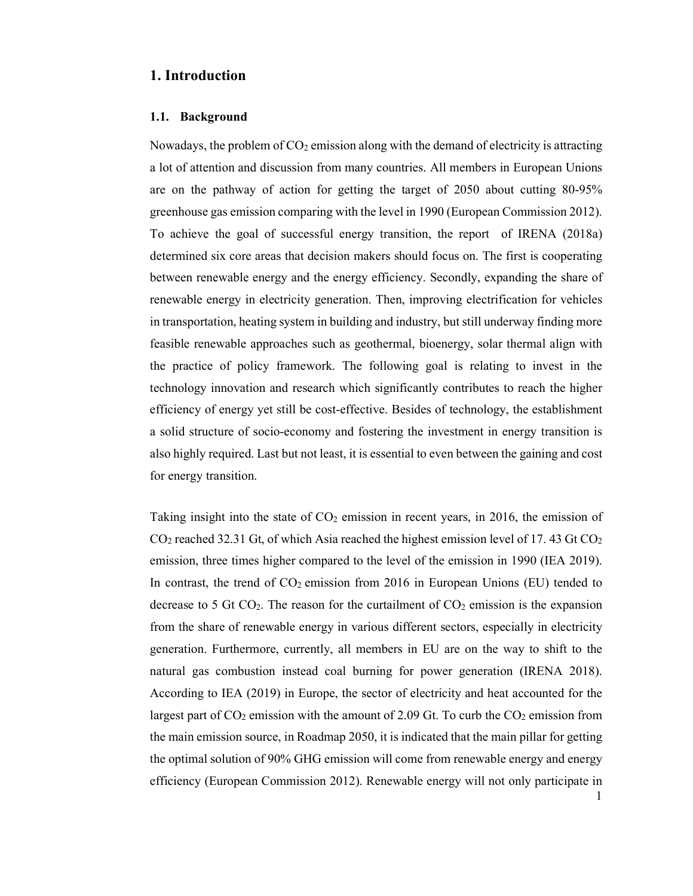# 1. Introduction

## 1.1. Background

Nowadays, the problem of $CO_2$ emission along with the demand of electricity is attracting a lot of attention and discussion from many countries. All members in European Unions are on the pathway of action for getting the target of 2050 about cutting 80-95% greenhouse gas emission comparing with the level in 1990 (European Commission 2012). To achieve the goal of successful energy transition, the report of IRENA (2018a) determined six core areas that decision makers should focus on. The first is cooperating between renewable energy and the energy efficiency. Secondly, expanding the share of renewable energy in electricity generation. Then, improving electrification for vehicles in transportation, heating system in building and industry, but still underway finding more feasible renewable approaches such as geothermal, bioenergy, solar thermal align with the practice of policy framework. The following goal is relating to invest in the technology innovation and research which significantly contributes to reach the higher efficiency of energy yet still be cost-effective. Besides of technology, the establishment a solid structure of socio-economy and fostering the investment in energy transition is also highly required. Last but not least, it is essential to even between the gaining and cost for energy transition.

Taking insight into the state of $CO_2$ emission in recent years, in 2016, the emission of $CO_2$ reached 32.31 Gt, of which Asia reached the highest emission level of 17. 43 Gt $CO_2$ emission, three times higher compared to the level of the emission in 1990 (IEA 2019). In contrast, the trend of $CO_2$ emission from 2016 in European Unions (EU) tended to decrease to 5 Gt $CO_2$. The reason for the curtailment of $CO_2$ emission is the expansion from the share of renewable energy in various different sectors, especially in electricity generation. Furthermore, currently, all members in EU are on the way to shift to the natural gas combustion instead coal burning for power generation (IRENA 2018). According to IEA (2019) in Europe, the sector of electricity and heat accounted for the largest part of $CO_2$ emission with the amount of 2.09 Gt. To curb the $CO_2$ emission from the main emission source, in Roadmap 2050, it is indicated that the main pillar for getting the optimal solution of 90% GHG emission will come from renewable energy and energy efficiency (European Commission 2012). Renewable energy will not only participate in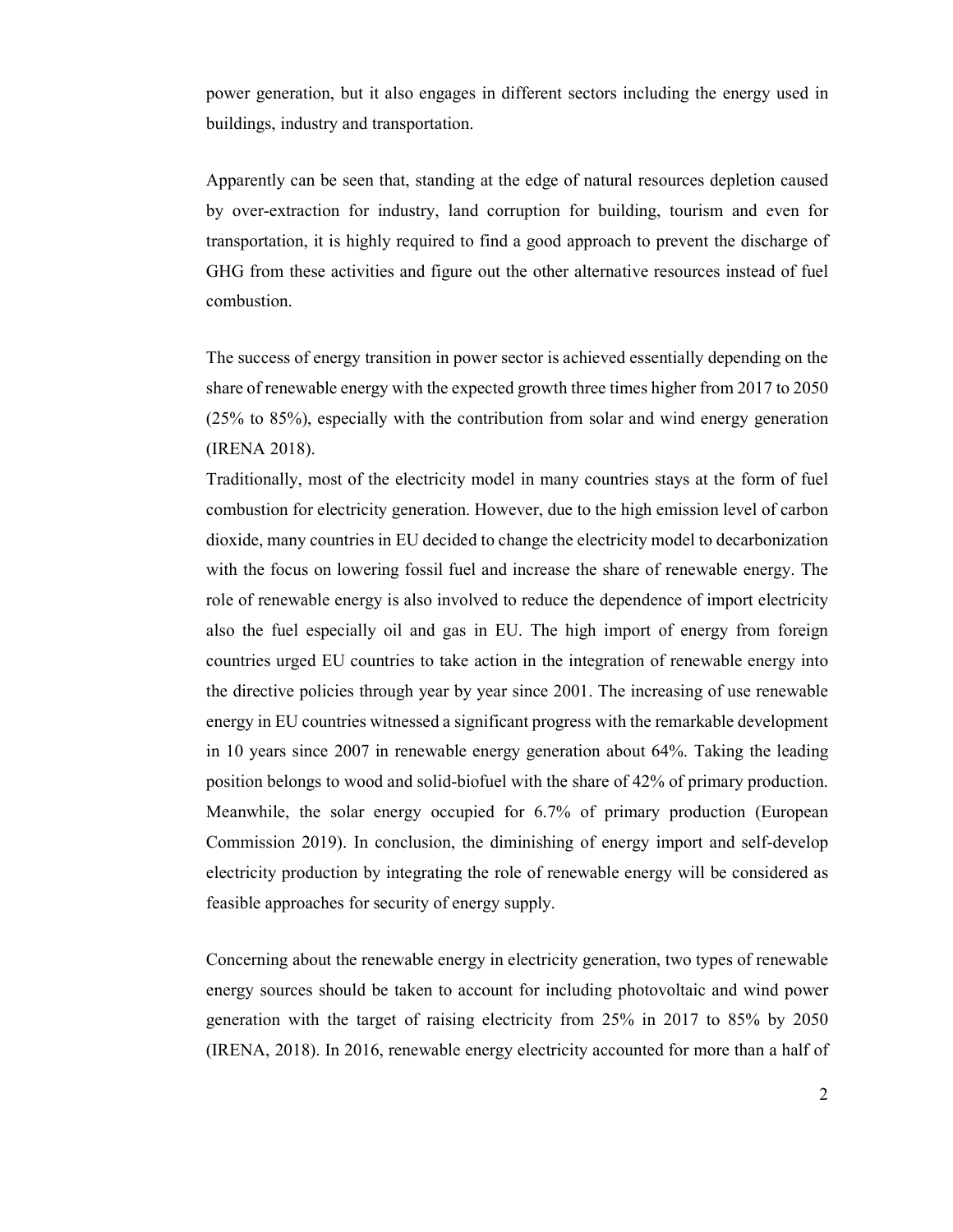power generation, but it also engages in different sectors including the energy used in buildings, industry and transportation.

Apparently can be seen that, standing at the edge of natural resources depletion caused by over-extraction for industry, land corruption for building, tourism and even for transportation, it is highly required to find a good approach to prevent the discharge of GHG from these activities and figure out the other alternative resources instead of fuel combustion.

The success of energy transition in power sector is achieved essentially depending on the share of renewable energy with the expected growth three times higher from 2017 to 2050 (25% to 85%), especially with the contribution from solar and wind energy generation (IRENA 2018).

Traditionally, most of the electricity model in many countries stays at the form of fuel combustion for electricity generation. However, due to the high emission level of carbon dioxide, many countries in EU decided to change the electricity model to decarbonization with the focus on lowering fossil fuel and increase the share of renewable energy. The role of renewable energy is also involved to reduce the dependence of import electricity also the fuel especially oil and gas in EU. The high import of energy from foreign countries urged EU countries to take action in the integration of renewable energy into the directive policies through year by year since 2001. The increasing of use renewable energy in EU countries witnessed a significant progress with the remarkable development in 10 years since 2007 in renewable energy generation about 64%. Taking the leading position belongs to wood and solid-biofuel with the share of 42% of primary production. Meanwhile, the solar energy occupied for 6.7% of primary production (European Commission 2019). In conclusion, the diminishing of energy import and self-develop electricity production by integrating the role of renewable energy will be considered as feasible approaches for security of energy supply.

Concerning about the renewable energy in electricity generation, two types of renewable energy sources should be taken to account for including photovoltaic and wind power generation with the target of raising electricity from 25% in 2017 to 85% by 2050 (IRENA, 2018). In 2016, renewable energy electricity accounted for more than a half of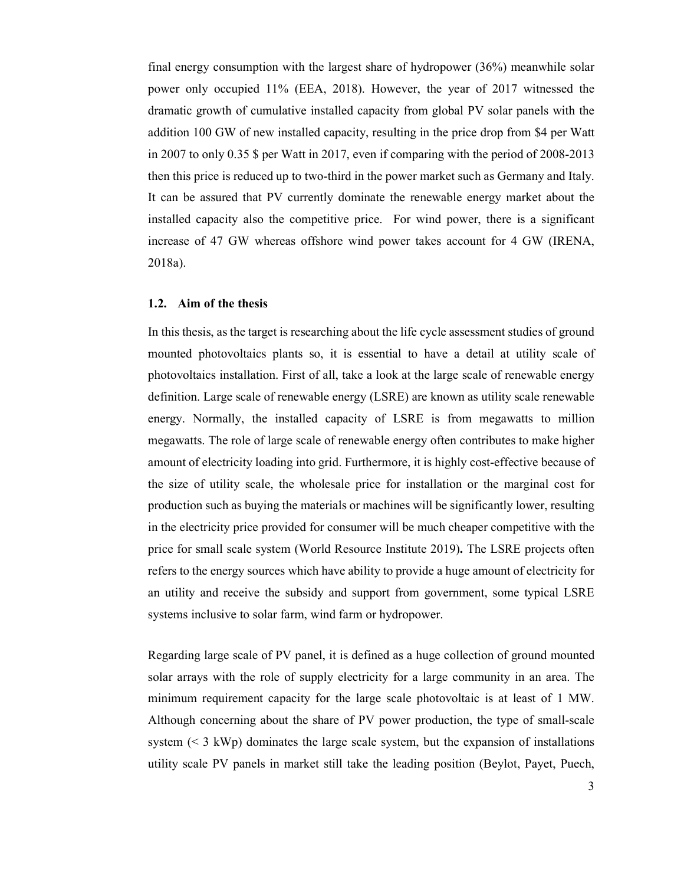final energy consumption with the largest share of hydropower (36%) meanwhile solar power only occupied 11% (EEA, 2018). However, the year of 2017 witnessed the dramatic growth of cumulative installed capacity from global PV solar panels with the addition 100 GW of new installed capacity, resulting in the price drop from $4 per Watt in 2007 to only 0.35 $ per Watt in 2017, even if comparing with the period of 2008-2013 then this price is reduced up to two-third in the power market such as Germany and Italy. It can be assured that PV currently dominate the renewable energy market about the installed capacity also the competitive price. For wind power, there is a significant increase of 47 GW whereas offshore wind power takes account for 4 GW (IRENA, 2018a).

### 1.2. Aim of the thesis

In this thesis, as the target is researching about the life cycle assessment studies of ground mounted photovoltaics plants so, it is essential to have a detail at utility scale of photovoltaics installation. First of all, take a look at the large scale of renewable energy definition. Large scale of renewable energy (LSRE) are known as utility scale renewable energy. Normally, the installed capacity of LSRE is from megawatts to million megawatts. The role of large scale of renewable energy often contributes to make higher amount of electricity loading into grid. Furthermore, it is highly cost-effective because of the size of utility scale, the wholesale price for installation or the marginal cost for production such as buying the materials or machines will be significantly lower, resulting in the electricity price provided for consumer will be much cheaper competitive with the price for small scale system (World Resource Institute 2019)**.** The LSRE projects often refers to the energy sources which have ability to provide a huge amount of electricity for an utility and receive the subsidy and support from government, some typical LSRE systems inclusive to solar farm, wind farm or hydropower.

Regarding large scale of PV panel, it is defined as a huge collection of ground mounted solar arrays with the role of supply electricity for a large community in an area. The minimum requirement capacity for the large scale photovoltaic is at least of 1 MW. Although concerning about the share of PV power production, the type of small-scale system (< 3 kWp) dominates the large scale system, but the expansion of installations utility scale PV panels in market still take the leading position (Beylot, Payet, Puech,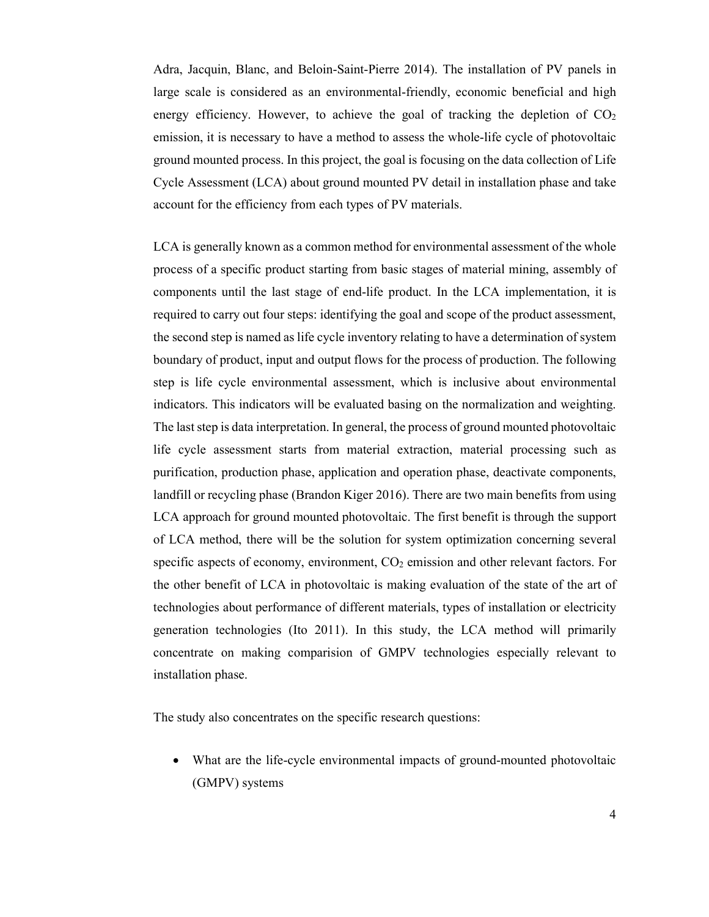Adra, Jacquin, Blanc, and Beloin-Saint-Pierre 2014). The installation of PV panels in large scale is considered as an environmental-friendly, economic beneficial and high energy efficiency. However, to achieve the goal of tracking the depletion of $CO_2$ emission, it is necessary to have a method to assess the whole-life cycle of photovoltaic ground mounted process. In this project, the goal is focusing on the data collection of Life Cycle Assessment (LCA) about ground mounted PV detail in installation phase and take account for the efficiency from each types of PV materials.

LCA is generally known as a common method for environmental assessment of the whole process of a specific product starting from basic stages of material mining, assembly of components until the last stage of end-life product. In the LCA implementation, it is required to carry out four steps: identifying the goal and scope of the product assessment, the second step is named as life cycle inventory relating to have a determination of system boundary of product, input and output flows for the process of production. The following step is life cycle environmental assessment, which is inclusive about environmental indicators. This indicators will be evaluated basing on the normalization and weighting. The last step is data interpretation. In general, the process of ground mounted photovoltaic life cycle assessment starts from material extraction, material processing such as purification, production phase, application and operation phase, deactivate components, landfill or recycling phase (Brandon Kiger 2016). There are two main benefits from using LCA approach for ground mounted photovoltaic. The first benefit is through the support of LCA method, there will be the solution for system optimization concerning several specific aspects of economy, environment, $CO_2$ emission and other relevant factors. For the other benefit of LCA in photovoltaic is making evaluation of the state of the art of technologies about performance of different materials, types of installation or electricity generation technologies (Ito 2011). In this study, the LCA method will primarily concentrate on making comparision of GMPV technologies especially relevant to installation phase.

The study also concentrates on the specific research questions:

- What are the life-cycle environmental impacts of ground-mounted photovoltaic (GMPV) systems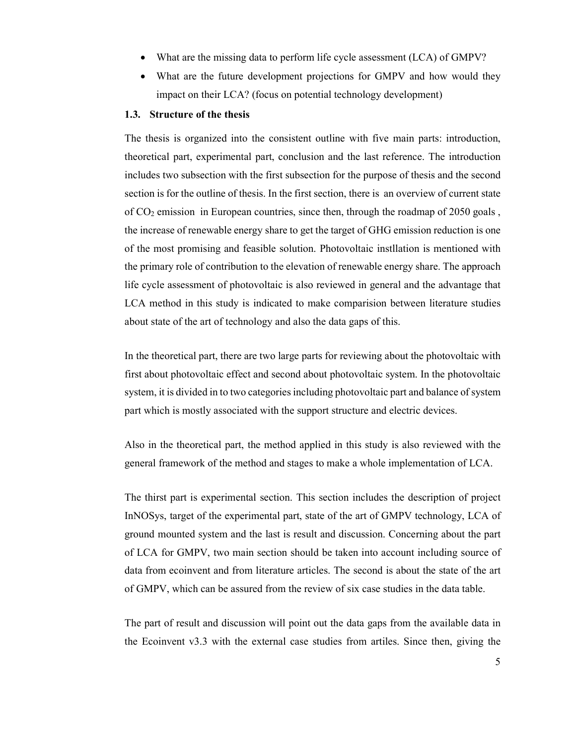- What are the missing data to perform life cycle assessment (LCA) of GMPV?
- What are the future development projections for GMPV and how would they impact on their LCA? (focus on potential technology development)

### 1.3. Structure of the thesis

The thesis is organized into the consistent outline with five main parts: introduction, theoretical part, experimental part, conclusion and the last reference. The introduction includes two subsection with the first subsection for the purpose of thesis and the second section is for the outline of thesis. In the first section, there is an overview of current state of $CO_2$ emission in European countries, since then, through the roadmap of 2050 goals , the increase of renewable energy share to get the target of GHG emission reduction is one of the most promising and feasible solution. Photovoltaic instllation is mentioned with the primary role of contribution to the elevation of renewable energy share. The approach life cycle assessment of photovoltaic is also reviewed in general and the advantage that LCA method in this study is indicated to make comparision between literature studies about state of the art of technology and also the data gaps of this.

In the theoretical part, there are two large parts for reviewing about the photovoltaic with first about photovoltaic effect and second about photovoltaic system. In the photovoltaic system, it is divided in to two categories including photovoltaic part and balance of system part which is mostly associated with the support structure and electric devices.

Also in the theoretical part, the method applied in this study is also reviewed with the general framework of the method and stages to make a whole implementation of LCA.

The thirst part is experimental section. This section includes the description of project InNOSys, target of the experimental part, state of the art of GMPV technology, LCA of ground mounted system and the last is result and discussion. Concerning about the part of LCA for GMPV, two main section should be taken into account including source of data from ecoinvent and from literature articles. The second is about the state of the art of GMPV, which can be assured from the review of six case studies in the data table.

The part of result and discussion will point out the data gaps from the available data in the Ecoinvent v3.3 with the external case studies from artiles. Since then, giving the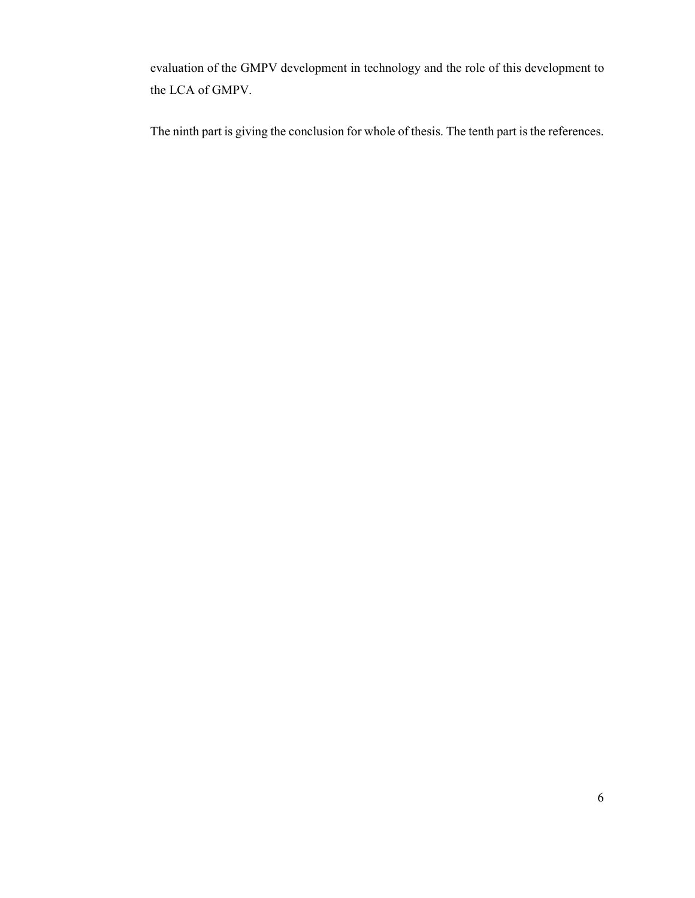evaluation of the GMPV development in technology and the role of this development to the LCA of GMPV.

The ninth part is giving the conclusion for whole of thesis. The tenth part is the references.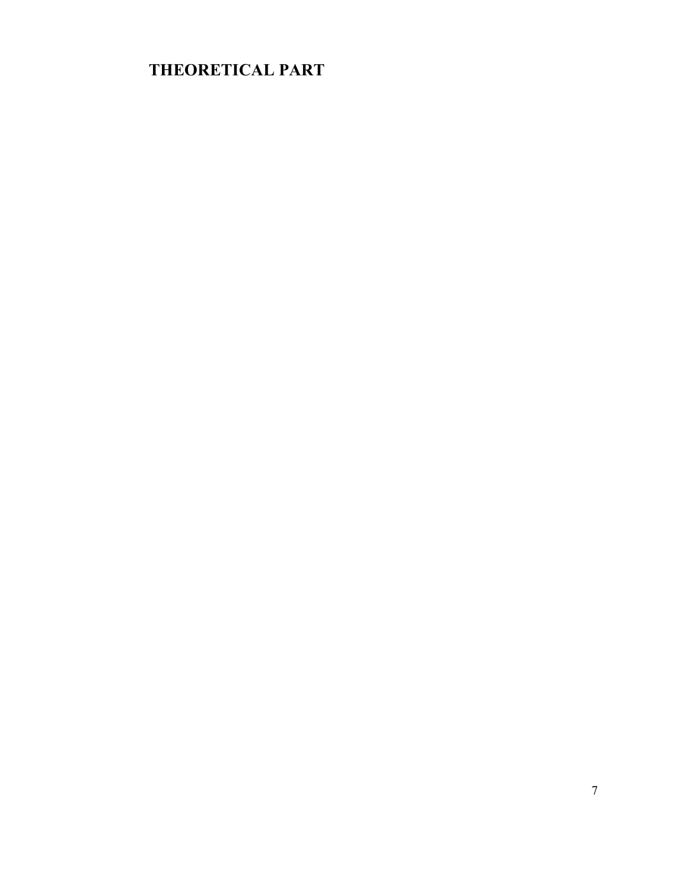# THEORETICAL PART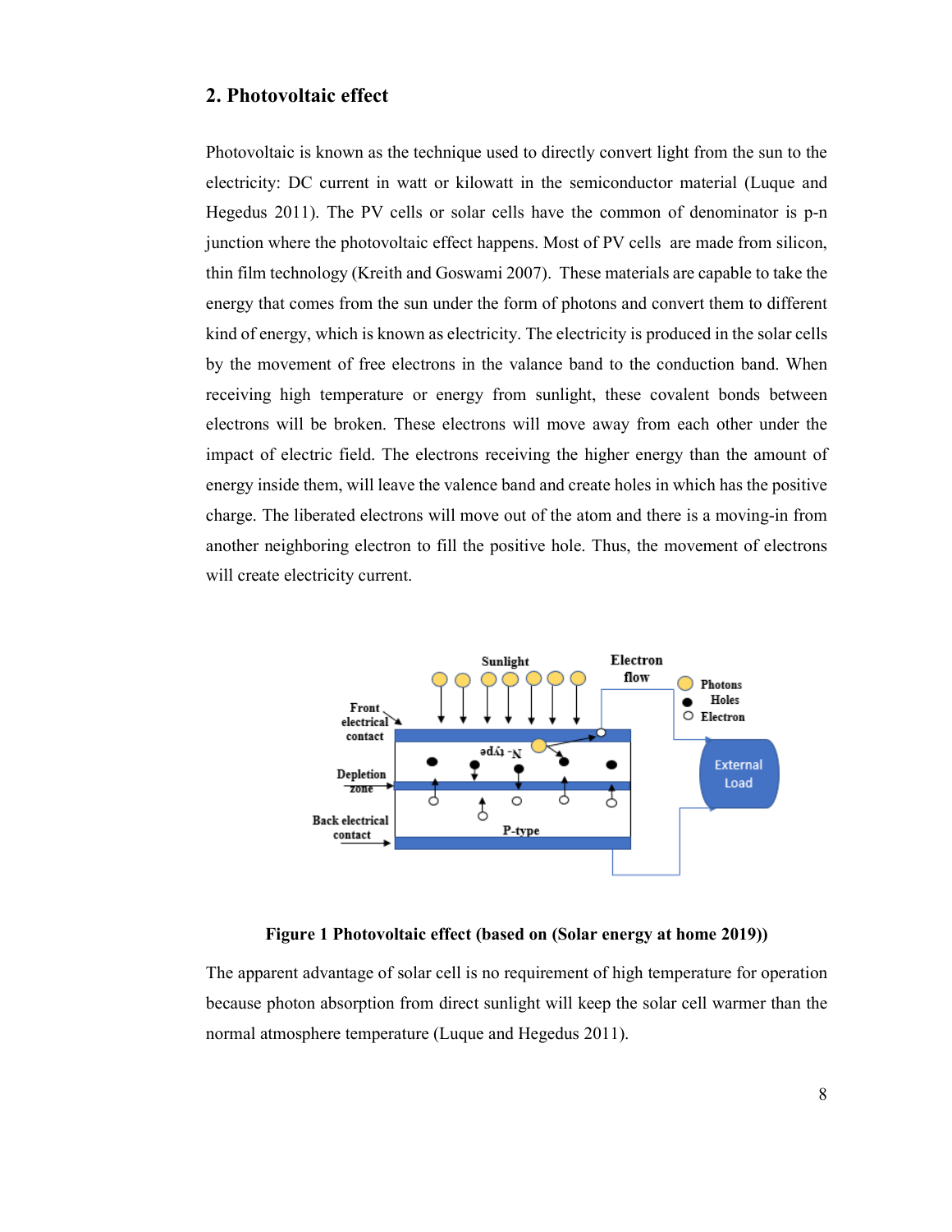## 2. Photovoltaic effect

Photovoltaic is known as the technique used to directly convert light from the sun to the electricity: DC current in watt or kilowatt in the semiconductor material (Luque and Hegedus 2011). The PV cells or solar cells have the common of denominator is p-n junction where the photovoltaic effect happens. Most of PV cells are made from silicon, thin film technology (Kreith and Goswami 2007). These materials are capable to take the energy that comes from the sun under the form of photons and convert them to different kind of energy, which is known as electricity. The electricity is produced in the solar cells by the movement of free electrons in the valance band to the conduction band. When receiving high temperature or energy from sunlight, these covalent bonds between electrons will be broken. These electrons will move away from each other under the impact of electric field. The electrons receiving the higher energy than the amount of energy inside them, will leave the valence band and create holes in which has the positive charge. The liberated electrons will move out of the atom and there is a moving-in from another neighboring electron to fill the positive hole. Thus, the movement of electrons will create electricity current.

**Figure 1 Photovoltaic effect (based on (Solar energy at home 2019))**

The apparent advantage of solar cell is no requirement of high temperature for operation because photon absorption from direct sunlight will keep the solar cell warmer than the normal atmosphere temperature (Luque and Hegedus 2011).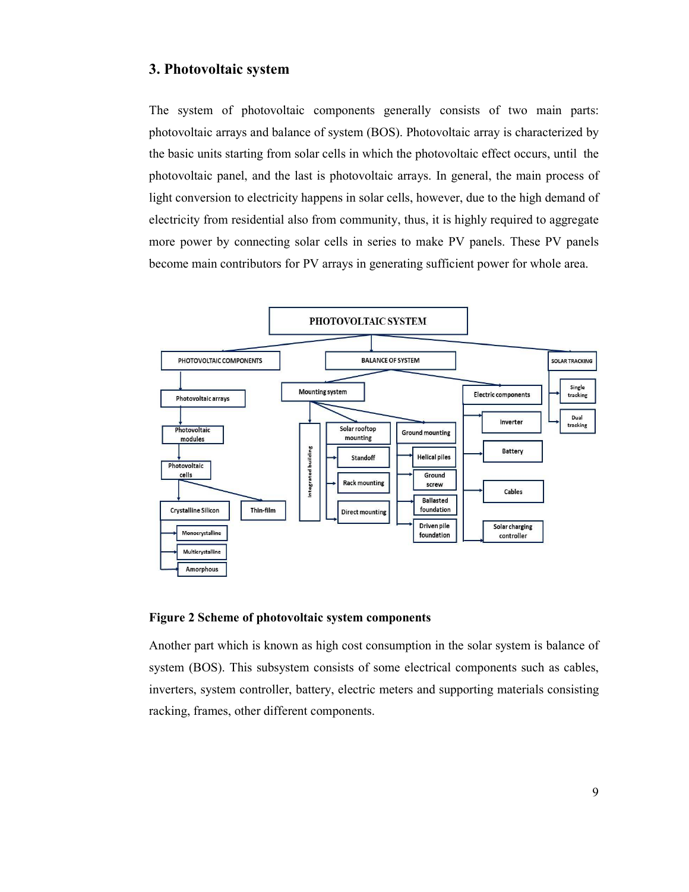## 3. Photovoltaic system

The system of photovoltaic components generally consists of two main parts: photovoltaic arrays and balance of system (BOS). Photovoltaic array is characterized by the basic units starting from solar cells in which the photovoltaic effect occurs, until the photovoltaic panel, and the last is photovoltaic arrays. In general, the main process of light conversion to electricity happens in solar cells, however, due to the high demand of electricity from residential also from community, thus, it is highly required to aggregate more power by connecting solar cells in series to make PV panels. These PV panels become main contributors for PV arrays in generating sufficient power for whole area.

**Figure 2 Scheme of photovoltaic system components**

Another part which is known as high cost consumption in the solar system is balance of system (BOS). This subsystem consists of some electrical components such as cables, inverters, system controller, battery, electric meters and supporting materials consisting racking, frames, other different components.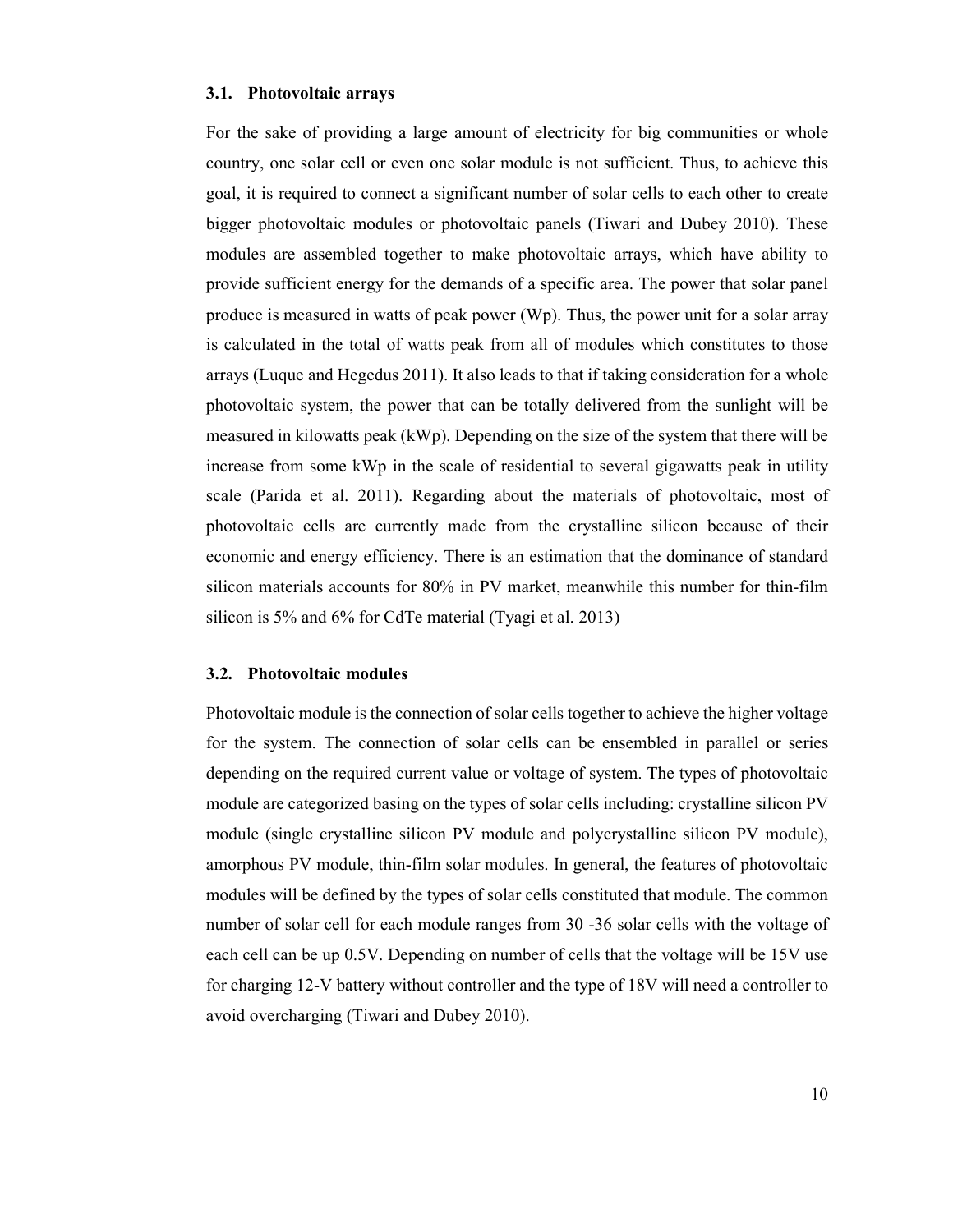### 3.1. Photovoltaic arrays

For the sake of providing a large amount of electricity for big communities or whole country, one solar cell or even one solar module is not sufficient. Thus, to achieve this goal, it is required to connect a significant number of solar cells to each other to create bigger photovoltaic modules or photovoltaic panels (Tiwari and Dubey 2010). These modules are assembled together to make photovoltaic arrays, which have ability to provide sufficient energy for the demands of a specific area. The power that solar panel produce is measured in watts of peak power (Wp). Thus, the power unit for a solar array is calculated in the total of watts peak from all of modules which constitutes to those arrays (Luque and Hegedus 2011). It also leads to that if taking consideration for a whole photovoltaic system, the power that can be totally delivered from the sunlight will be measured in kilowatts peak (kWp). Depending on the size of the system that there will be increase from some kWp in the scale of residential to several gigawatts peak in utility scale (Parida et al. 2011). Regarding about the materials of photovoltaic, most of photovoltaic cells are currently made from the crystalline silicon because of their economic and energy efficiency. There is an estimation that the dominance of standard silicon materials accounts for 80% in PV market, meanwhile this number for thin-film silicon is 5% and 6% for CdTe material (Tyagi et al. 2013)

### 3.2. Photovoltaic modules

Photovoltaic module is the connection of solar cells together to achieve the higher voltage for the system. The connection of solar cells can be ensembled in parallel or series depending on the required current value or voltage of system. The types of photovoltaic module are categorized basing on the types of solar cells including: crystalline silicon PV module (single crystalline silicon PV module and polycrystalline silicon PV module), amorphous PV module, thin-film solar modules. In general, the features of photovoltaic modules will be defined by the types of solar cells constituted that module. The common number of solar cell for each module ranges from 30 -36 solar cells with the voltage of each cell can be up 0.5V. Depending on number of cells that the voltage will be 15V use for charging 12-V battery without controller and the type of 18V will need a controller to avoid overcharging (Tiwari and Dubey 2010).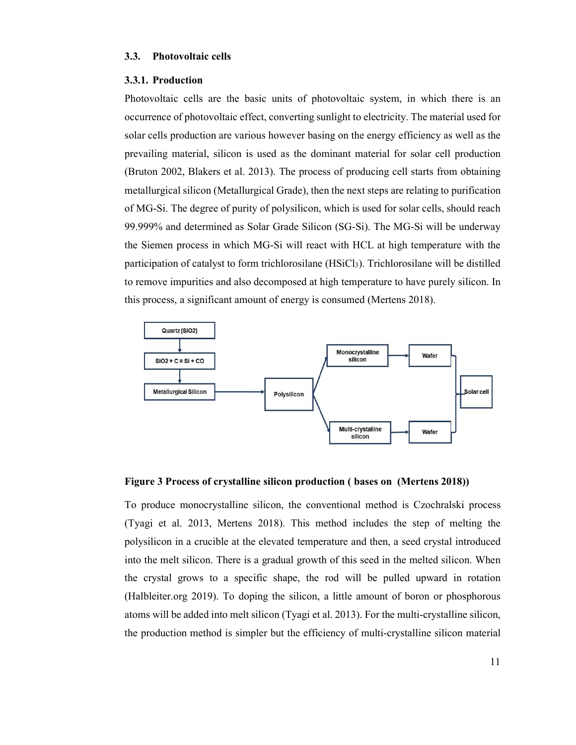### 3.3. Photovoltaic cells

#### 3.3.1. Production

Photovoltaic cells are the basic units of photovoltaic system, in which there is an occurrence of photovoltaic effect, converting sunlight to electricity. The material used for solar cells production are various however basing on the energy efficiency as well as the prevailing material, silicon is used as the dominant material for solar cell production (Bruton 2002, Blakers et al. 2013). The process of producing cell starts from obtaining metallurgical silicon (Metallurgical Grade), then the next steps are relating to purification of MG-Si. The degree of purity of polysilicon, which is used for solar cells, should reach 99.999% and determined as Solar Grade Silicon (SG-Si). The MG-Si will be underway the Siemen process in which MG-Si will react with HCL at high temperature with the participation of catalyst to form trichlorosilane ($HSiCl_3$). Trichlorosilane will be distilled to remove impurities and also decomposed at high temperature to have purely silicon. In this process, a significant amount of energy is consumed (Mertens 2018).

Quartz ($SiO_2$) → $SiO_2 + C = Si + CO$ → Metallurgical Silicon → Polysilicon → Monocrystalline silicon → Wafer → Solar cell; Polysilicon → Multi-crystalline silicon → Wafer → Solar cell

**Figure 3 Process of crystalline silicon production ( bases on (Mertens 2018))**

To produce monocrystalline silicon, the conventional method is Czochralski process (Tyagi et al. 2013, Mertens 2018). This method includes the step of melting the polysilicon in a crucible at the elevated temperature and then, a seed crystal introduced into the melt silicon. There is a gradual growth of this seed in the melted silicon. When the crystal grows to a specific shape, the rod will be pulled upward in rotation (Halbleiter.org 2019). To doping the silicon, a little amount of boron or phosphorous atoms will be added into melt silicon (Tyagi et al. 2013). For the multi-crystalline silicon, the production method is simpler but the efficiency of multi-crystalline silicon material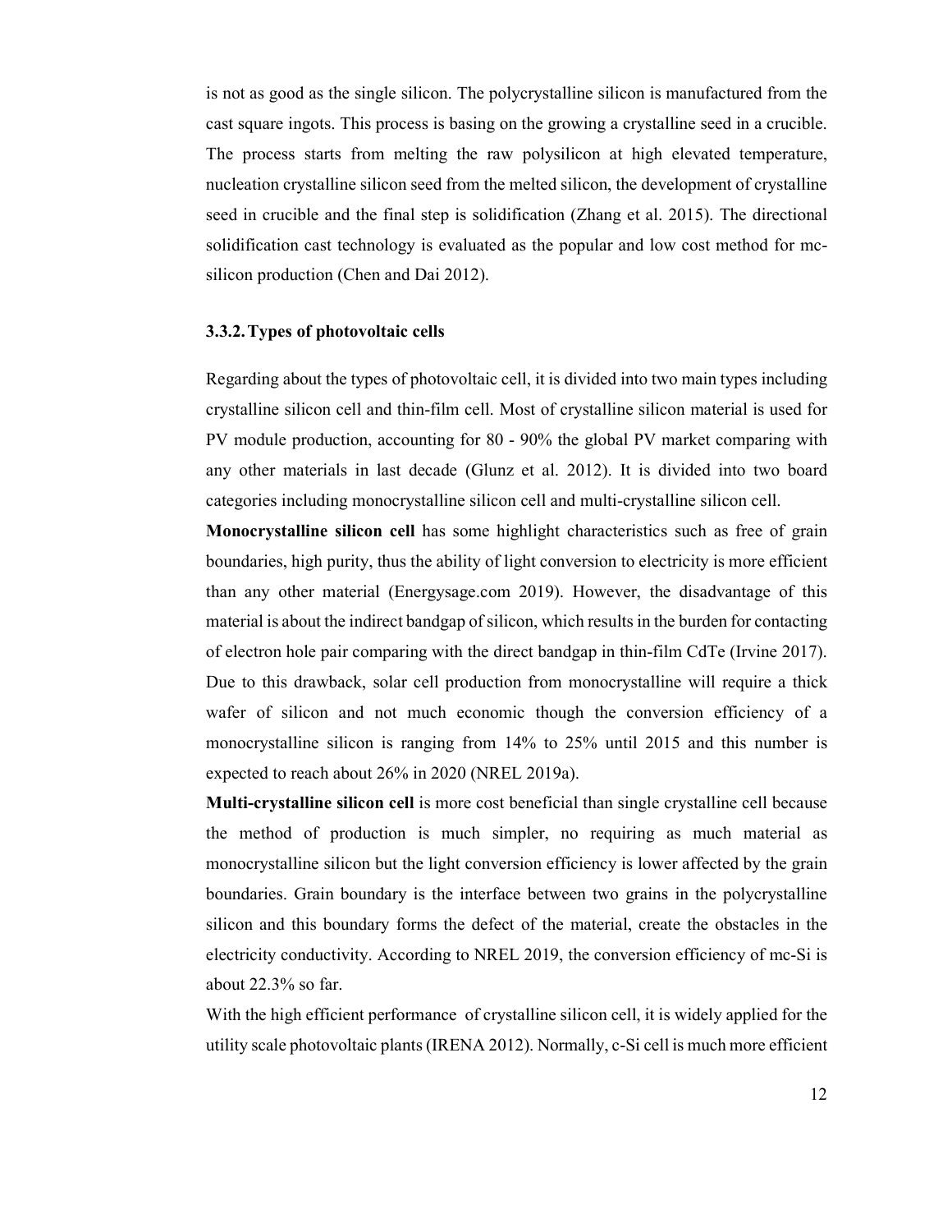is not as good as the single silicon. The polycrystalline silicon is manufactured from the cast square ingots. This process is basing on the growing a crystalline seed in a crucible. The process starts from melting the raw polysilicon at high elevated temperature, nucleation crystalline silicon seed from the melted silicon, the development of crystalline seed in crucible and the final step is solidification (Zhang et al. 2015). The directional solidification cast technology is evaluated as the popular and low cost method for mc-silicon production (Chen and Dai 2012).

### 3.3.2. Types of photovoltaic cells

Regarding about the types of photovoltaic cell, it is divided into two main types including crystalline silicon cell and thin-film cell. Most of crystalline silicon material is used for PV module production, accounting for 80 - 90% the global PV market comparing with any other materials in last decade (Glunz et al. 2012). It is divided into two board categories including monocrystalline silicon cell and multi-crystalline silicon cell.

**Monocrystalline silicon cell** has some highlight characteristics such as free of grain boundaries, high purity, thus the ability of light conversion to electricity is more efficient than any other material (Energysage.com 2019). However, the disadvantage of this material is about the indirect bandgap of silicon, which results in the burden for contacting of electron hole pair comparing with the direct bandgap in thin-film CdTe (Irvine 2017). Due to this drawback, solar cell production from monocrystalline will require a thick wafer of silicon and not much economic though the conversion efficiency of a monocrystalline silicon is ranging from 14% to 25% until 2015 and this number is expected to reach about 26% in 2020 (NREL 2019a).

**Multi-crystalline silicon cell** is more cost beneficial than single crystalline cell because the method of production is much simpler, no requiring as much material as monocrystalline silicon but the light conversion efficiency is lower affected by the grain boundaries. Grain boundary is the interface between two grains in the polycrystalline silicon and this boundary forms the defect of the material, create the obstacles in the electricity conductivity. According to NREL 2019, the conversion efficiency of mc-Si is about 22.3% so far.

With the high efficient performance of crystalline silicon cell, it is widely applied for the utility scale photovoltaic plants (IRENA 2012). Normally, c-Si cell is much more efficient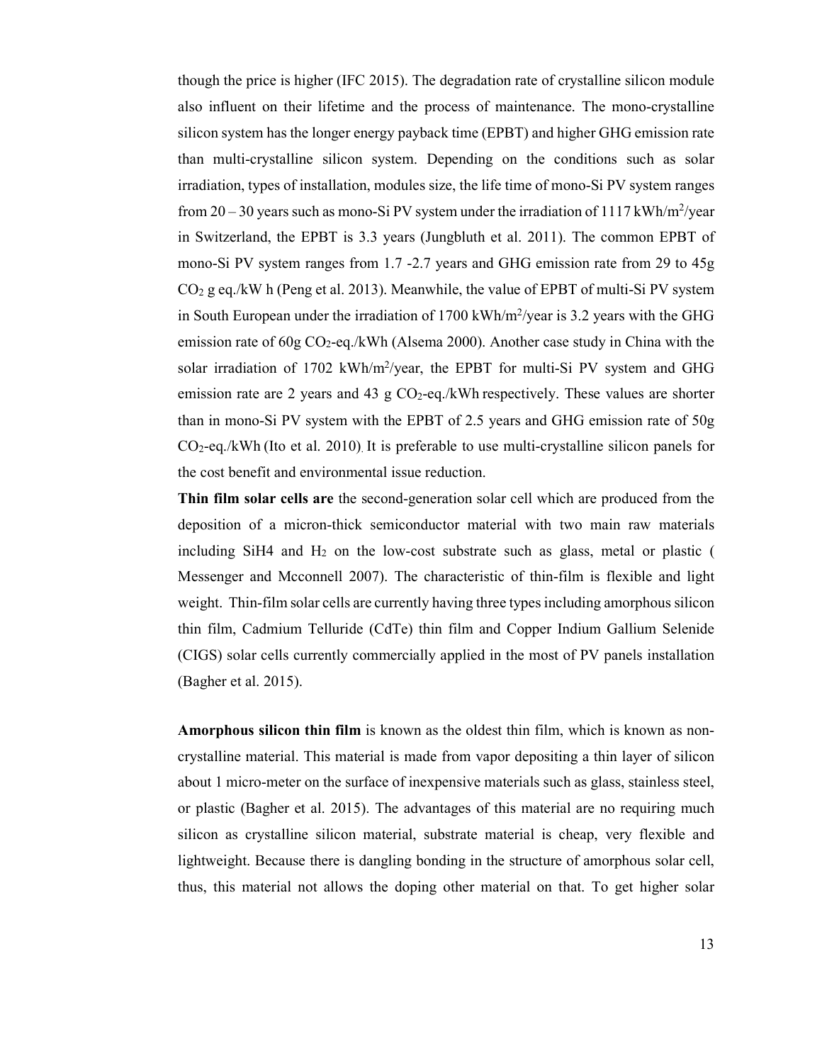though the price is higher (IFC 2015). The degradation rate of crystalline silicon module also influent on their lifetime and the process of maintenance. The mono-crystalline silicon system has the longer energy payback time (EPBT) and higher GHG emission rate than multi-crystalline silicon system. Depending on the conditions such as solar irradiation, types of installation, modules size, the life time of mono-Si PV system ranges from 20 – 30 years such as mono-Si PV system under the irradiation of 1117 kWh/$m^2$/year in Switzerland, the EPBT is 3.3 years (Jungbluth et al. 2011). The common EPBT of mono-Si PV system ranges from 1.7 -2.7 years and GHG emission rate from 29 to 45g $CO_2$ g eq./kW h (Peng et al. 2013). Meanwhile, the value of EPBT of multi-Si PV system in South European under the irradiation of 1700 kWh/$m^2$/year is 3.2 years with the GHG emission rate of 60g $CO_2$-eq./kWh (Alsema 2000). Another case study in China with the solar irradiation of 1702 kWh/$m^2$/year, the EPBT for multi-Si PV system and GHG emission rate are 2 years and 43 g $CO_2$-eq./kWh respectively. These values are shorter than in mono-Si PV system with the EPBT of 2.5 years and GHG emission rate of 50g $CO_2$-eq./kWh (Ito et al. 2010). It is preferable to use multi-crystalline silicon panels for the cost benefit and environmental issue reduction.

**Thin film solar cells are** the second-generation solar cell which are produced from the deposition of a micron-thick semiconductor material with two main raw materials including SiH4 and $H_2$ on the low-cost substrate such as glass, metal or plastic ( Messenger and Mcconnell 2007). The characteristic of thin-film is flexible and light weight. Thin-film solar cells are currently having three types including amorphous silicon thin film, Cadmium Telluride (CdTe) thin film and Copper Indium Gallium Selenide (CIGS) solar cells currently commercially applied in the most of PV panels installation (Bagher et al. 2015).

**Amorphous silicon thin film** is known as the oldest thin film, which is known as non-crystalline material. This material is made from vapor depositing a thin layer of silicon about 1 micro-meter on the surface of inexpensive materials such as glass, stainless steel, or plastic (Bagher et al. 2015). The advantages of this material are no requiring much silicon as crystalline silicon material, substrate material is cheap, very flexible and lightweight. Because there is dangling bonding in the structure of amorphous solar cell, thus, this material not allows the doping other material on that. To get higher solar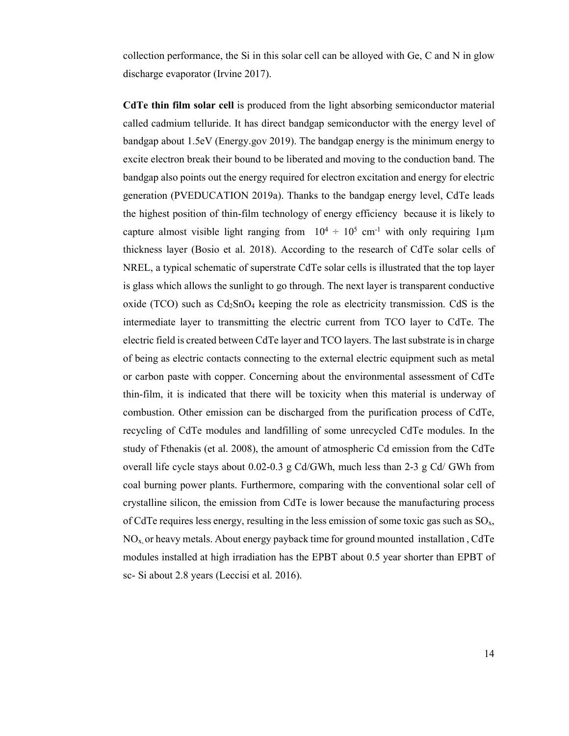collection performance, the Si in this solar cell can be alloyed with Ge, C and N in glow discharge evaporator (Irvine 2017).

**CdTe thin film solar cell** is produced from the light absorbing semiconductor material called cadmium telluride. It has direct bandgap semiconductor with the energy level of bandgap about 1.5eV (Energy.gov 2019). The bandgap energy is the minimum energy to excite electron break their bound to be liberated and moving to the conduction band. The bandgap also points out the energy required for electron excitation and energy for electric generation (PVEDUCATION 2019a). Thanks to the bandgap energy level, CdTe leads the highest position of thin-film technology of energy efficiency because it is likely to capture almost visible light ranging from $10^4 \div 10^5$ $cm^{-1}$ with only requiring 1μm thickness layer (Bosio et al. 2018). According to the research of CdTe solar cells of NREL, a typical schematic of superstrate CdTe solar cells is illustrated that the top layer is glass which allows the sunlight to go through. The next layer is transparent conductive oxide (TCO) such as $Cd_2SnO_4$ keeping the role as electricity transmission. CdS is the intermediate layer to transmitting the electric current from TCO layer to CdTe. The electric field is created between CdTe layer and TCO layers. The last substrate is in charge of being as electric contacts connecting to the external electric equipment such as metal or carbon paste with copper. Concerning about the environmental assessment of CdTe thin-film, it is indicated that there will be toxicity when this material is underway of combustion. Other emission can be discharged from the purification process of CdTe, recycling of CdTe modules and landfilling of some unrecycled CdTe modules. In the study of Fthenakis (et al. 2008), the amount of atmospheric Cd emission from the CdTe overall life cycle stays about 0.02-0.3 g Cd/GWh, much less than 2-3 g Cd/ GWh from coal burning power plants. Furthermore, comparing with the conventional solar cell of crystalline silicon, the emission from CdTe is lower because the manufacturing process of CdTe requires less energy, resulting in the less emission of some toxic gas such as $SO_x$, $NO_x$, or heavy metals. About energy payback time for ground mounted installation , CdTe modules installed at high irradiation has the EPBT about 0.5 year shorter than EPBT of sc- Si about 2.8 years (Leccisi et al. 2016).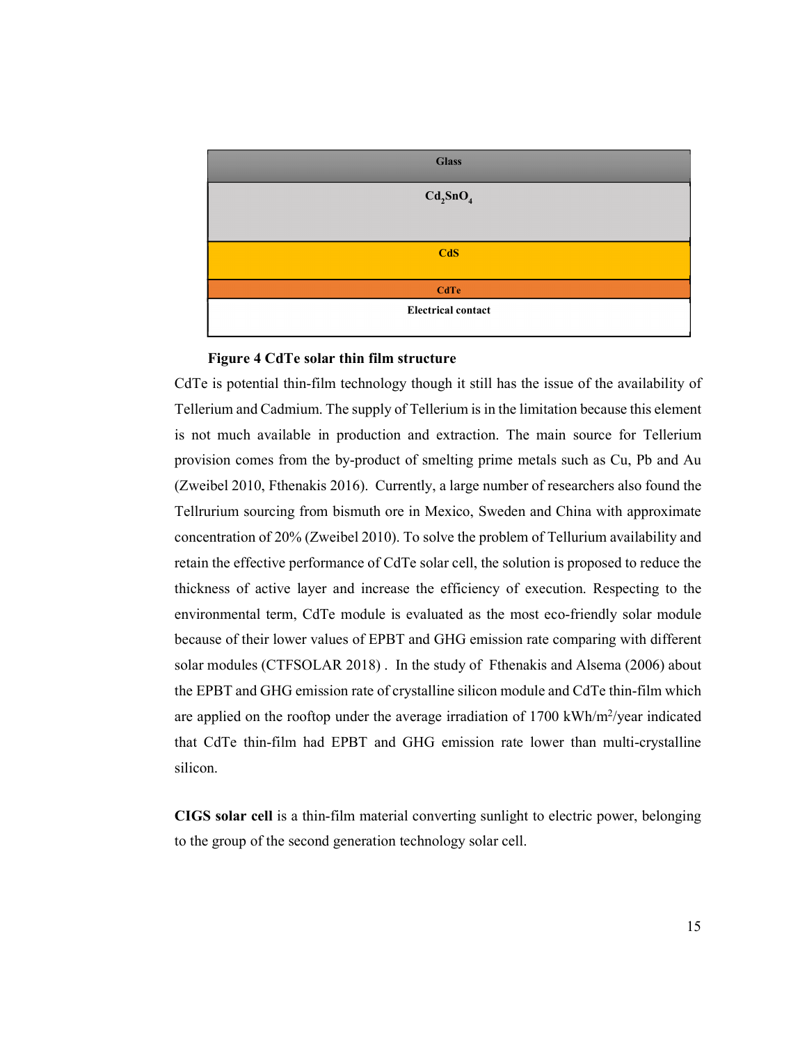| Glass |
| --- |
| $Cd_2SnO_4$ |
| CdS |
| CdTe |
| Electrical contact |

**Figure 4 CdTe solar thin film structure**

CdTe is potential thin-film technology though it still has the issue of the availability of Tellerium and Cadmium. The supply of Tellerium is in the limitation because this element is not much available in production and extraction. The main source for Tellerium provision comes from the by-product of smelting prime metals such as Cu, Pb and Au (Zweibel 2010, Fthenakis 2016). Currently, a large number of researchers also found the Tellrurium sourcing from bismuth ore in Mexico, Sweden and China with approximate concentration of 20% (Zweibel 2010). To solve the problem of Tellurium availability and retain the effective performance of CdTe solar cell, the solution is proposed to reduce the thickness of active layer and increase the efficiency of execution. Respecting to the environmental term, CdTe module is evaluated as the most eco-friendly solar module because of their lower values of EPBT and GHG emission rate comparing with different solar modules (CTFSOLAR 2018) . In the study of Fthenakis and Alsema (2006) about the EPBT and GHG emission rate of crystalline silicon module and CdTe thin-film which are applied on the rooftop under the average irradiation of 1700 kWh/$m^2$/year indicated that CdTe thin-film had EPBT and GHG emission rate lower than multi-crystalline silicon.

**CIGS solar cell** is a thin-film material converting sunlight to electric power, belonging to the group of the second generation technology solar cell.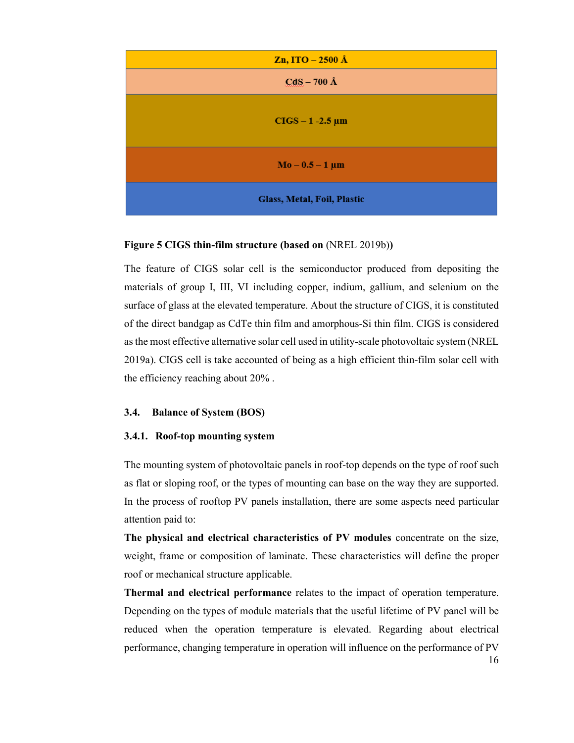| Zn, ITO – 2500 Å |
| --- |
| CdS – 700 Å |
| CIGS – 1 -2.5 µm |
| Mo – 0.5 – 1 µm |
| Glass, Metal, Foil, Plastic |

**Figure 5 CIGS thin-film structure (based on** (NREL 2019b)**)**

The feature of CIGS solar cell is the semiconductor produced from depositing the materials of group I, III, VI including copper, indium, gallium, and selenium on the surface of glass at the elevated temperature. About the structure of CIGS, it is constituted of the direct bandgap as CdTe thin film and amorphous-Si thin film. CIGS is considered as the most effective alternative solar cell used in utility-scale photovoltaic system (NREL 2019a). CIGS cell is take accounted of being as a high efficient thin-film solar cell with the efficiency reaching about 20% .

### 3.4. Balance of System (BOS)

#### 3.4.1. Roof-top mounting system

The mounting system of photovoltaic panels in roof-top depends on the type of roof such as flat or sloping roof, or the types of mounting can base on the way they are supported. In the process of rooftop PV panels installation, there are some aspects need particular attention paid to:

**The physical and electrical characteristics of PV modules** concentrate on the size, weight, frame or composition of laminate. These characteristics will define the proper roof or mechanical structure applicable.

**Thermal and electrical performance** relates to the impact of operation temperature. Depending on the types of module materials that the useful lifetime of PV panel will be reduced when the operation temperature is elevated. Regarding about electrical performance, changing temperature in operation will influence on the performance of PV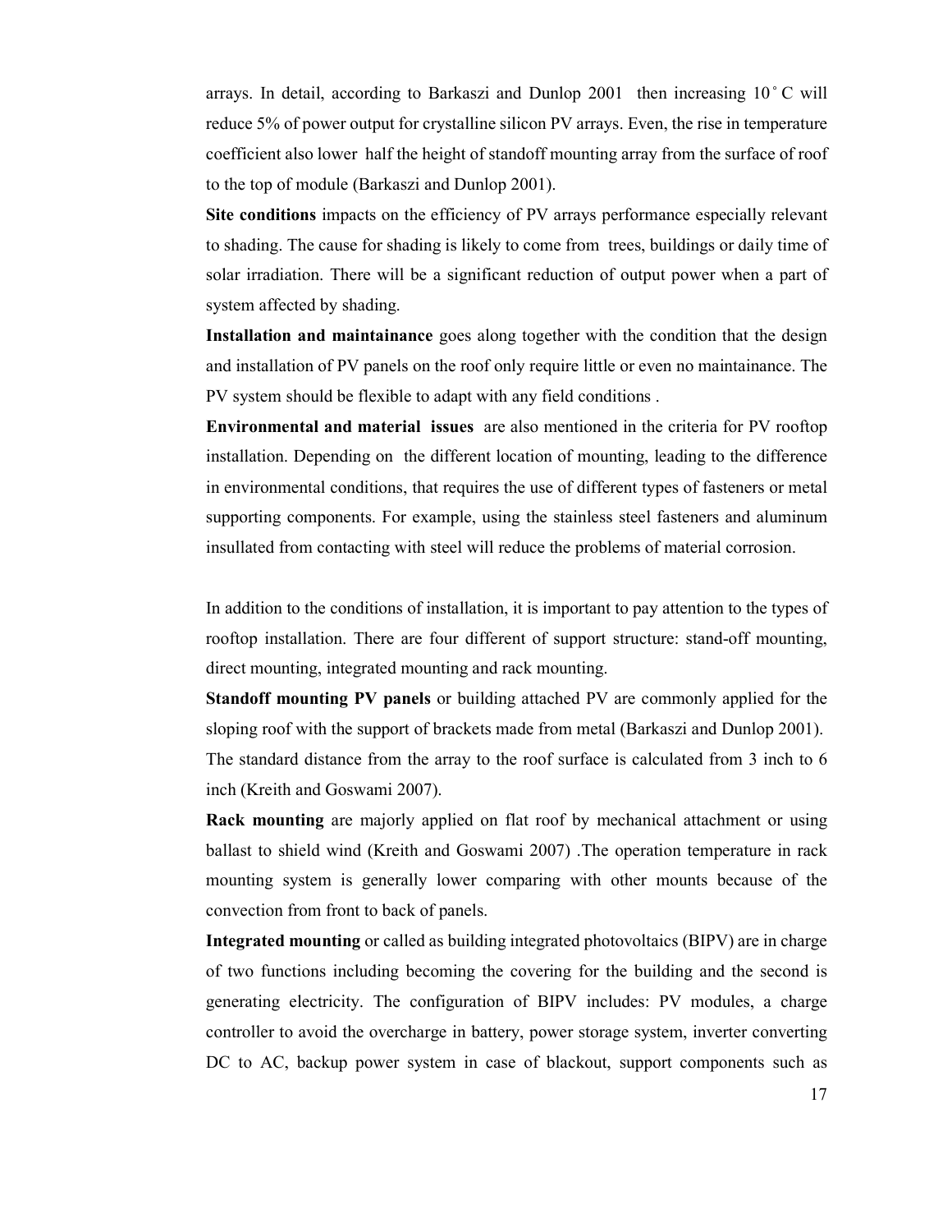arrays. In detail, according to Barkaszi and Dunlop 2001 then increasing 10˚C will reduce 5% of power output for crystalline silicon PV arrays. Even, the rise in temperature coefficient also lower half the height of standoff mounting array from the surface of roof to the top of module (Barkaszi and Dunlop 2001).

**Site conditions** impacts on the efficiency of PV arrays performance especially relevant to shading. The cause for shading is likely to come from trees, buildings or daily time of solar irradiation. There will be a significant reduction of output power when a part of system affected by shading.

**Installation and maintainance** goes along together with the condition that the design and installation of PV panels on the roof only require little or even no maintainance. The PV system should be flexible to adapt with any field conditions .

**Environmental and material issues** are also mentioned in the criteria for PV rooftop installation. Depending on the different location of mounting, leading to the difference in environmental conditions, that requires the use of different types of fasteners or metal supporting components. For example, using the stainless steel fasteners and aluminum insullated from contacting with steel will reduce the problems of material corrosion.

In addition to the conditions of installation, it is important to pay attention to the types of rooftop installation. There are four different of support structure: stand-off mounting, direct mounting, integrated mounting and rack mounting.

**Standoff mounting PV panels** or building attached PV are commonly applied for the sloping roof with the support of brackets made from metal (Barkaszi and Dunlop 2001). The standard distance from the array to the roof surface is calculated from 3 inch to 6 inch (Kreith and Goswami 2007).

**Rack mounting** are majorly applied on flat roof by mechanical attachment or using ballast to shield wind (Kreith and Goswami 2007) .The operation temperature in rack mounting system is generally lower comparing with other mounts because of the convection from front to back of panels.

**Integrated mounting** or called as building integrated photovoltaics (BIPV) are in charge of two functions including becoming the covering for the building and the second is generating electricity. The configuration of BIPV includes: PV modules, a charge controller to avoid the overcharge in battery, power storage system, inverter converting DC to AC, backup power system in case of blackout, support components such as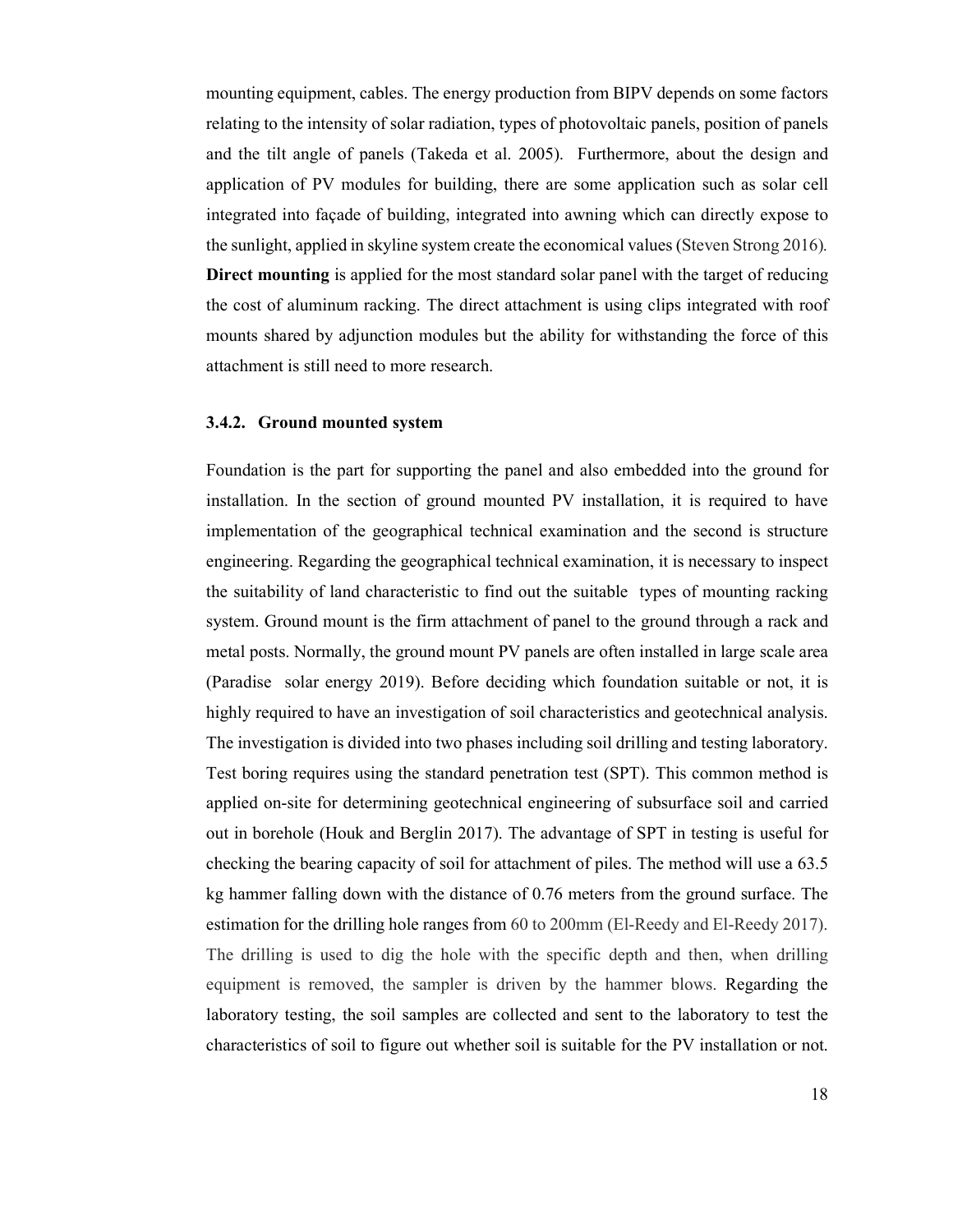mounting equipment, cables. The energy production from BIPV depends on some factors relating to the intensity of solar radiation, types of photovoltaic panels, position of panels and the tilt angle of panels (Takeda et al. 2005). Furthermore, about the design and application of PV modules for building, there are some application such as solar cell integrated into façade of building, integrated into awning which can directly expose to the sunlight, applied in skyline system create the economical values (Steven Strong 2016). **Direct mounting** is applied for the most standard solar panel with the target of reducing the cost of aluminum racking. The direct attachment is using clips integrated with roof mounts shared by adjunction modules but the ability for withstanding the force of this attachment is still need to more research.

### 3.4.2. Ground mounted system

Foundation is the part for supporting the panel and also embedded into the ground for installation. In the section of ground mounted PV installation, it is required to have implementation of the geographical technical examination and the second is structure engineering. Regarding the geographical technical examination, it is necessary to inspect the suitability of land characteristic to find out the suitable types of mounting racking system. Ground mount is the firm attachment of panel to the ground through a rack and metal posts. Normally, the ground mount PV panels are often installed in large scale area (Paradise solar energy 2019). Before deciding which foundation suitable or not, it is highly required to have an investigation of soil characteristics and geotechnical analysis. The investigation is divided into two phases including soil drilling and testing laboratory. Test boring requires using the standard penetration test (SPT). This common method is applied on-site for determining geotechnical engineering of subsurface soil and carried out in borehole (Houk and Berglin 2017). The advantage of SPT in testing is useful for checking the bearing capacity of soil for attachment of piles. The method will use a 63.5 kg hammer falling down with the distance of 0.76 meters from the ground surface. The estimation for the drilling hole ranges from 60 to 200mm (El-Reedy and El-Reedy 2017). The drilling is used to dig the hole with the specific depth and then, when drilling equipment is removed, the sampler is driven by the hammer blows. Regarding the laboratory testing, the soil samples are collected and sent to the laboratory to test the characteristics of soil to figure out whether soil is suitable for the PV installation or not.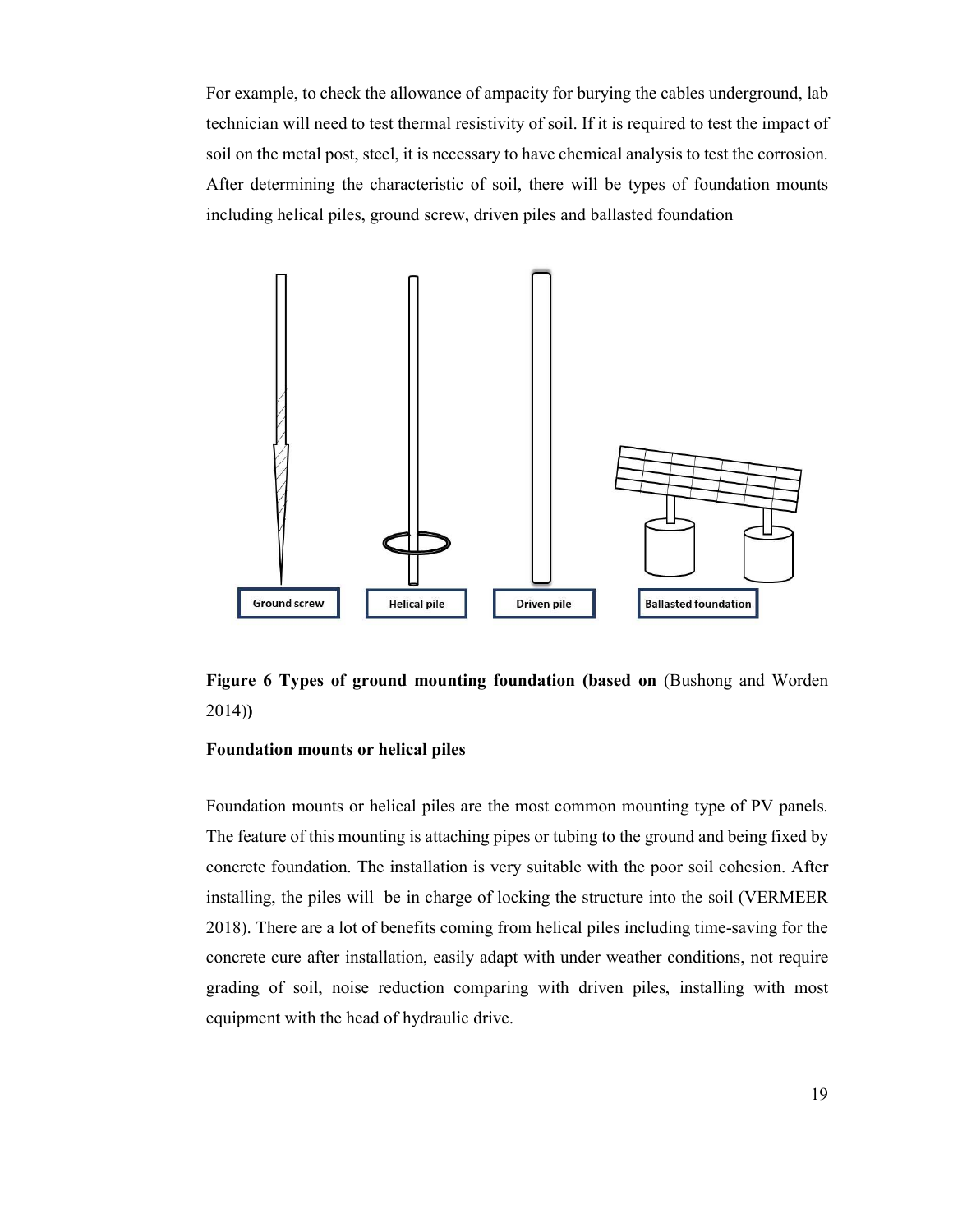For example, to check the allowance of ampacity for burying the cables underground, lab technician will need to test thermal resistivity of soil. If it is required to test the impact of soil on the metal post, steel, it is necessary to have chemical analysis to test the corrosion. After determining the characteristic of soil, there will be types of foundation mounts including helical piles, ground screw, driven piles and ballasted foundation

Ground screw

Helical pile

Driven pile

Ballasted foundation

**Figure 6 Types of ground mounting foundation (based on** (Bushong and Worden 2014)**)**

**Foundation mounts or helical piles**

Foundation mounts or helical piles are the most common mounting type of PV panels. The feature of this mounting is attaching pipes or tubing to the ground and being fixed by concrete foundation. The installation is very suitable with the poor soil cohesion. After installing, the piles will be in charge of locking the structure into the soil (VERMEER 2018). There are a lot of benefits coming from helical piles including time-saving for the concrete cure after installation, easily adapt with under weather conditions, not require grading of soil, noise reduction comparing with driven piles, installing with most equipment with the head of hydraulic drive.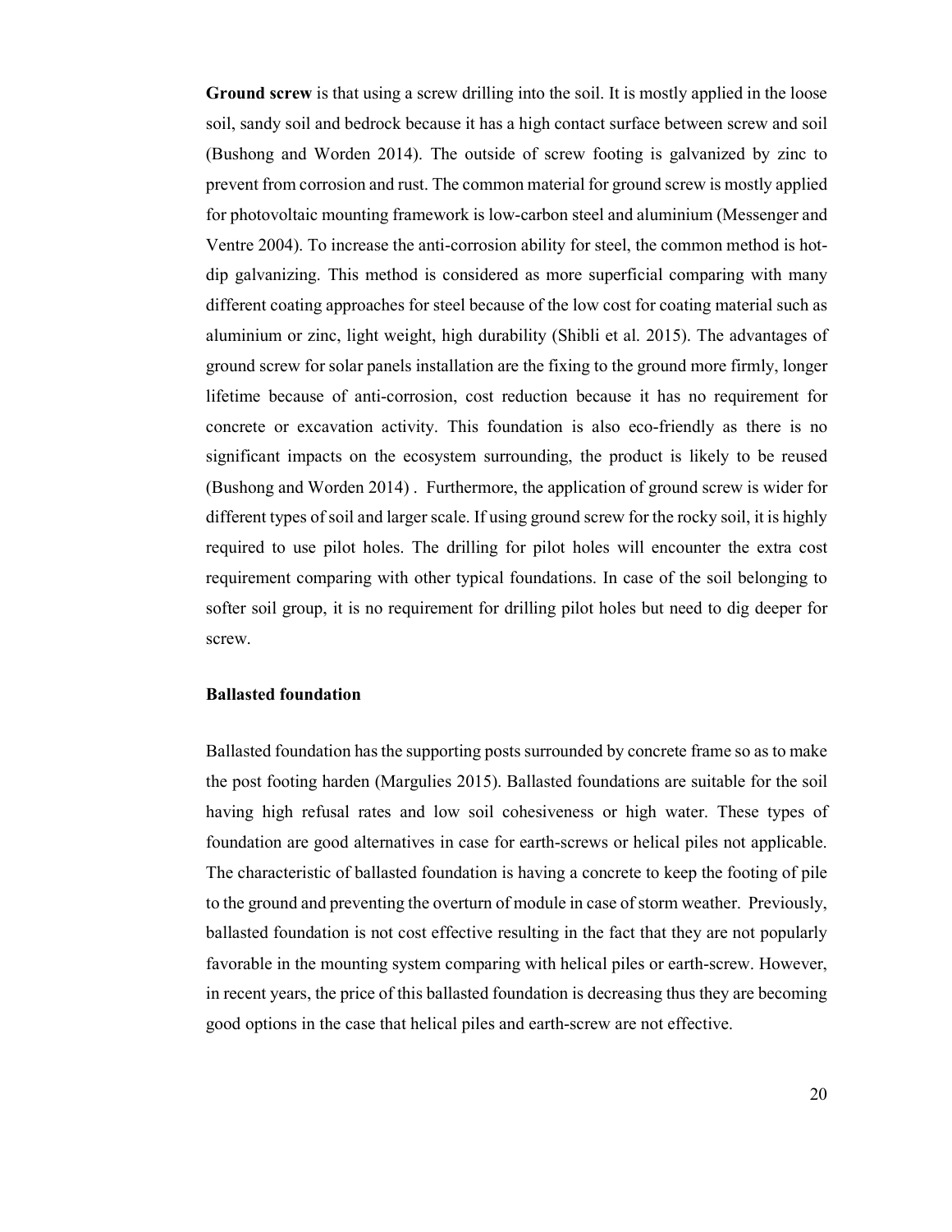**Ground screw** is that using a screw drilling into the soil. It is mostly applied in the loose soil, sandy soil and bedrock because it has a high contact surface between screw and soil (Bushong and Worden 2014). The outside of screw footing is galvanized by zinc to prevent from corrosion and rust. The common material for ground screw is mostly applied for photovoltaic mounting framework is low-carbon steel and aluminium (Messenger and Ventre 2004). To increase the anti-corrosion ability for steel, the common method is hot-dip galvanizing. This method is considered as more superficial comparing with many different coating approaches for steel because of the low cost for coating material such as aluminium or zinc, light weight, high durability (Shibli et al. 2015). The advantages of ground screw for solar panels installation are the fixing to the ground more firmly, longer lifetime because of anti-corrosion, cost reduction because it has no requirement for concrete or excavation activity. This foundation is also eco-friendly as there is no significant impacts on the ecosystem surrounding, the product is likely to be reused (Bushong and Worden 2014) . Furthermore, the application of ground screw is wider for different types of soil and larger scale. If using ground screw for the rocky soil, it is highly required to use pilot holes. The drilling for pilot holes will encounter the extra cost requirement comparing with other typical foundations. In case of the soil belonging to softer soil group, it is no requirement for drilling pilot holes but need to dig deeper for screw.

**Ballasted foundation**

Ballasted foundation has the supporting posts surrounded by concrete frame so as to make the post footing harden (Margulies 2015). Ballasted foundations are suitable for the soil having high refusal rates and low soil cohesiveness or high water. These types of foundation are good alternatives in case for earth-screws or helical piles not applicable. The characteristic of ballasted foundation is having a concrete to keep the footing of pile to the ground and preventing the overturn of module in case of storm weather. Previously, ballasted foundation is not cost effective resulting in the fact that they are not popularly favorable in the mounting system comparing with helical piles or earth-screw. However, in recent years, the price of this ballasted foundation is decreasing thus they are becoming good options in the case that helical piles and earth-screw are not effective.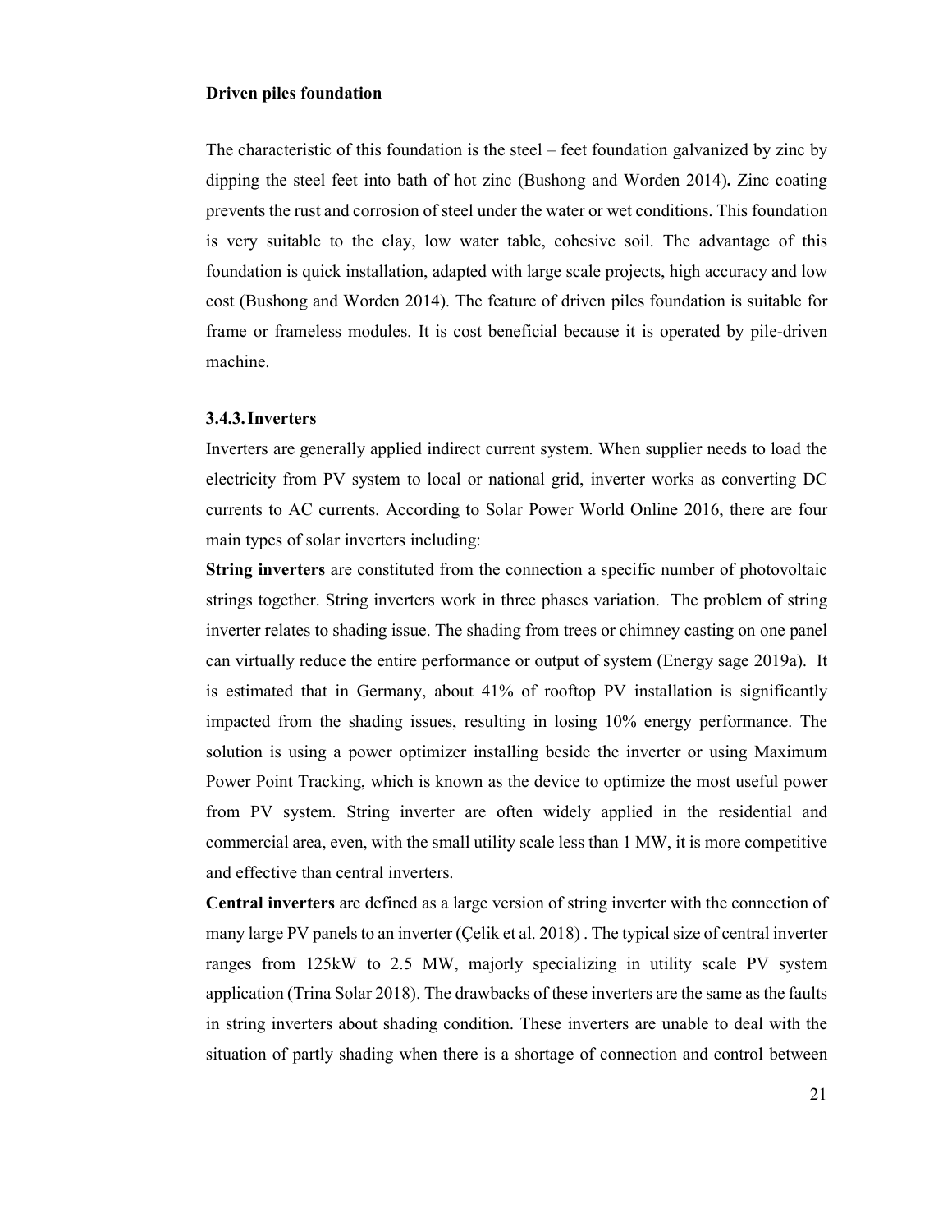**Driven piles foundation**

The characteristic of this foundation is the steel – feet foundation galvanized by zinc by dipping the steel feet into bath of hot zinc (Bushong and Worden 2014)**.** Zinc coating prevents the rust and corrosion of steel under the water or wet conditions. This foundation is very suitable to the clay, low water table, cohesive soil. The advantage of this foundation is quick installation, adapted with large scale projects, high accuracy and low cost (Bushong and Worden 2014). The feature of driven piles foundation is suitable for frame or frameless modules. It is cost beneficial because it is operated by pile-driven machine.

### 3.4.3. Inverters

Inverters are generally applied indirect current system. When supplier needs to load the electricity from PV system to local or national grid, inverter works as converting DC currents to AC currents. According to Solar Power World Online 2016, there are four main types of solar inverters including:

**String inverters** are constituted from the connection a specific number of photovoltaic strings together. String inverters work in three phases variation. The problem of string inverter relates to shading issue. The shading from trees or chimney casting on one panel can virtually reduce the entire performance or output of system (Energy sage 2019a). It is estimated that in Germany, about 41% of rooftop PV installation is significantly impacted from the shading issues, resulting in losing 10% energy performance. The solution is using a power optimizer installing beside the inverter or using Maximum Power Point Tracking, which is known as the device to optimize the most useful power from PV system. String inverter are often widely applied in the residential and commercial area, even, with the small utility scale less than 1 MW, it is more competitive and effective than central inverters.

**Central inverters** are defined as a large version of string inverter with the connection of many large PV panels to an inverter (Çelik et al. 2018) . The typical size of central inverter ranges from 125kW to 2.5 MW, majorly specializing in utility scale PV system application (Trina Solar 2018). The drawbacks of these inverters are the same as the faults in string inverters about shading condition. These inverters are unable to deal with the situation of partly shading when there is a shortage of connection and control between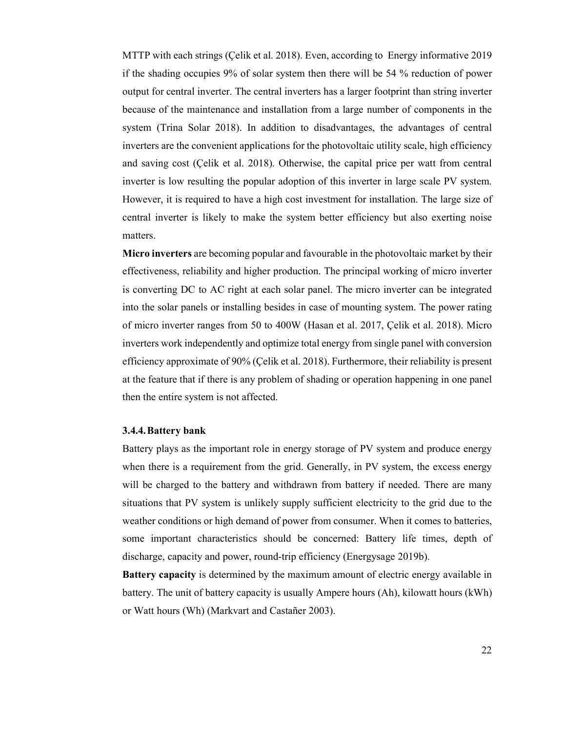MTTP with each strings (Çelik et al. 2018). Even, according to Energy informative 2019 if the shading occupies 9% of solar system then there will be 54 % reduction of power output for central inverter. The central inverters has a larger footprint than string inverter because of the maintenance and installation from a large number of components in the system (Trina Solar 2018). In addition to disadvantages, the advantages of central inverters are the convenient applications for the photovoltaic utility scale, high efficiency and saving cost (Çelik et al. 2018). Otherwise, the capital price per watt from central inverter is low resulting the popular adoption of this inverter in large scale PV system. However, it is required to have a high cost investment for installation. The large size of central inverter is likely to make the system better efficiency but also exerting noise matters.

**Micro inverters** are becoming popular and favourable in the photovoltaic market by their effectiveness, reliability and higher production. The principal working of micro inverter is converting DC to AC right at each solar panel. The micro inverter can be integrated into the solar panels or installing besides in case of mounting system. The power rating of micro inverter ranges from 50 to 400W (Hasan et al. 2017, Çelik et al. 2018). Micro inverters work independently and optimize total energy from single panel with conversion efficiency approximate of 90% (Çelik et al. 2018). Furthermore, their reliability is present at the feature that if there is any problem of shading or operation happening in one panel then the entire system is not affected.

### 3.4.4. Battery bank

Battery plays as the important role in energy storage of PV system and produce energy when there is a requirement from the grid. Generally, in PV system, the excess energy will be charged to the battery and withdrawn from battery if needed. There are many situations that PV system is unlikely supply sufficient electricity to the grid due to the weather conditions or high demand of power from consumer. When it comes to batteries, some important characteristics should be concerned: Battery life times, depth of discharge, capacity and power, round-trip efficiency (Energysage 2019b).

**Battery capacity** is determined by the maximum amount of electric energy available in battery. The unit of battery capacity is usually Ampere hours (Ah), kilowatt hours (kWh) or Watt hours (Wh) (Markvart and Castañer 2003).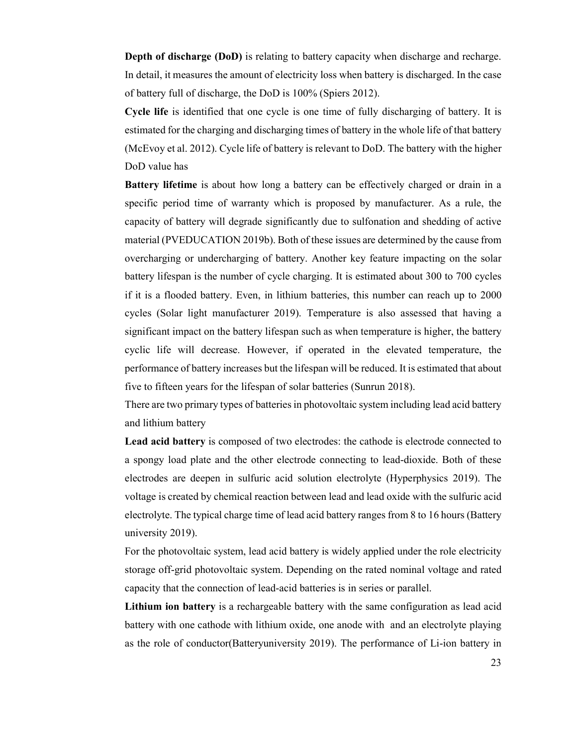**Depth of discharge (DoD)** is relating to battery capacity when discharge and recharge. In detail, it measures the amount of electricity loss when battery is discharged. In the case of battery full of discharge, the DoD is 100% (Spiers 2012).

**Cycle life** is identified that one cycle is one time of fully discharging of battery. It is estimated for the charging and discharging times of battery in the whole life of that battery (McEvoy et al. 2012). Cycle life of battery is relevant to DoD. The battery with the higher DoD value has

**Battery lifetime** is about how long a battery can be effectively charged or drain in a specific period time of warranty which is proposed by manufacturer. As a rule, the capacity of battery will degrade significantly due to sulfonation and shedding of active material (PVEDUCATION 2019b). Both of these issues are determined by the cause from overcharging or undercharging of battery. Another key feature impacting on the solar battery lifespan is the number of cycle charging. It is estimated about 300 to 700 cycles if it is a flooded battery. Even, in lithium batteries, this number can reach up to 2000 cycles (Solar light manufacturer 2019). Temperature is also assessed that having a significant impact on the battery lifespan such as when temperature is higher, the battery cyclic life will decrease. However, if operated in the elevated temperature, the performance of battery increases but the lifespan will be reduced. It is estimated that about five to fifteen years for the lifespan of solar batteries (Sunrun 2018).

There are two primary types of batteries in photovoltaic system including lead acid battery and lithium battery

**Lead acid battery** is composed of two electrodes: the cathode is electrode connected to a spongy load plate and the other electrode connecting to lead-dioxide. Both of these electrodes are deepen in sulfuric acid solution electrolyte (Hyperphysics 2019). The voltage is created by chemical reaction between lead and lead oxide with the sulfuric acid electrolyte. The typical charge time of lead acid battery ranges from 8 to 16 hours (Battery university 2019).

For the photovoltaic system, lead acid battery is widely applied under the role electricity storage off-grid photovoltaic system. Depending on the rated nominal voltage and rated capacity that the connection of lead-acid batteries is in series or parallel.

**Lithium ion battery** is a rechargeable battery with the same configuration as lead acid battery with one cathode with lithium oxide, one anode with  and an electrolyte playing as the role of conductor(Batteryuniversity 2019). The performance of Li-ion battery in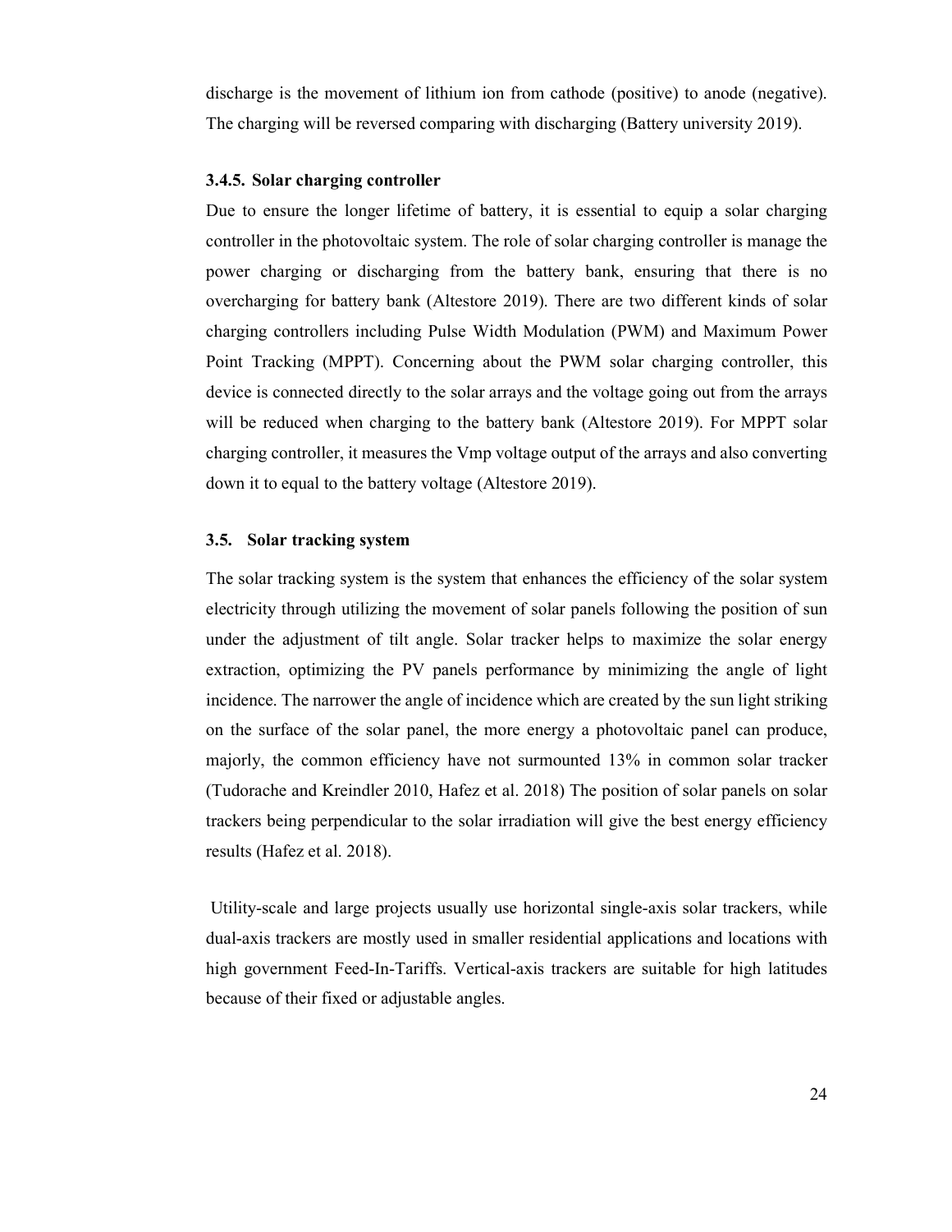discharge is the movement of lithium ion from cathode (positive) to anode (negative). The charging will be reversed comparing with discharging (Battery university 2019).

### 3.4.5. Solar charging controller

Due to ensure the longer lifetime of battery, it is essential to equip a solar charging controller in the photovoltaic system. The role of solar charging controller is manage the power charging or discharging from the battery bank, ensuring that there is no overcharging for battery bank (Altestore 2019). There are two different kinds of solar charging controllers including Pulse Width Modulation (PWM) and Maximum Power Point Tracking (MPPT). Concerning about the PWM solar charging controller, this device is connected directly to the solar arrays and the voltage going out from the arrays will be reduced when charging to the battery bank (Altestore 2019). For MPPT solar charging controller, it measures the Vmp voltage output of the arrays and also converting down it to equal to the battery voltage (Altestore 2019).

## 3.5. Solar tracking system

The solar tracking system is the system that enhances the efficiency of the solar system electricity through utilizing the movement of solar panels following the position of sun under the adjustment of tilt angle. Solar tracker helps to maximize the solar energy extraction, optimizing the PV panels performance by minimizing the angle of light incidence. The narrower the angle of incidence which are created by the sun light striking on the surface of the solar panel, the more energy a photovoltaic panel can produce, majorly, the common efficiency have not surmounted 13% in common solar tracker (Tudorache and Kreindler 2010, Hafez et al. 2018) The position of solar panels on solar trackers being perpendicular to the solar irradiation will give the best energy efficiency results (Hafez et al. 2018).

Utility-scale and large projects usually use horizontal single-axis solar trackers, while dual-axis trackers are mostly used in smaller residential applications and locations with high government Feed-In-Tariffs. Vertical-axis trackers are suitable for high latitudes because of their fixed or adjustable angles.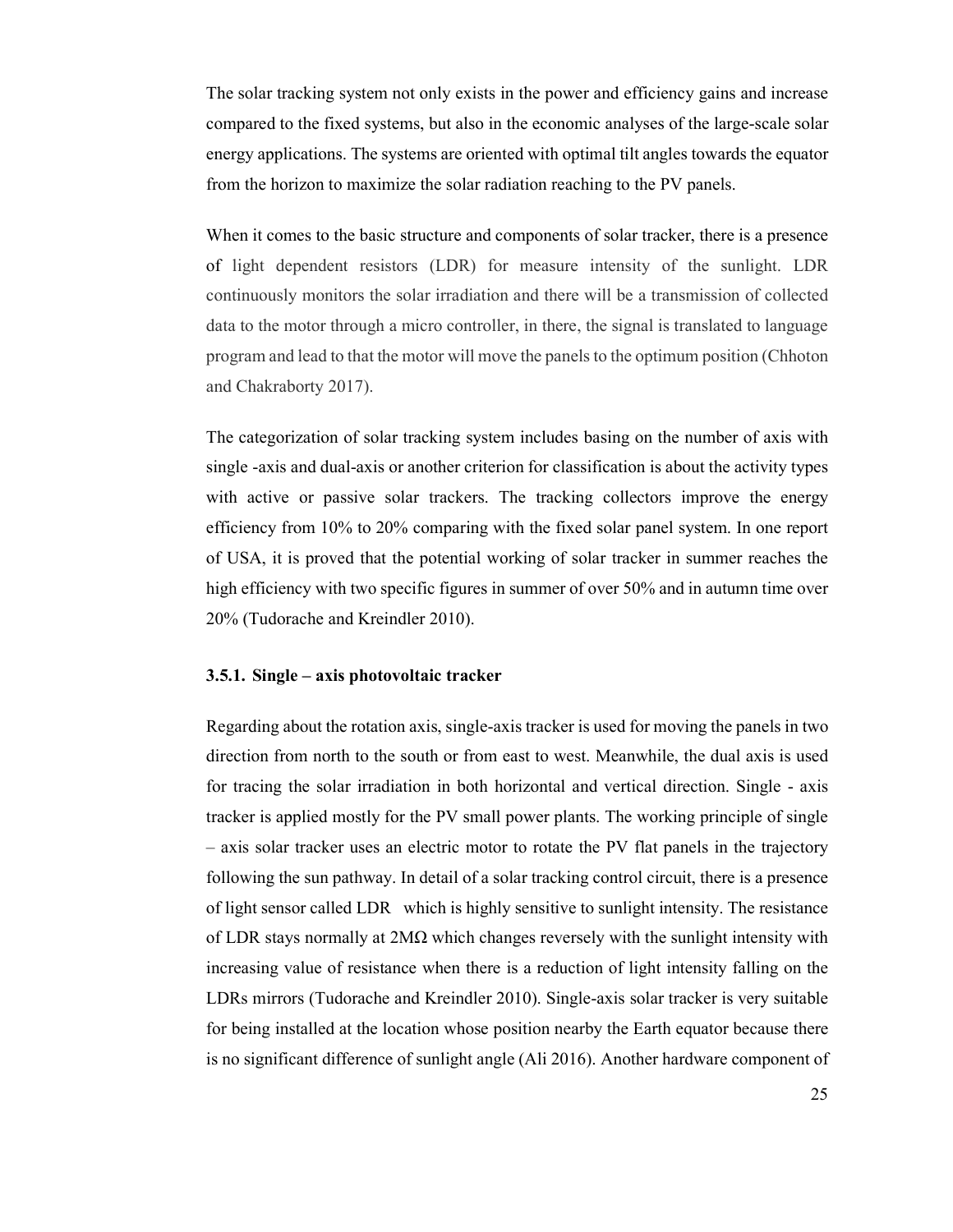The solar tracking system not only exists in the power and efficiency gains and increase compared to the fixed systems, but also in the economic analyses of the large-scale solar energy applications. The systems are oriented with optimal tilt angles towards the equator from the horizon to maximize the solar radiation reaching to the PV panels.

When it comes to the basic structure and components of solar tracker, there is a presence of light dependent resistors (LDR) for measure intensity of the sunlight. LDR continuously monitors the solar irradiation and there will be a transmission of collected data to the motor through a micro controller, in there, the signal is translated to language program and lead to that the motor will move the panels to the optimum position (Chhoton and Chakraborty 2017).

The categorization of solar tracking system includes basing on the number of axis with single -axis and dual-axis or another criterion for classification is about the activity types with active or passive solar trackers. The tracking collectors improve the energy efficiency from 10% to 20% comparing with the fixed solar panel system. In one report of USA, it is proved that the potential working of solar tracker in summer reaches the high efficiency with two specific figures in summer of over 50% and in autumn time over 20% (Tudorache and Kreindler 2010).

### 3.5.1. Single – axis photovoltaic tracker

Regarding about the rotation axis, single-axis tracker is used for moving the panels in two direction from north to the south or from east to west. Meanwhile, the dual axis is used for tracing the solar irradiation in both horizontal and vertical direction. Single - axis tracker is applied mostly for the PV small power plants. The working principle of single – axis solar tracker uses an electric motor to rotate the PV flat panels in the trajectory following the sun pathway. In detail of a solar tracking control circuit, there is a presence of light sensor called LDR which is highly sensitive to sunlight intensity. The resistance of LDR stays normally at 2MΩ which changes reversely with the sunlight intensity with increasing value of resistance when there is a reduction of light intensity falling on the LDRs mirrors (Tudorache and Kreindler 2010). Single-axis solar tracker is very suitable for being installed at the location whose position nearby the Earth equator because there is no significant difference of sunlight angle (Ali 2016). Another hardware component of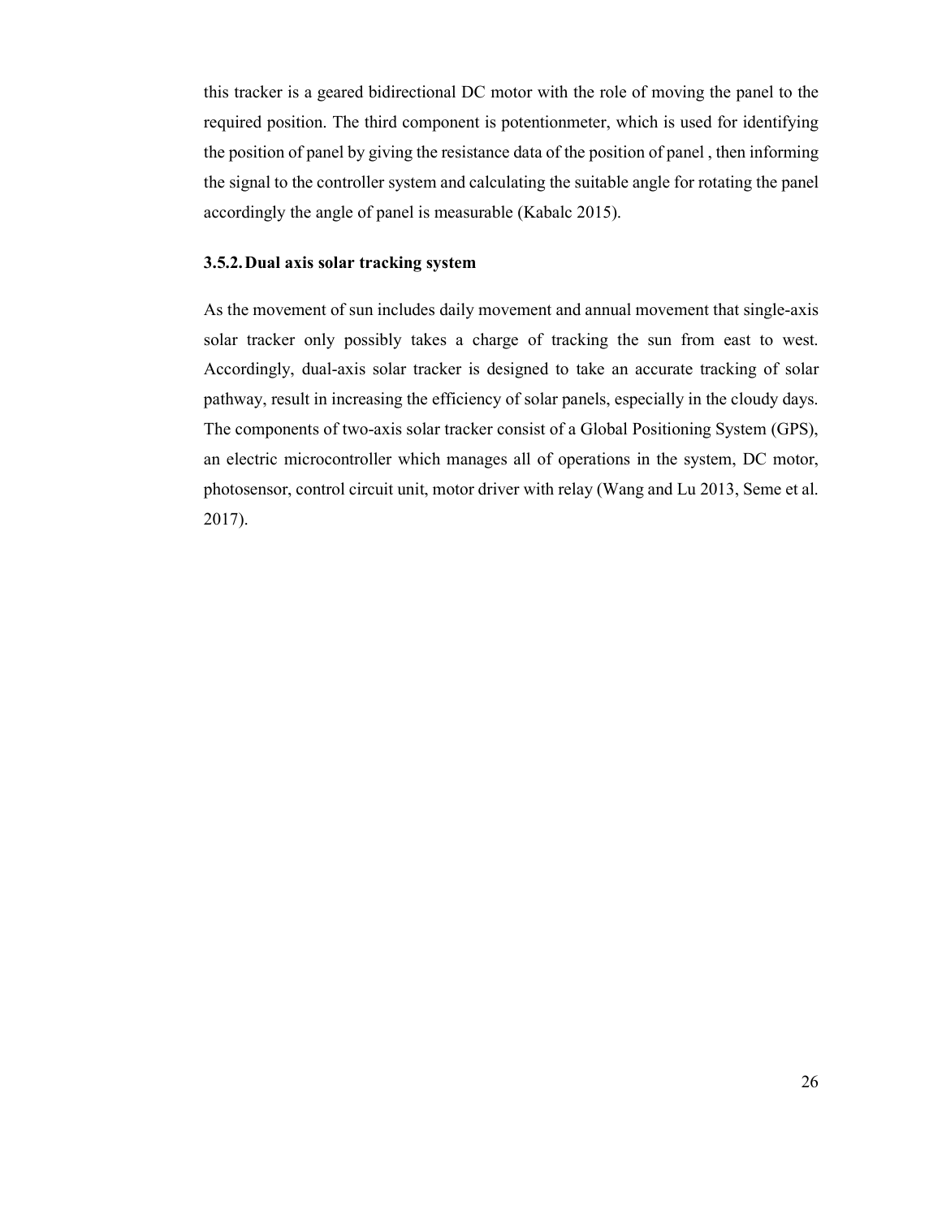this tracker is a geared bidirectional DC motor with the role of moving the panel to the required position. The third component is potentionmeter, which is used for identifying the position of panel by giving the resistance data of the position of panel , then informing the signal to the controller system and calculating the suitable angle for rotating the panel accordingly the angle of panel is measurable (Kabalc 2015).

### 3.5.2. Dual axis solar tracking system

As the movement of sun includes daily movement and annual movement that single-axis solar tracker only possibly takes a charge of tracking the sun from east to west. Accordingly, dual-axis solar tracker is designed to take an accurate tracking of solar pathway, result in increasing the efficiency of solar panels, especially in the cloudy days. The components of two-axis solar tracker consist of a Global Positioning System (GPS), an electric microcontroller which manages all of operations in the system, DC motor, photosensor, control circuit unit, motor driver with relay (Wang and Lu 2013, Seme et al. 2017).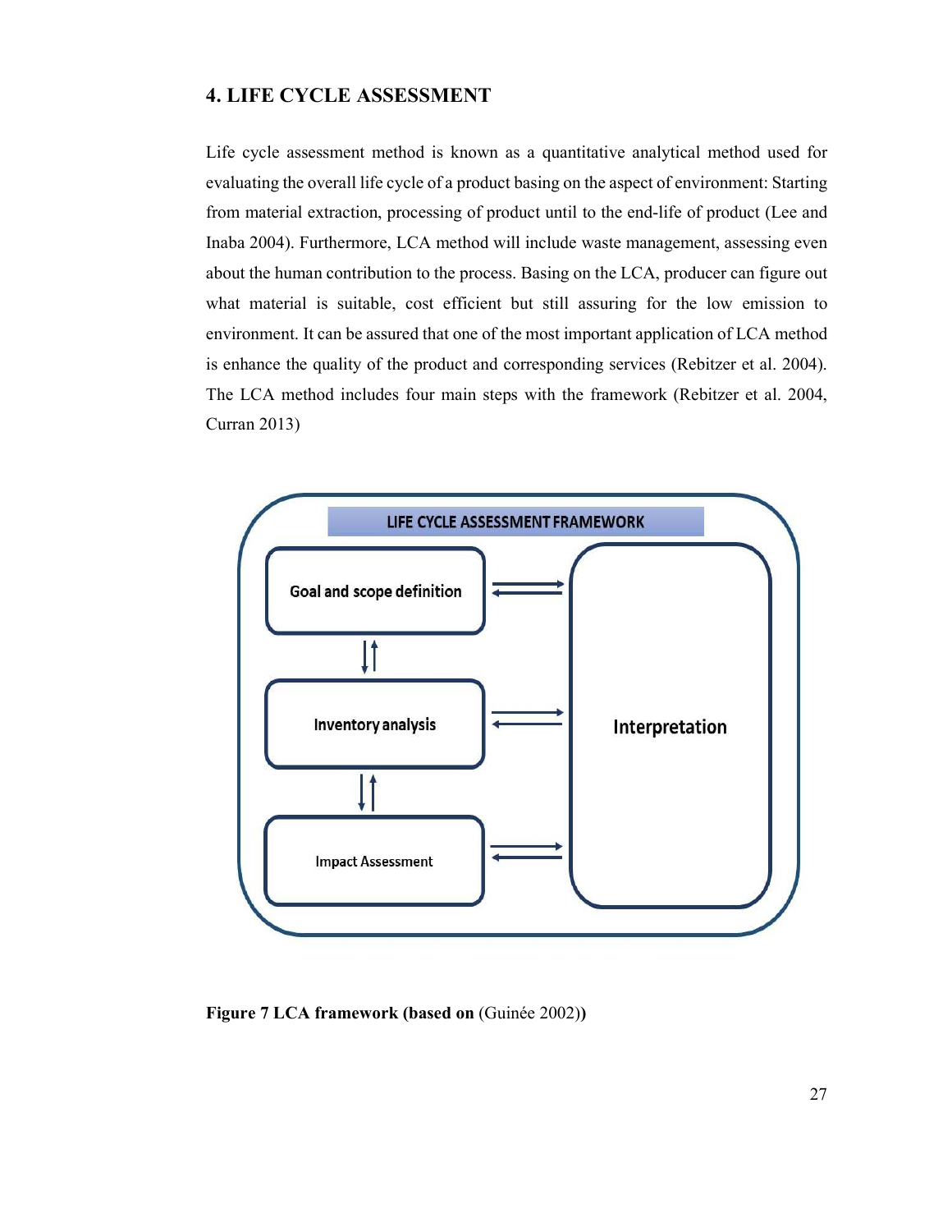## 4. LIFE CYCLE ASSESSMENT

Life cycle assessment method is known as a quantitative analytical method used for evaluating the overall life cycle of a product basing on the aspect of environment: Starting from material extraction, processing of product until to the end-life of product (Lee and Inaba 2004). Furthermore, LCA method will include waste management, assessing even about the human contribution to the process. Basing on the LCA, producer can figure out what material is suitable, cost efficient but still assuring for the low emission to environment. It can be assured that one of the most important application of LCA method is enhance the quality of the product and corresponding services (Rebitzer et al. 2004). The LCA method includes four main steps with the framework (Rebitzer et al. 2004, Curran 2013)

LIFE CYCLE ASSESSMENT FRAMEWORK

Goal and scope definition

Inventory analysis

Impact Assessment

Interpretation

**Figure 7 LCA framework (based on** (Guinée 2002)**)**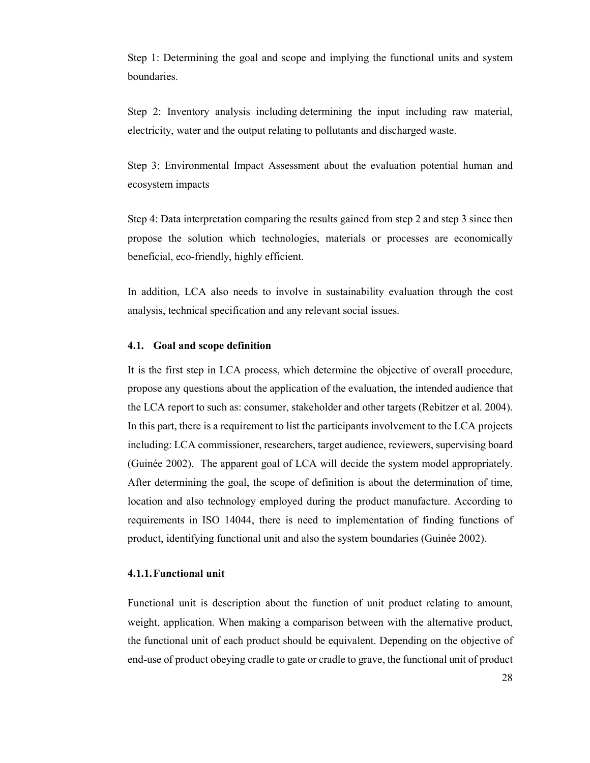Step 1: Determining the goal and scope and implying the functional units and system boundaries.

Step 2: Inventory analysis including determining the input including raw material, electricity, water and the output relating to pollutants and discharged waste.

Step 3: Environmental Impact Assessment about the evaluation potential human and ecosystem impacts

Step 4: Data interpretation comparing the results gained from step 2 and step 3 since then propose the solution which technologies, materials or processes are economically beneficial, eco-friendly, highly efficient.

In addition, LCA also needs to involve in sustainability evaluation through the cost analysis, technical specification and any relevant social issues.

### 4.1. Goal and scope definition

It is the first step in LCA process, which determine the objective of overall procedure, propose any questions about the application of the evaluation, the intended audience that the LCA report to such as: consumer, stakeholder and other targets (Rebitzer et al. 2004). In this part, there is a requirement to list the participants involvement to the LCA projects including: LCA commissioner, researchers, target audience, reviewers, supervising board (Guinée 2002). The apparent goal of LCA will decide the system model appropriately. After determining the goal, the scope of definition is about the determination of time, location and also technology employed during the product manufacture. According to requirements in ISO 14044, there is need to implementation of finding functions of product, identifying functional unit and also the system boundaries (Guinée 2002).

#### 4.1.1. Functional unit

Functional unit is description about the function of unit product relating to amount, weight, application. When making a comparison between with the alternative product, the functional unit of each product should be equivalent. Depending on the objective of end-use of product obeying cradle to gate or cradle to grave, the functional unit of product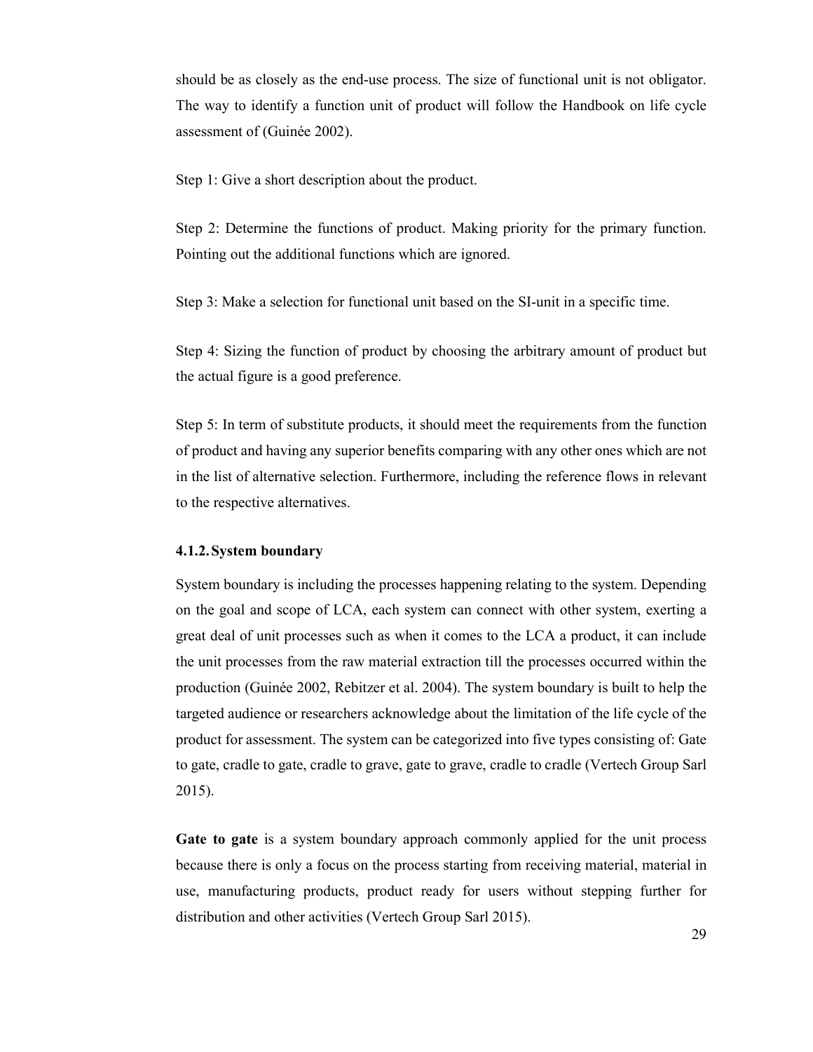should be as closely as the end-use process. The size of functional unit is not obligator. The way to identify a function unit of product will follow the Handbook on life cycle assessment of (Guinée 2002).

Step 1: Give a short description about the product.

Step 2: Determine the functions of product. Making priority for the primary function. Pointing out the additional functions which are ignored.

Step 3: Make a selection for functional unit based on the SI-unit in a specific time.

Step 4: Sizing the function of product by choosing the arbitrary amount of product but the actual figure is a good preference.

Step 5: In term of substitute products, it should meet the requirements from the function of product and having any superior benefits comparing with any other ones which are not in the list of alternative selection. Furthermore, including the reference flows in relevant to the respective alternatives.

#### 4.1.2. System boundary

System boundary is including the processes happening relating to the system. Depending on the goal and scope of LCA, each system can connect with other system, exerting a great deal of unit processes such as when it comes to the LCA a product, it can include the unit processes from the raw material extraction till the processes occurred within the production (Guinée 2002, Rebitzer et al. 2004). The system boundary is built to help the targeted audience or researchers acknowledge about the limitation of the life cycle of the product for assessment. The system can be categorized into five types consisting of: Gate to gate, cradle to gate, cradle to grave, gate to grave, cradle to cradle (Vertech Group Sarl 2015).

**Gate to gate** is a system boundary approach commonly applied for the unit process because there is only a focus on the process starting from receiving material, material in use, manufacturing products, product ready for users without stepping further for distribution and other activities (Vertech Group Sarl 2015).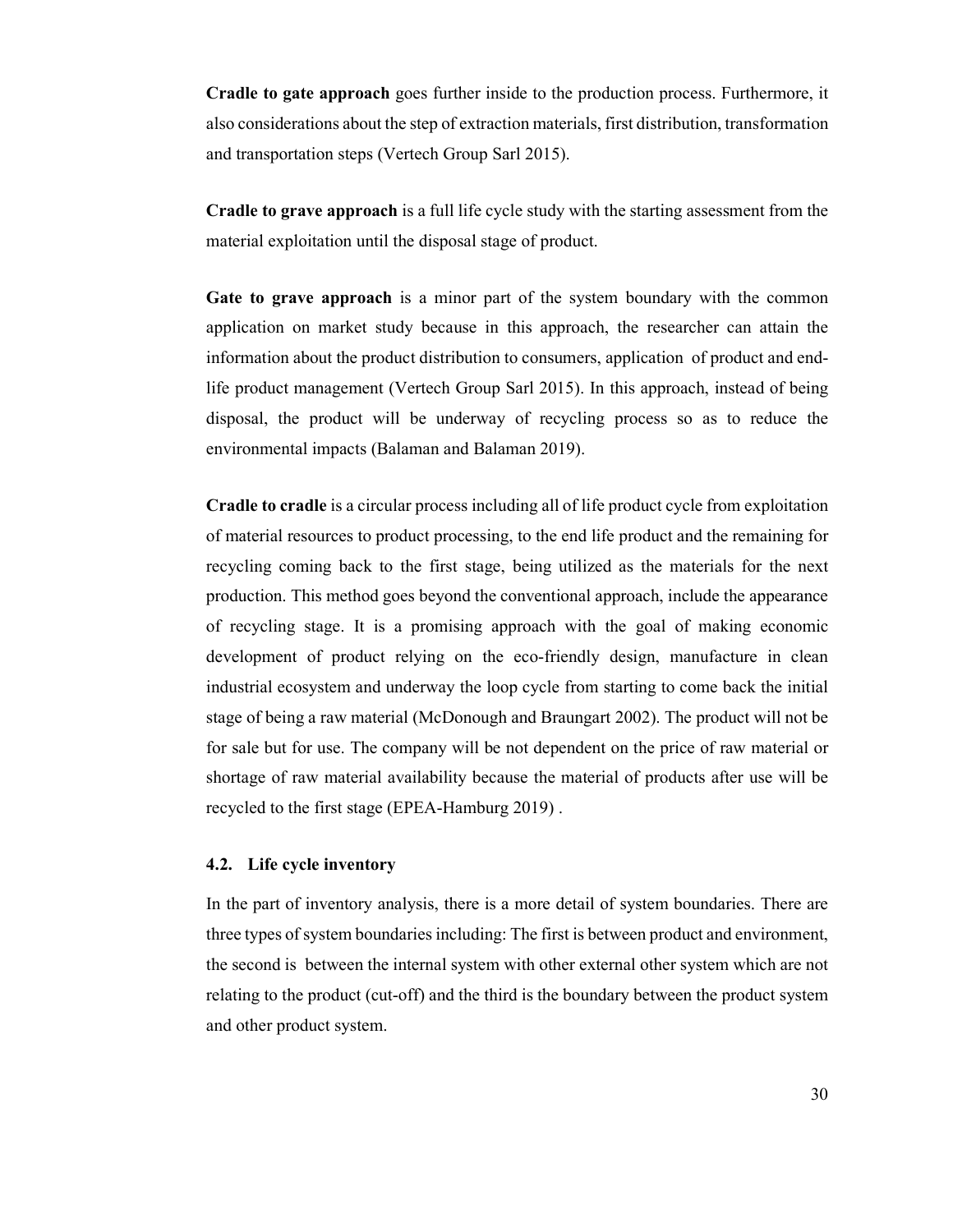**Cradle to gate approach** goes further inside to the production process. Furthermore, it also considerations about the step of extraction materials, first distribution, transformation and transportation steps (Vertech Group Sarl 2015).

**Cradle to grave approach** is a full life cycle study with the starting assessment from the material exploitation until the disposal stage of product.

**Gate to grave approach** is a minor part of the system boundary with the common application on market study because in this approach, the researcher can attain the information about the product distribution to consumers, application of product and end-life product management (Vertech Group Sarl 2015). In this approach, instead of being disposal, the product will be underway of recycling process so as to reduce the environmental impacts (Balaman and Balaman 2019).

**Cradle to cradle** is a circular process including all of life product cycle from exploitation of material resources to product processing, to the end life product and the remaining for recycling coming back to the first stage, being utilized as the materials for the next production. This method goes beyond the conventional approach, include the appearance of recycling stage. It is a promising approach with the goal of making economic development of product relying on the eco-friendly design, manufacture in clean industrial ecosystem and underway the loop cycle from starting to come back the initial stage of being a raw material (McDonough and Braungart 2002). The product will not be for sale but for use. The company will be not dependent on the price of raw material or shortage of raw material availability because the material of products after use will be recycled to the first stage (EPEA-Hamburg 2019) .

### 4.2. Life cycle inventory

In the part of inventory analysis, there is a more detail of system boundaries. There are three types of system boundaries including: The first is between product and environment, the second is between the internal system with other external other system which are not relating to the product (cut-off) and the third is the boundary between the product system and other product system.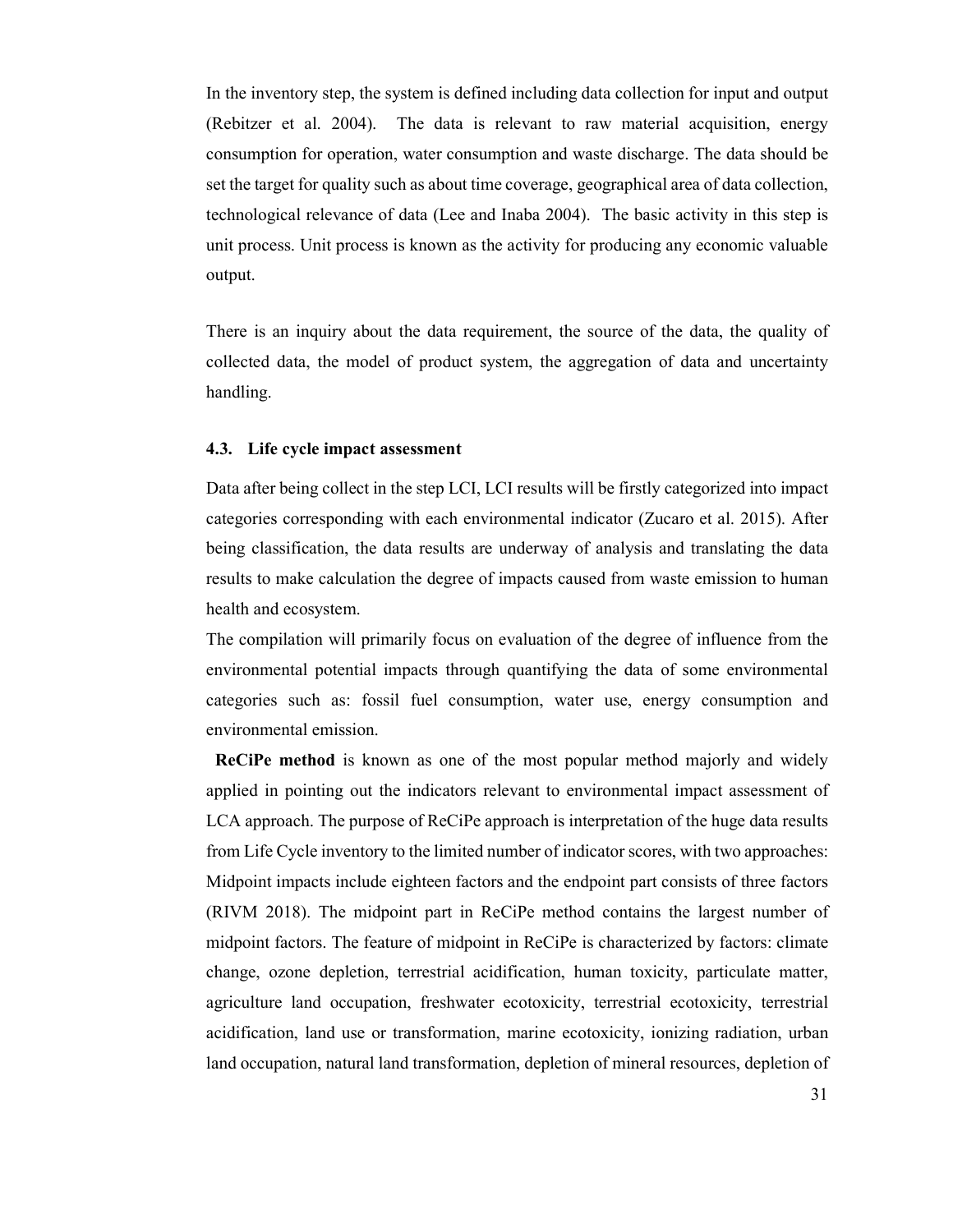In the inventory step, the system is defined including data collection for input and output (Rebitzer et al. 2004). The data is relevant to raw material acquisition, energy consumption for operation, water consumption and waste discharge. The data should be set the target for quality such as about time coverage, geographical area of data collection, technological relevance of data (Lee and Inaba 2004). The basic activity in this step is unit process. Unit process is known as the activity for producing any economic valuable output.

There is an inquiry about the data requirement, the source of the data, the quality of collected data, the model of product system, the aggregation of data and uncertainty handling.

### 4.3. Life cycle impact assessment

Data after being collect in the step LCI, LCI results will be firstly categorized into impact categories corresponding with each environmental indicator (Zucaro et al. 2015). After being classification, the data results are underway of analysis and translating the data results to make calculation the degree of impacts caused from waste emission to human health and ecosystem.

The compilation will primarily focus on evaluation of the degree of influence from the environmental potential impacts through quantifying the data of some environmental categories such as: fossil fuel consumption, water use, energy consumption and environmental emission.

**ReCiPe method** is known as one of the most popular method majorly and widely applied in pointing out the indicators relevant to environmental impact assessment of LCA approach. The purpose of ReCiPe approach is interpretation of the huge data results from Life Cycle inventory to the limited number of indicator scores, with two approaches: Midpoint impacts include eighteen factors and the endpoint part consists of three factors (RIVM 2018). The midpoint part in ReCiPe method contains the largest number of midpoint factors. The feature of midpoint in ReCiPe is characterized by factors: climate change, ozone depletion, terrestrial acidification, human toxicity, particulate matter, agriculture land occupation, freshwater ecotoxicity, terrestrial ecotoxicity, terrestrial acidification, land use or transformation, marine ecotoxicity, ionizing radiation, urban land occupation, natural land transformation, depletion of mineral resources, depletion of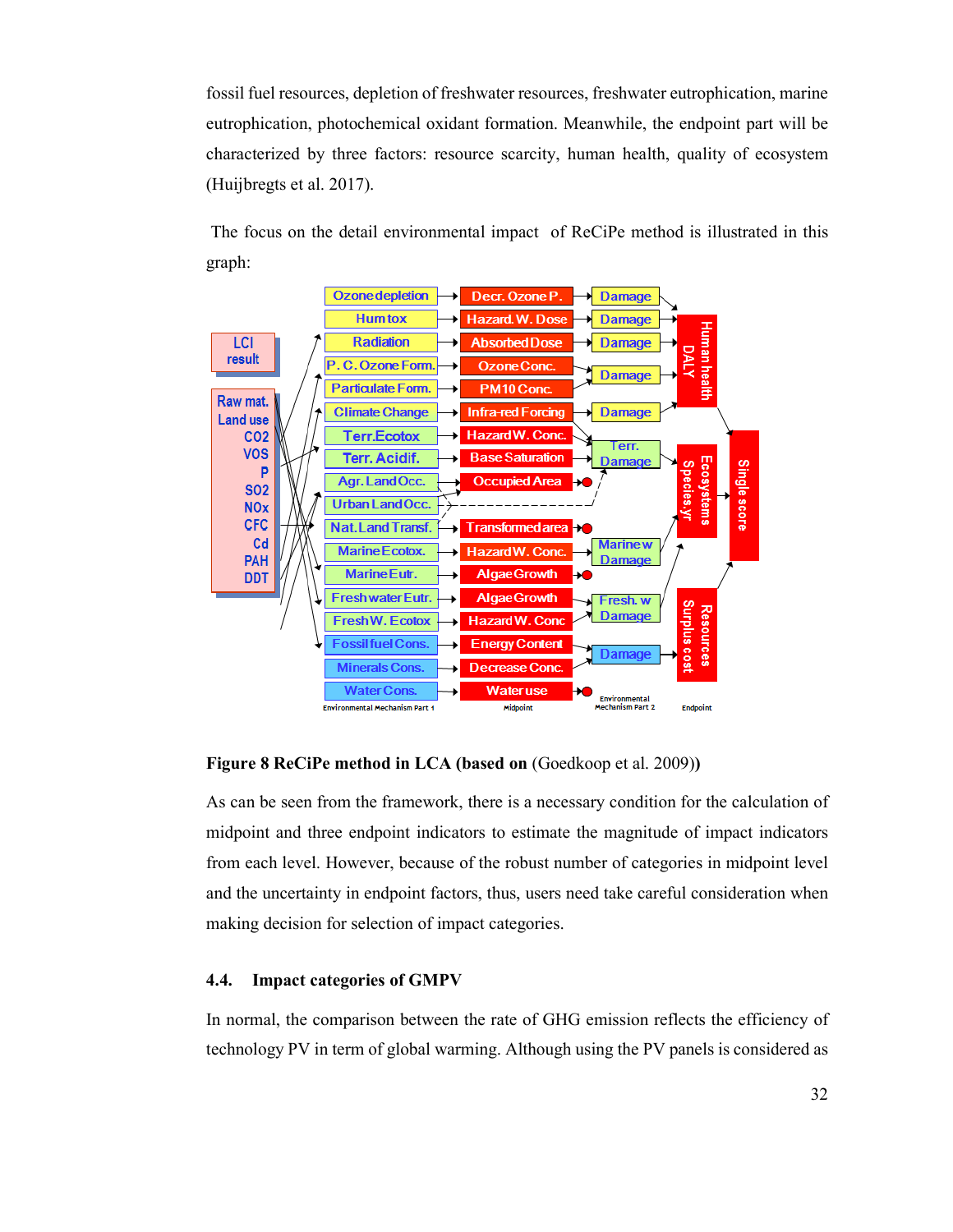fossil fuel resources, depletion of freshwater resources, freshwater eutrophication, marine eutrophication, photochemical oxidant formation. Meanwhile, the endpoint part will be characterized by three factors: resource scarcity, human health, quality of ecosystem (Huijbregts et al. 2017).

The focus on the detail environmental impact of ReCiPe method is illustrated in this graph:

**Figure 8 ReCiPe method in LCA (based on** (Goedkoop et al. 2009)**)**

As can be seen from the framework, there is a necessary condition for the calculation of midpoint and three endpoint indicators to estimate the magnitude of impact indicators from each level. However, because of the robust number of categories in midpoint level and the uncertainty in endpoint factors, thus, users need take careful consideration when making decision for selection of impact categories.

## 4.4. Impact categories of GMPV

In normal, the comparison between the rate of GHG emission reflects the efficiency of technology PV in term of global warming. Although using the PV panels is considered as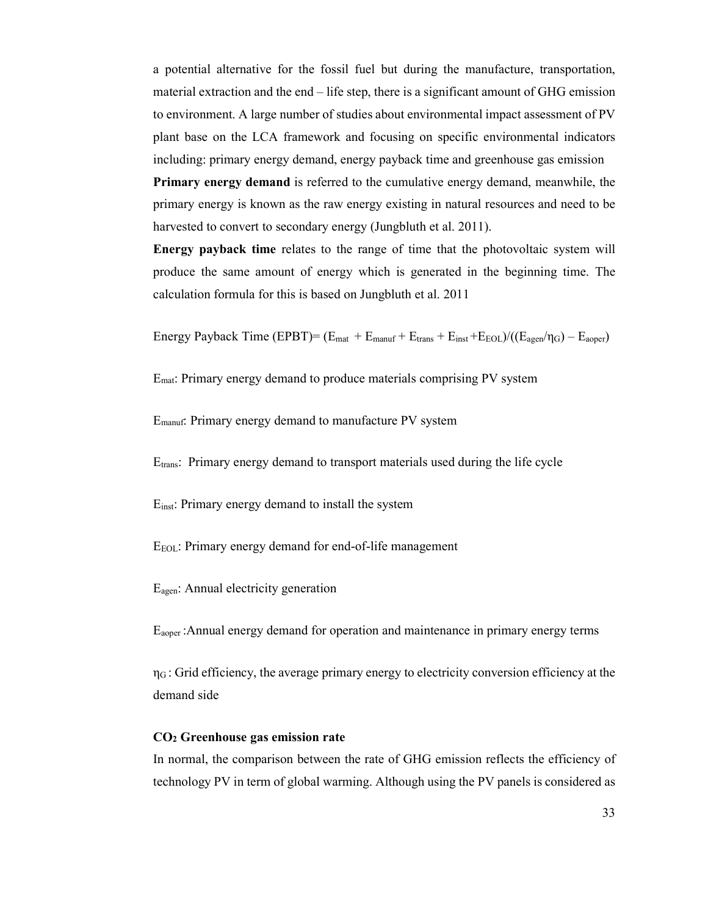a potential alternative for the fossil fuel but during the manufacture, transportation, material extraction and the end – life step, there is a significant amount of GHG emission to environment. A large number of studies about environmental impact assessment of PV plant base on the LCA framework and focusing on specific environmental indicators including: primary energy demand, energy payback time and greenhouse gas emission

**Primary energy demand** is referred to the cumulative energy demand, meanwhile, the primary energy is known as the raw energy existing in natural resources and need to be harvested to convert to secondary energy (Jungbluth et al. 2011).

**Energy payback time** relates to the range of time that the photovoltaic system will produce the same amount of energy which is generated in the beginning time. The calculation formula for this is based on Jungbluth et al. 2011

$$\text{Energy Payback Time (EPBT)} = (E_{mat} + E_{manuf} + E_{trans} + E_{inst} + E_{EOL})/((E_{agen}/\eta_G) - E_{aoper})$$

$E_{mat}$: Primary energy demand to produce materials comprising PV system

$E_{manuf}$: Primary energy demand to manufacture PV system

$E_{trans}$: Primary energy demand to transport materials used during the life cycle

$E_{inst}$: Primary energy demand to install the system

$E_{EOL}$: Primary energy demand for end-of-life management

$E_{agen}$: Annual electricity generation

$E_{aoper}$: Annual energy demand for operation and maintenance in primary energy terms

$\eta_G$ : Grid efficiency, the average primary energy to electricity conversion efficiency at the demand side

**$CO_2$ Greenhouse gas emission rate**

In normal, the comparison between the rate of GHG emission reflects the efficiency of technology PV in term of global warming. Although using the PV panels is considered as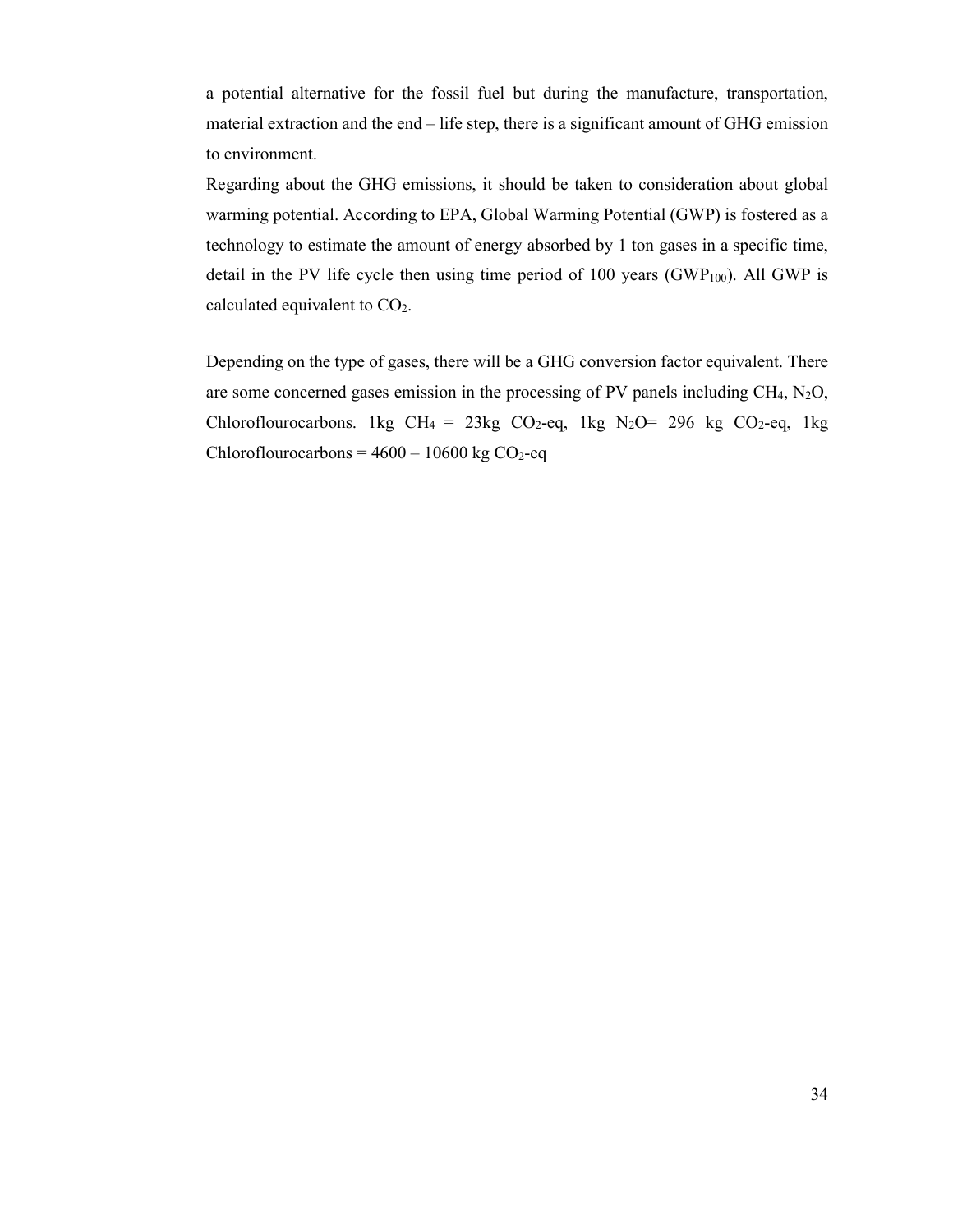a potential alternative for the fossil fuel but during the manufacture, transportation, material extraction and the end – life step, there is a significant amount of GHG emission to environment.

Regarding about the GHG emissions, it should be taken to consideration about global warming potential. According to EPA, Global Warming Potential (GWP) is fostered as a technology to estimate the amount of energy absorbed by 1 ton gases in a specific time, detail in the PV life cycle then using time period of 100 years ($GWP_{100}$). All GWP is calculated equivalent to $CO_2$.

Depending on the type of gases, there will be a GHG conversion factor equivalent. There are some concerned gases emission in the processing of PV panels including $CH_4$, $N_2O$, Chloroflourocarbons. 1kg $CH_4$ = 23kg $CO_2$-eq, 1kg $N_2O$= 296 kg $CO_2$-eq, 1kg Chloroflourocarbons = 4600 – 10600 kg $CO_2$-eq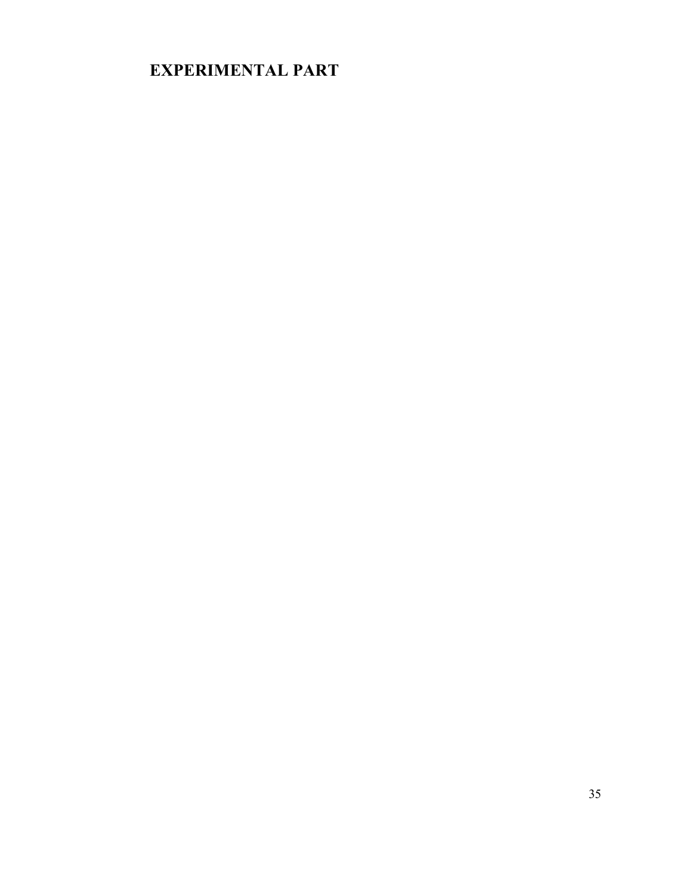# EXPERIMENTAL PART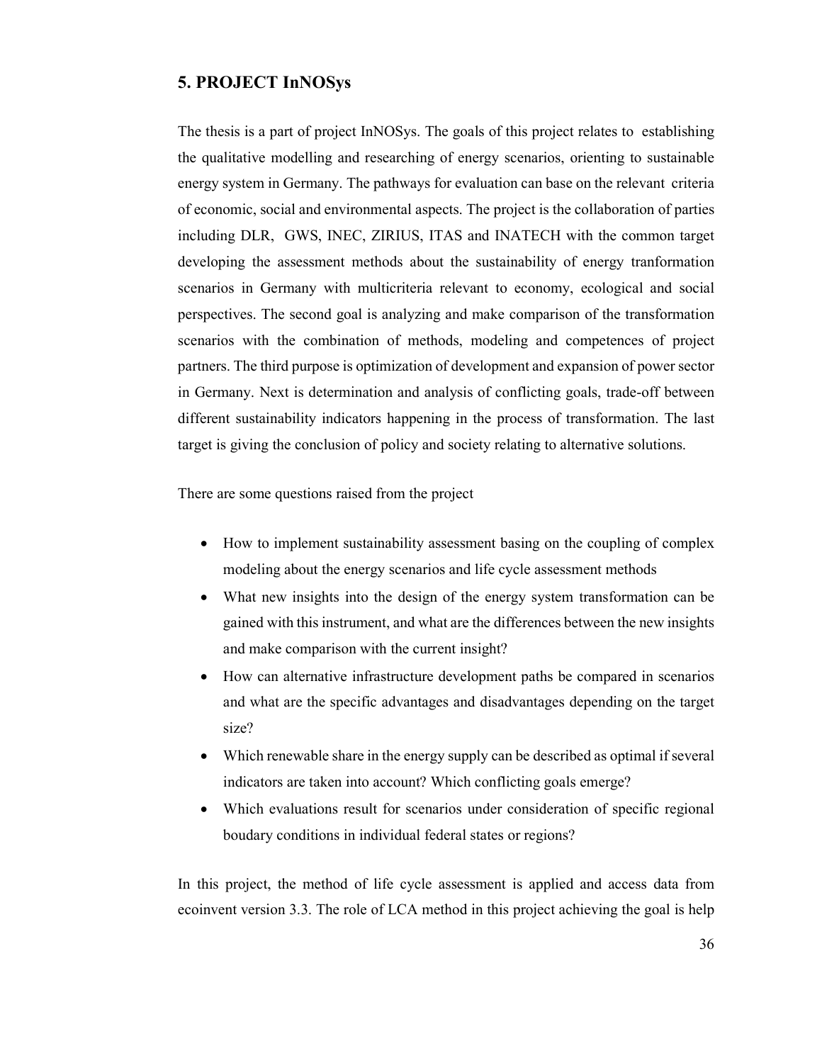## 5. PROJECT InNOSys

The thesis is a part of project InNOSys. The goals of this project relates to establishing the qualitative modelling and researching of energy scenarios, orienting to sustainable energy system in Germany. The pathways for evaluation can base on the relevant criteria of economic, social and environmental aspects. The project is the collaboration of parties including DLR, GWS, INEC, ZIRIUS, ITAS and INATECH with the common target developing the assessment methods about the sustainability of energy tranformation scenarios in Germany with multicriteria relevant to economy, ecological and social perspectives. The second goal is analyzing and make comparison of the transformation scenarios with the combination of methods, modeling and competences of project partners. The third purpose is optimization of development and expansion of power sector in Germany. Next is determination and analysis of conflicting goals, trade-off between different sustainability indicators happening in the process of transformation. The last target is giving the conclusion of policy and society relating to alternative solutions.

There are some questions raised from the project

- How to implement sustainability assessment basing on the coupling of complex modeling about the energy scenarios and life cycle assessment methods
- What new insights into the design of the energy system transformation can be gained with this instrument, and what are the differences between the new insights and make comparison with the current insight?
- How can alternative infrastructure development paths be compared in scenarios and what are the specific advantages and disadvantages depending on the target size?
- Which renewable share in the energy supply can be described as optimal if several indicators are taken into account? Which conflicting goals emerge?
- Which evaluations result for scenarios under consideration of specific regional boudary conditions in individual federal states or regions?

In this project, the method of life cycle assessment is applied and access data from ecoinvent version 3.3. The role of LCA method in this project achieving the goal is help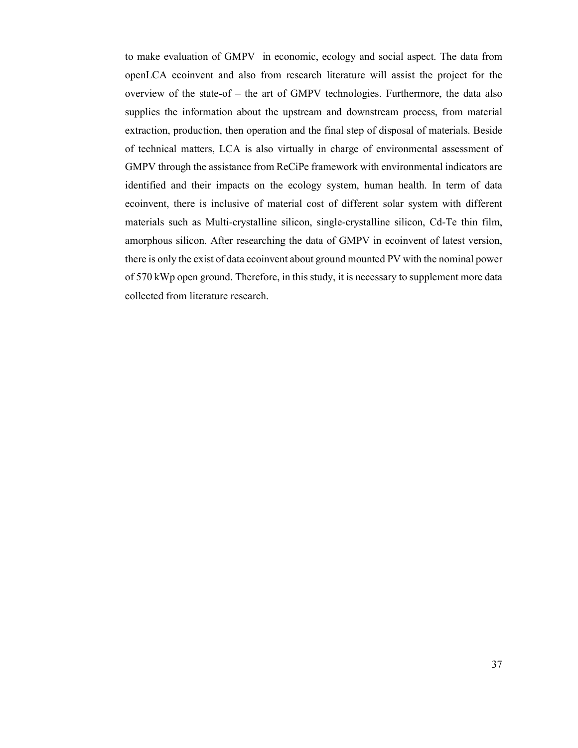to make evaluation of GMPV in economic, ecology and social aspect. The data from openLCA ecoinvent and also from research literature will assist the project for the overview of the state-of – the art of GMPV technologies. Furthermore, the data also supplies the information about the upstream and downstream process, from material extraction, production, then operation and the final step of disposal of materials. Beside of technical matters, LCA is also virtually in charge of environmental assessment of GMPV through the assistance from ReCiPe framework with environmental indicators are identified and their impacts on the ecology system, human health. In term of data ecoinvent, there is inclusive of material cost of different solar system with different materials such as Multi-crystalline silicon, single-crystalline silicon, Cd-Te thin film, amorphous silicon. After researching the data of GMPV in ecoinvent of latest version, there is only the exist of data ecoinvent about ground mounted PV with the nominal power of 570 kWp open ground. Therefore, in this study, it is necessary to supplement more data collected from literature research.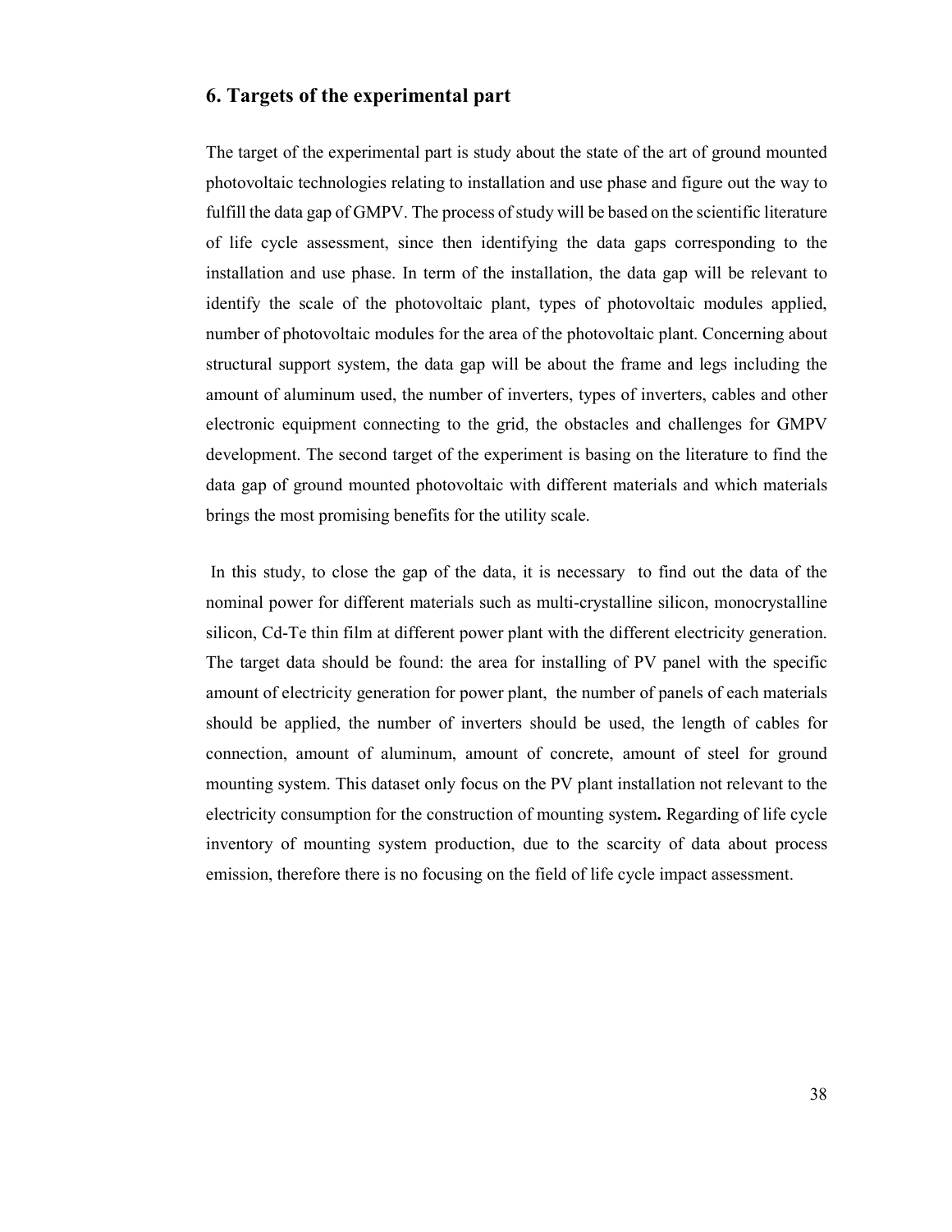## 6. Targets of the experimental part

The target of the experimental part is study about the state of the art of ground mounted photovoltaic technologies relating to installation and use phase and figure out the way to fulfill the data gap of GMPV. The process of study will be based on the scientific literature of life cycle assessment, since then identifying the data gaps corresponding to the installation and use phase. In term of the installation, the data gap will be relevant to identify the scale of the photovoltaic plant, types of photovoltaic modules applied, number of photovoltaic modules for the area of the photovoltaic plant. Concerning about structural support system, the data gap will be about the frame and legs including the amount of aluminum used, the number of inverters, types of inverters, cables and other electronic equipment connecting to the grid, the obstacles and challenges for GMPV development. The second target of the experiment is basing on the literature to find the data gap of ground mounted photovoltaic with different materials and which materials brings the most promising benefits for the utility scale.

In this study, to close the gap of the data, it is necessary to find out the data of the nominal power for different materials such as multi-crystalline silicon, monocrystalline silicon, Cd-Te thin film at different power plant with the different electricity generation. The target data should be found: the area for installing of PV panel with the specific amount of electricity generation for power plant, the number of panels of each materials should be applied, the number of inverters should be used, the length of cables for connection, amount of aluminum, amount of concrete, amount of steel for ground mounting system. This dataset only focus on the PV plant installation not relevant to the electricity consumption for the construction of mounting system**.** Regarding of life cycle inventory of mounting system production, due to the scarcity of data about process emission, therefore there is no focusing on the field of life cycle impact assessment.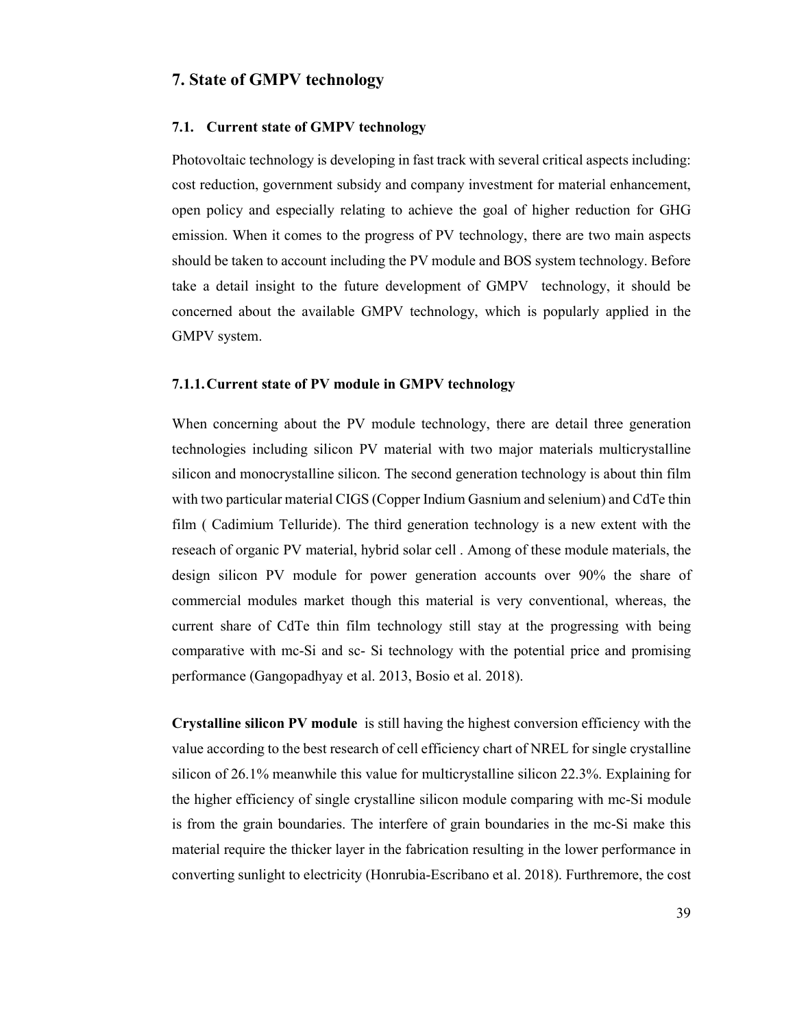## 7. State of GMPV technology

### 7.1. Current state of GMPV technology

Photovoltaic technology is developing in fast track with several critical aspects including: cost reduction, government subsidy and company investment for material enhancement, open policy and especially relating to achieve the goal of higher reduction for GHG emission. When it comes to the progress of PV technology, there are two main aspects should be taken to account including the PV module and BOS system technology. Before take a detail insight to the future development of GMPV technology, it should be concerned about the available GMPV technology, which is popularly applied in the GMPV system.

#### 7.1.1. Current state of PV module in GMPV technology

When concerning about the PV module technology, there are detail three generation technologies including silicon PV material with two major materials multicrystalline silicon and monocrystalline silicon. The second generation technology is about thin film with two particular material CIGS (Copper Indium Gasnium and selenium) and CdTe thin film ( Cadimium Telluride). The third generation technology is a new extent with the reseach of organic PV material, hybrid solar cell . Among of these module materials, the design silicon PV module for power generation accounts over 90% the share of commercial modules market though this material is very conventional, whereas, the current share of CdTe thin film technology still stay at the progressing with being comparative with mc-Si and sc- Si technology with the potential price and promising performance (Gangopadhyay et al. 2013, Bosio et al. 2018).

**Crystalline silicon PV module** is still having the highest conversion efficiency with the value according to the best research of cell efficiency chart of NREL for single crystalline silicon of 26.1% meanwhile this value for multicrystalline silicon 22.3%. Explaining for the higher efficiency of single crystalline silicon module comparing with mc-Si module is from the grain boundaries. The interfere of grain boundaries in the mc-Si make this material require the thicker layer in the fabrication resulting in the lower performance in converting sunlight to electricity (Honrubia-Escribano et al. 2018). Furthermore, the cost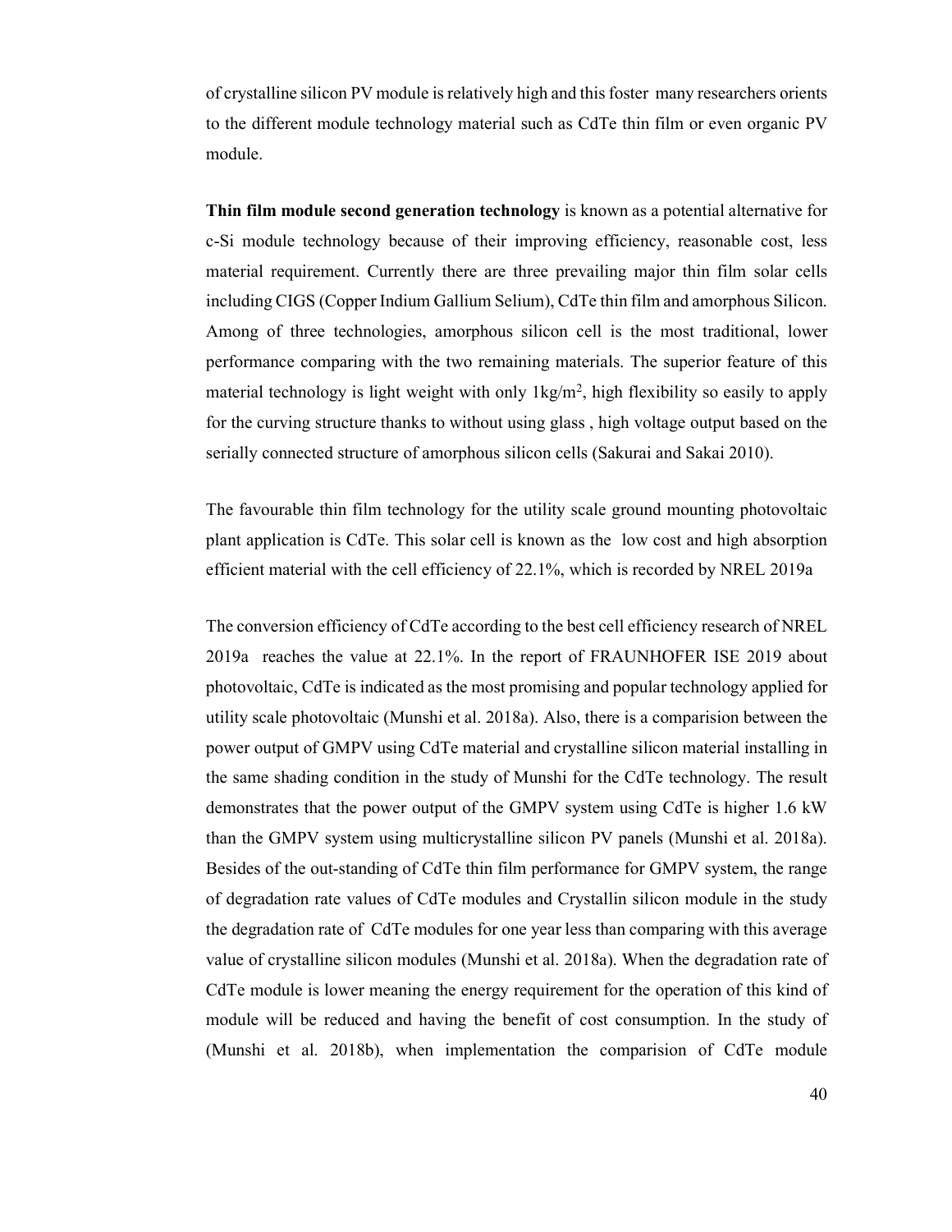of crystalline silicon PV module is relatively high and this foster many researchers orients to the different module technology material such as CdTe thin film or even organic PV module.

**Thin film module second generation technology** is known as a potential alternative for c-Si module technology because of their improving efficiency, reasonable cost, less material requirement. Currently there are three prevailing major thin film solar cells including CIGS (Copper Indium Gallium Selium), CdTe thin film and amorphous Silicon. Among of three technologies, amorphous silicon cell is the most traditional, lower performance comparing with the two remaining materials. The superior feature of this material technology is light weight with only $1kg/m^2$, high flexibility so easily to apply for the curving structure thanks to without using glass , high voltage output based on the serially connected structure of amorphous silicon cells (Sakurai and Sakai 2010).

The favourable thin film technology for the utility scale ground mounting photovoltaic plant application is CdTe. This solar cell is known as the low cost and high absorption efficient material with the cell efficiency of 22.1%, which is recorded by NREL 2019a

The conversion efficiency of CdTe according to the best cell efficiency research of NREL 2019a reaches the value at 22.1%. In the report of FRAUNHOFER ISE 2019 about photovoltaic, CdTe is indicated as the most promising and popular technology applied for utility scale photovoltaic (Munshi et al. 2018a). Also, there is a comparision between the power output of GMPV using CdTe material and crystalline silicon material installing in the same shading condition in the study of Munshi for the CdTe technology. The result demonstrates that the power output of the GMPV system using CdTe is higher 1.6 kW than the GMPV system using multicrystalline silicon PV panels (Munshi et al. 2018a). Besides of the out-standing of CdTe thin film performance for GMPV system, the range of degradation rate values of CdTe modules and Crystallin silicon module in the study the degradation rate of CdTe modules for one year less than comparing with this average value of crystalline silicon modules (Munshi et al. 2018a). When the degradation rate of CdTe module is lower meaning the energy requirement for the operation of this kind of module will be reduced and having the benefit of cost consumption. In the study of (Munshi et al. 2018b), when implementation the comparision of CdTe module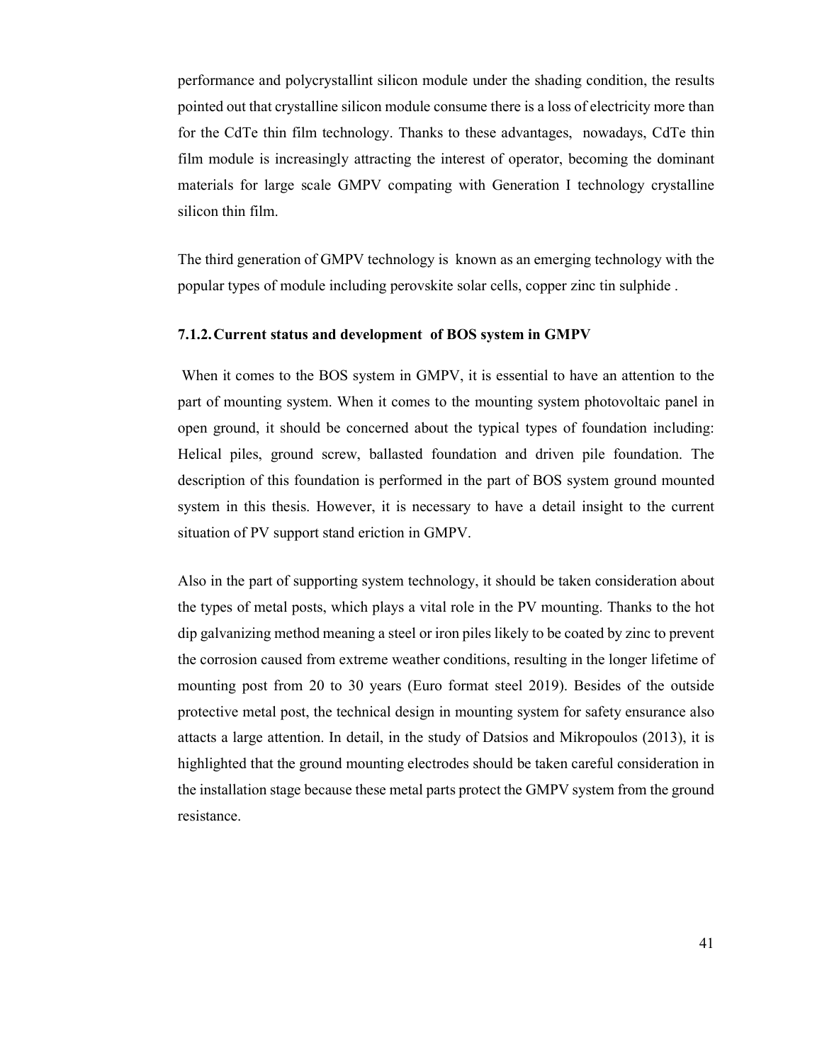performance and polycrystallint silicon module under the shading condition, the results pointed out that crystalline silicon module consume there is a loss of electricity more than for the CdTe thin film technology. Thanks to these advantages, nowadays, CdTe thin film module is increasingly attracting the interest of operator, becoming the dominant materials for large scale GMPV compating with Generation I technology crystalline silicon thin film.

The third generation of GMPV technology is known as an emerging technology with the popular types of module including perovskite solar cells, copper zinc tin sulphide .

### 7.1.2. Current status and development of BOS system in GMPV

When it comes to the BOS system in GMPV, it is essential to have an attention to the part of mounting system. When it comes to the mounting system photovoltaic panel in open ground, it should be concerned about the typical types of foundation including: Helical piles, ground screw, ballasted foundation and driven pile foundation. The description of this foundation is performed in the part of BOS system ground mounted system in this thesis. However, it is necessary to have a detail insight to the current situation of PV support stand eriction in GMPV.

Also in the part of supporting system technology, it should be taken consideration about the types of metal posts, which plays a vital role in the PV mounting. Thanks to the hot dip galvanizing method meaning a steel or iron piles likely to be coated by zinc to prevent the corrosion caused from extreme weather conditions, resulting in the longer lifetime of mounting post from 20 to 30 years (Euro format steel 2019). Besides of the outside protective metal post, the technical design in mounting system for safety ensurance also attacts a large attention. In detail, in the study of Datsios and Mikropoulos (2013), it is highlighted that the ground mounting electrodes should be taken careful consideration in the installation stage because these metal parts protect the GMPV system from the ground resistance.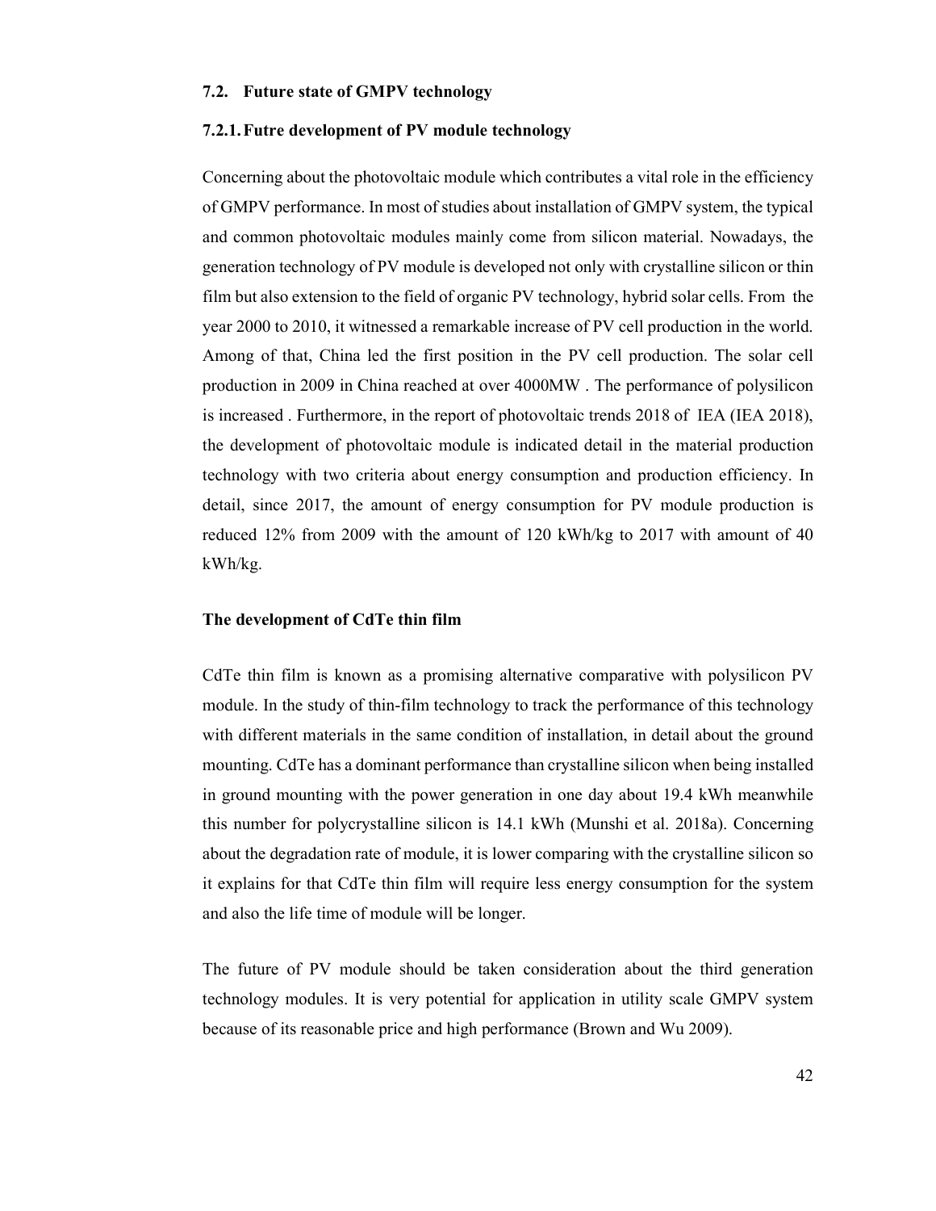## 7.2. Future state of GMPV technology

### 7.2.1. Futre development of PV module technology

Concerning about the photovoltaic module which contributes a vital role in the efficiency of GMPV performance. In most of studies about installation of GMPV system, the typical and common photovoltaic modules mainly come from silicon material. Nowadays, the generation technology of PV module is developed not only with crystalline silicon or thin film but also extension to the field of organic PV technology, hybrid solar cells. From the year 2000 to 2010, it witnessed a remarkable increase of PV cell production in the world. Among of that, China led the first position in the PV cell production. The solar cell production in 2009 in China reached at over 4000MW . The performance of polysilicon is increased . Furthermore, in the report of photovoltaic trends 2018 of IEA (IEA 2018), the development of photovoltaic module is indicated detail in the material production technology with two criteria about energy consumption and production efficiency. In detail, since 2017, the amount of energy consumption for PV module production is reduced 12% from 2009 with the amount of 120 kWh/kg to 2017 with amount of 40 kWh/kg.

**The development of CdTe thin film**

CdTe thin film is known as a promising alternative comparative with polysilicon PV module. In the study of thin-film technology to track the performance of this technology with different materials in the same condition of installation, in detail about the ground mounting. CdTe has a dominant performance than crystalline silicon when being installed in ground mounting with the power generation in one day about 19.4 kWh meanwhile this number for polycrystalline silicon is 14.1 kWh (Munshi et al. 2018a). Concerning about the degradation rate of module, it is lower comparing with the crystalline silicon so it explains for that CdTe thin film will require less energy consumption for the system and also the life time of module will be longer.

The future of PV module should be taken consideration about the third generation technology modules. It is very potential for application in utility scale GMPV system because of its reasonable price and high performance (Brown and Wu 2009).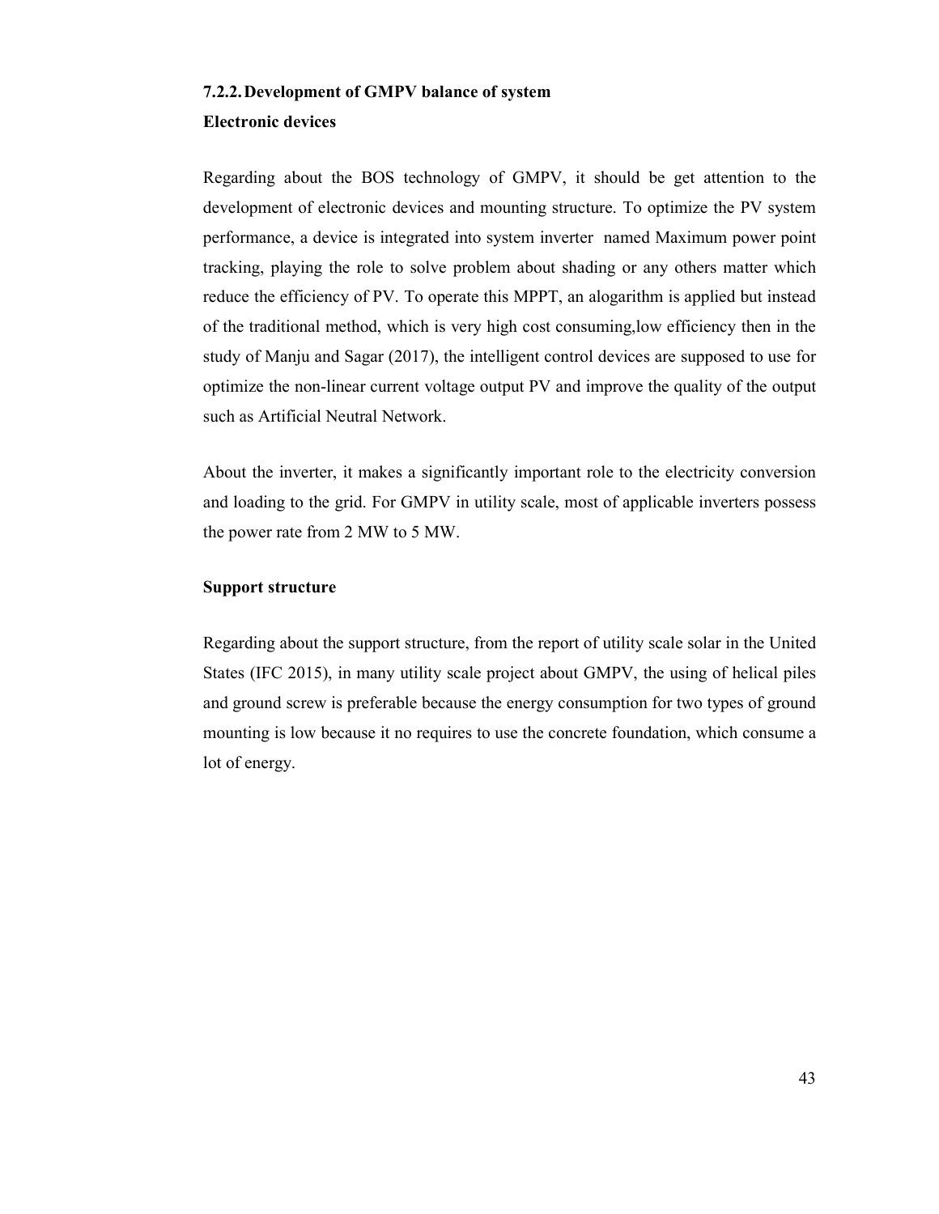### 7.2.2. Development of GMPV balance of system

**Electronic devices**

Regarding about the BOS technology of GMPV, it should be get attention to the development of electronic devices and mounting structure. To optimize the PV system performance, a device is integrated into system inverter named Maximum power point tracking, playing the role to solve problem about shading or any others matter which reduce the efficiency of PV. To operate this MPPT, an alogarithm is applied but instead of the traditional method, which is very high cost consuming,low efficiency then in the study of Manju and Sagar (2017), the intelligent control devices are supposed to use for optimize the non-linear current voltage output PV and improve the quality of the output such as Artificial Neutral Network.

About the inverter, it makes a significantly important role to the electricity conversion and loading to the grid. For GMPV in utility scale, most of applicable inverters possess the power rate from 2 MW to 5 MW.

**Support structure**

Regarding about the support structure, from the report of utility scale solar in the United States (IFC 2015), in many utility scale project about GMPV, the using of helical piles and ground screw is preferable because the energy consumption for two types of ground mounting is low because it no requires to use the concrete foundation, which consume a lot of energy.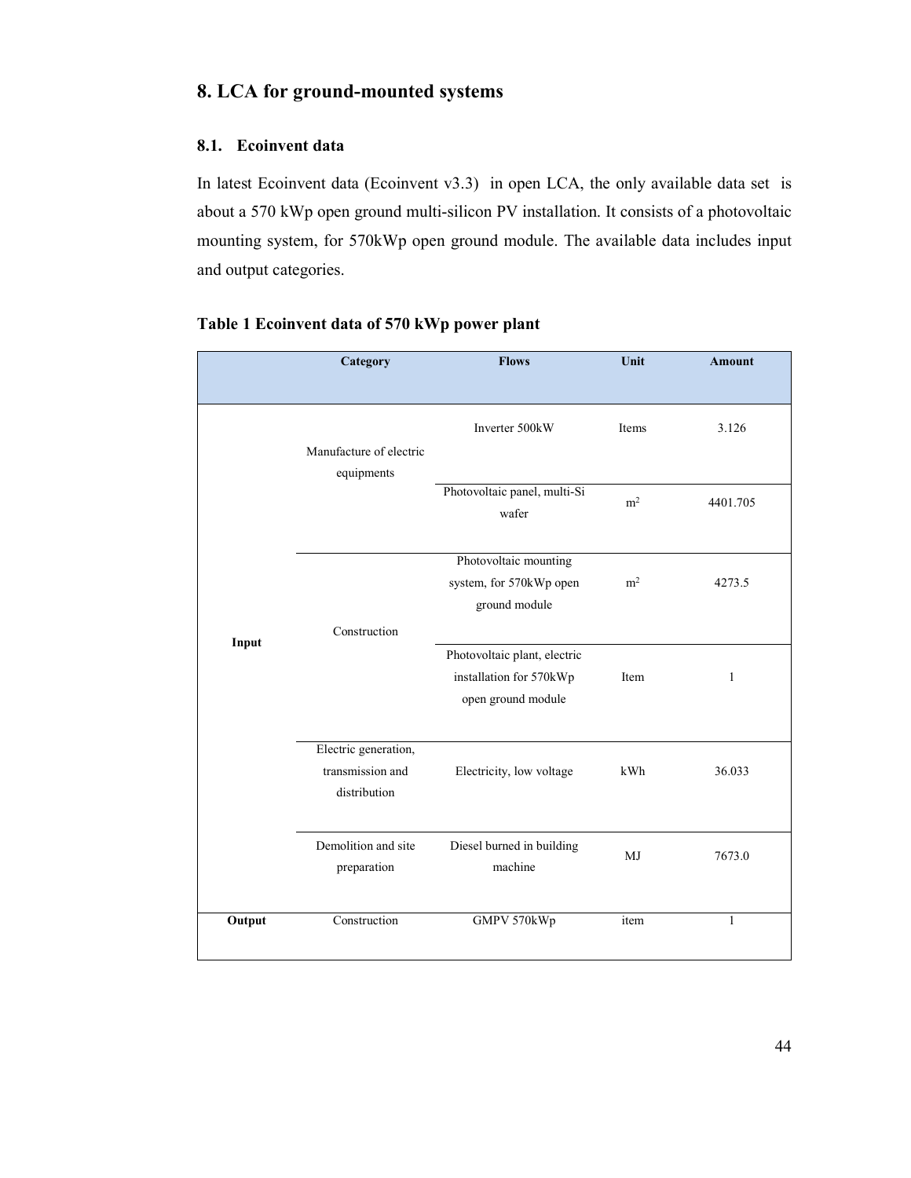# 8. LCA for ground-mounted systems

## 8.1. Ecoinvent data

In latest Ecoinvent data (Ecoinvent v3.3) in open LCA, the only available data set is about a 570 kWp open ground multi-silicon PV installation. It consists of a photovoltaic mounting system, for 570kWp open ground module. The available data includes input and output categories.

**Table 1 Ecoinvent data of 570 kWp power plant**

| | Category | Flows | Unit | Amount |
|---|---|---|---|---|
| Input | Manufacture of electric equipments | Inverter 500kW | Items | 3.126 |
| | | Photovoltaic panel, multi-Si wafer | $m^2$ | 4401.705 |
| | Construction | Photovoltaic mounting system, for 570kWp open ground module | $m^2$ | 4273.5 |
| | | Photovoltaic plant, electric installation for 570kWp open ground module | Item | 1 |
| | Electric generation, transmission and distribution | Electricity, low voltage | kWh | 36.033 |
| | Demolition and site preparation | Diesel burned in building machine | MJ | 7673.0 |
| Output | Construction | GMPV 570kWp | item | 1 |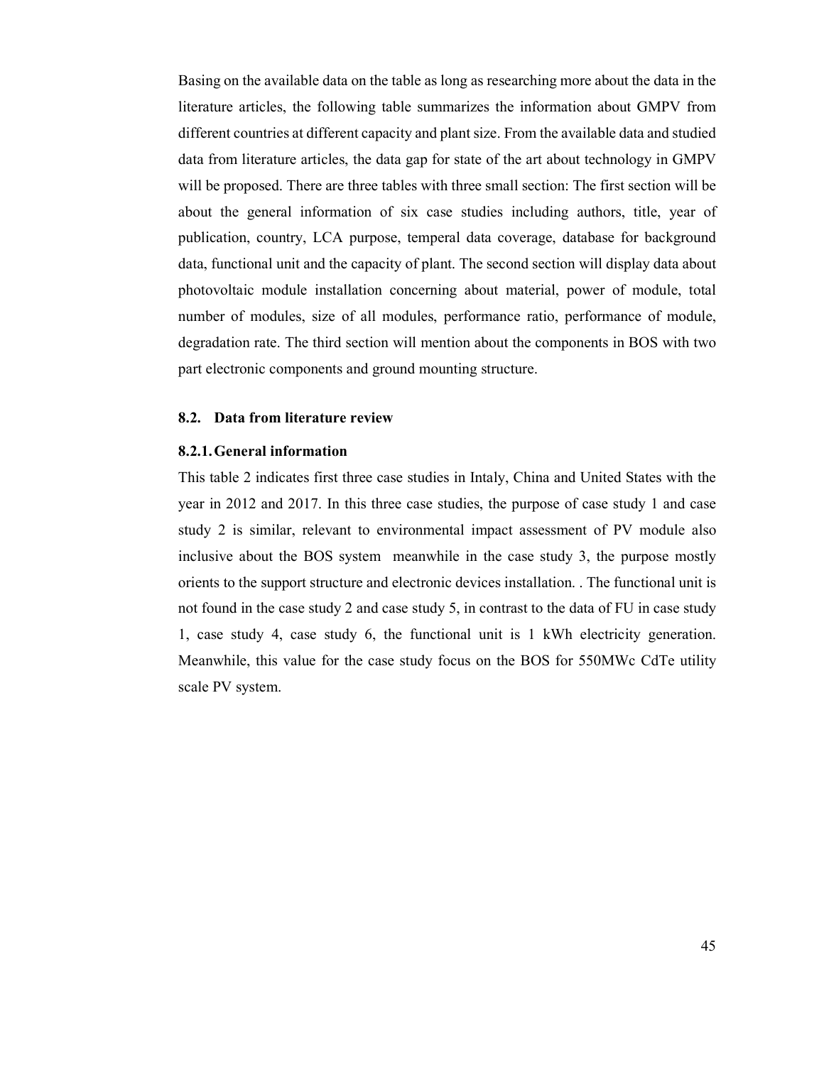Basing on the available data on the table as long as researching more about the data in the literature articles, the following table summarizes the information about GMPV from different countries at different capacity and plant size. From the available data and studied data from literature articles, the data gap for state of the art about technology in GMPV will be proposed. There are three tables with three small section: The first section will be about the general information of six case studies including authors, title, year of publication, country, LCA purpose, temperal data coverage, database for background data, functional unit and the capacity of plant. The second section will display data about photovoltaic module installation concerning about material, power of module, total number of modules, size of all modules, performance ratio, performance of module, degradation rate. The third section will mention about the components in BOS with two part electronic components and ground mounting structure.

### 8.2. Data from literature review

#### 8.2.1. General information

This table 2 indicates first three case studies in Intaly, China and United States with the year in 2012 and 2017. In this three case studies, the purpose of case study 1 and case study 2 is similar, relevant to environmental impact assessment of PV module also inclusive about the BOS system meanwhile in the case study 3, the purpose mostly orients to the support structure and electronic devices installation. . The functional unit is not found in the case study 2 and case study 5, in contrast to the data of FU in case study 1, case study 4, case study 6, the functional unit is 1 kWh electricity generation. Meanwhile, this value for the case study focus on the BOS for 550MWc CdTe utility scale PV system.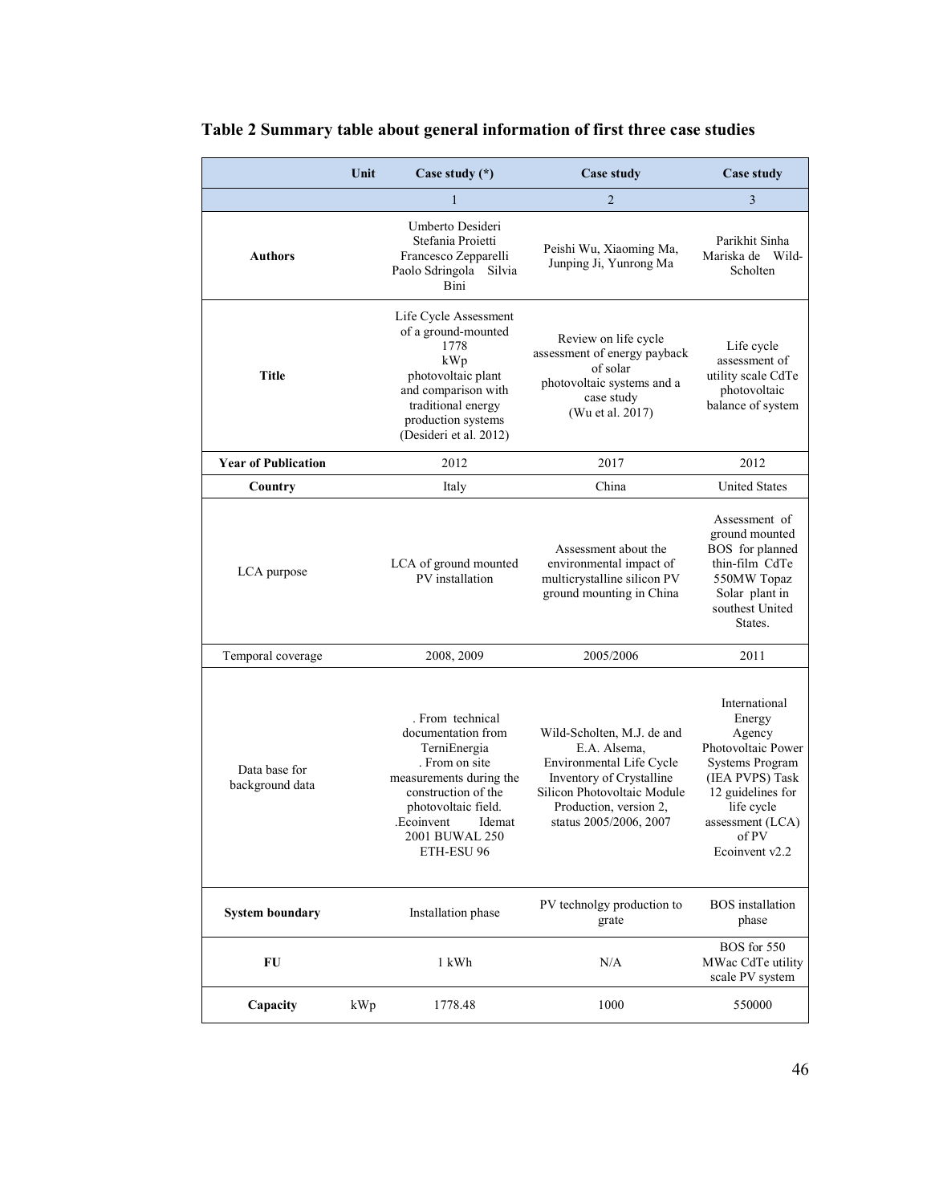**Table 2 Summary table about general information of first three case studies**

| | Unit | Case study (*) | Case study | Case study |
|---|---|---|---|---|
| | | 1 | 2 | 3 |
| **Authors** | | Umberto Desideri Stefania Proietti Francesco Zepparelli Paolo Sdringola Silvia Bini | Peishi Wu, Xiaoming Ma, Junping Ji, Yunrong Ma | Parikhit Sinha Mariska de Wild-Scholten |
| **Title** | | Life Cycle Assessment of a ground-mounted 1778 kWp photovoltaic plant and comparison with traditional energy production systems (Desideri et al. 2012) | Review on life cycle assessment of energy payback of solar photovoltaic systems and a case study (Wu et al. 2017) | Life cycle assessment of utility scale CdTe photovoltaic balance of system |
| **Year of Publication** | | 2012 | 2017 | 2012 |
| **Country** | | Italy | China | United States |
| LCA purpose | | LCA of ground mounted PV installation | Assessment about the environmental impact of multicrystalline silicon PV ground mounting in China | Assessment of ground mounted BOS for planned thin-film CdTe 550MW Topaz Solar plant in southest United States. |
| Temporal coverage | | 2008, 2009 | 2005/2006 | 2011 |
| Data base for background data | | . From technical documentation from TerniEnergia . From on site measurements during the construction of the photovoltaic field. .Ecoinvent Idemat 2001 BUWAL 250 ETH-ESU 96 | Wild-Scholten, M.J. de and E.A. Alsema, Environmental Life Cycle Inventory of Crystalline Silicon Photovoltaic Module Production, version 2, status 2005/2006, 2007 | International Energy Agency Photovoltaic Power Systems Program (IEA PVPS) Task 12 guidelines for life cycle assessment (LCA) of PV Ecoinvent v2.2 |
| **System boundary** | | Installation phase | PV technolgy production to grate | BOS installation phase |
| **FU** | | 1 kWh | N/A | BOS for 550 MWac CdTe utility scale PV system |
| **Capacity** | kWp | 1778.48 | 1000 | 550000 |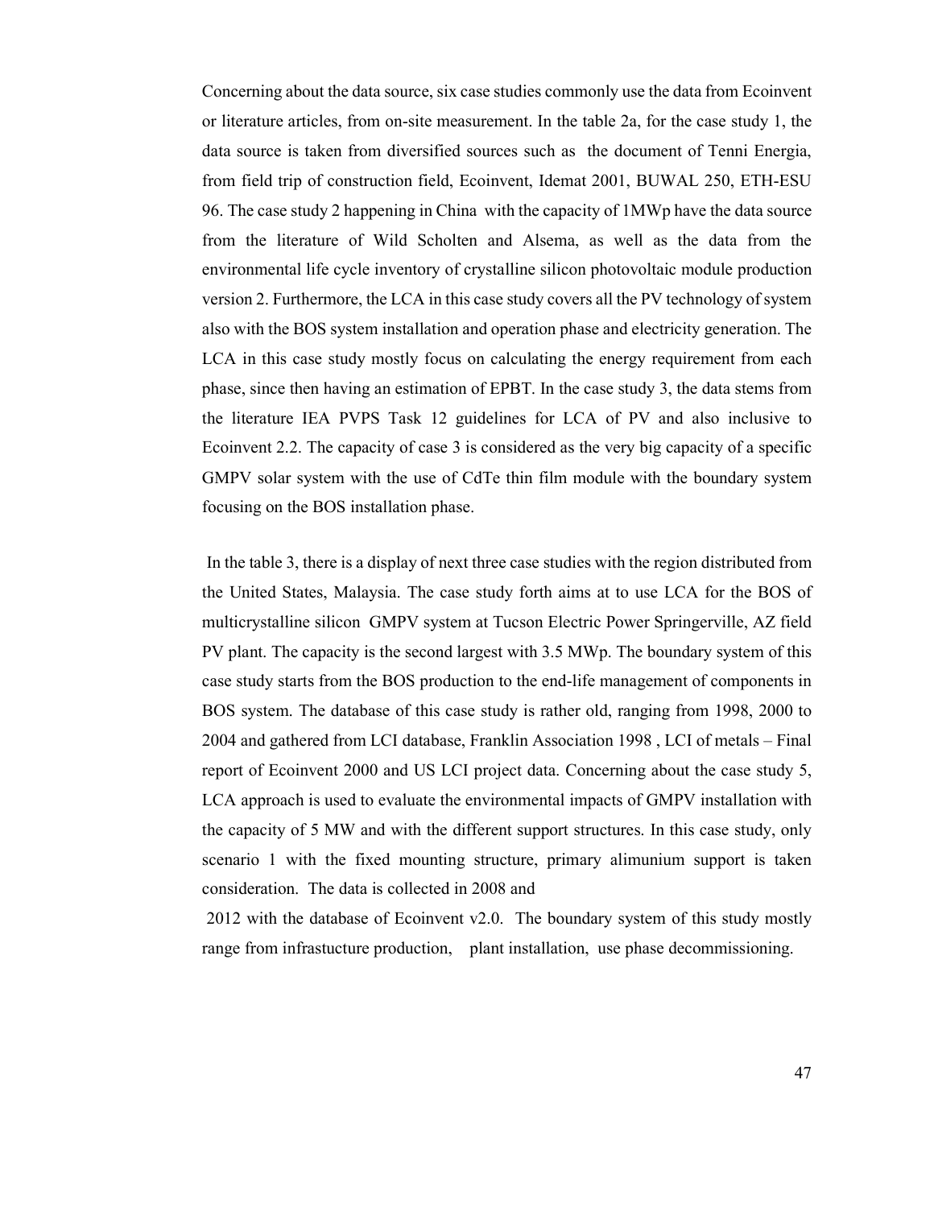Concerning about the data source, six case studies commonly use the data from Ecoinvent or literature articles, from on-site measurement. In the table 2a, for the case study 1, the data source is taken from diversified sources such as the document of Tenni Energia, from field trip of construction field, Ecoinvent, Idemat 2001, BUWAL 250, ETH-ESU 96. The case study 2 happening in China with the capacity of 1MWp have the data source from the literature of Wild Scholten and Alsema, as well as the data from the environmental life cycle inventory of crystalline silicon photovoltaic module production version 2. Furthermore, the LCA in this case study covers all the PV technology of system also with the BOS system installation and operation phase and electricity generation. The LCA in this case study mostly focus on calculating the energy requirement from each phase, since then having an estimation of EPBT. In the case study 3, the data stems from the literature IEA PVPS Task 12 guidelines for LCA of PV and also inclusive to Ecoinvent 2.2. The capacity of case 3 is considered as the very big capacity of a specific GMPV solar system with the use of CdTe thin film module with the boundary system focusing on the BOS installation phase.

In the table 3, there is a display of next three case studies with the region distributed from the United States, Malaysia. The case study forth aims at to use LCA for the BOS of multicrystalline silicon GMPV system at Tucson Electric Power Springerville, AZ field PV plant. The capacity is the second largest with 3.5 MWp. The boundary system of this case study starts from the BOS production to the end-life management of components in BOS system. The database of this case study is rather old, ranging from 1998, 2000 to 2004 and gathered from LCI database, Franklin Association 1998 , LCI of metals – Final report of Ecoinvent 2000 and US LCI project data. Concerning about the case study 5, LCA approach is used to evaluate the environmental impacts of GMPV installation with the capacity of 5 MW and with the different support structures. In this case study, only scenario 1 with the fixed mounting structure, primary alimunium support is taken consideration. The data is collected in 2008 and 2012 with the database of Ecoinvent v2.0. The boundary system of this study mostly range from infrastucture production, plant installation, use phase decommissioning.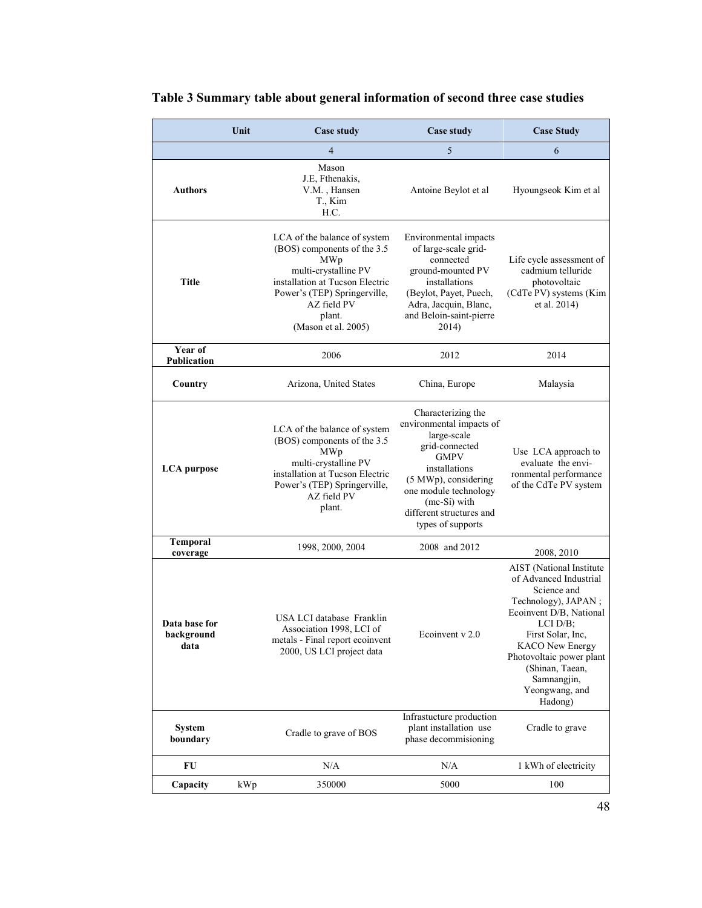**Table 3 Summary table about general information of second three case studies**

| | Unit | Case study | Case study | Case Study |
|---|---|---|---|---|
| | | 4 | 5 | 6 |
| **Authors** | | Mason J.E, Fthenakis, V.M. , Hansen T., Kim H.C. | Antoine Beylot et al | Hyoungseok Kim et al |
| **Title** | | LCA of the balance of system (BOS) components of the 3.5 MWp multi-crystalline PV installation at Tucson Electric Power's (TEP) Springerville, AZ field PV plant. (Mason et al. 2005) | Environmental impacts of large-scale grid-connected ground-mounted PV installations (Beylot, Payet, Puech, Adra, Jacquin, Blanc, and Beloin-saint-pierre 2014) | Life cycle assessment of cadmium telluride photovoltaic (CdTe PV) systems (Kim et al. 2014) |
| **Year of Publication** | | 2006 | 2012 | 2014 |
| **Country** | | Arizona, United States | China, Europe | Malaysia |
| **LCA purpose** | | LCA of the balance of system (BOS) components of the 3.5 MWp multi-crystalline PV installation at Tucson Electric Power's (TEP) Springerville, AZ field PV plant. | Characterizing the environmental impacts of large-scale grid-connected GMPV installations (5 MWp), considering one module technology (mc-Si) with different structures and types of supports | Use LCA approach to evaluate the envi-ronmental performance of the CdTe PV system |
| **Temporal coverage** | | 1998, 2000, 2004 | 2008 and 2012 | 2008, 2010 |
| **Data base for background data** | | USA LCI database Franklin Association 1998, LCI of metals - Final report ecoinvent 2000, US LCI project data | Ecoinvent v 2.0 | AIST (National Institute of Advanced Industrial Science and Technology), JAPAN ; Ecoinvent D/B, National LCI D/B; First Solar, Inc, KACO New Energy Photovoltaic power plant (Shinan, Taean, Samnangjin, Yeongwang, and Hadong) |
| **System boundary** | | Cradle to grave of BOS | Infrastucture production plant installation use phase decommisioning | Cradle to grave |
| **FU** | | N/A | N/A | 1 kWh of electricity |
| **Capacity** | kWp | 350000 | 5000 | 100 |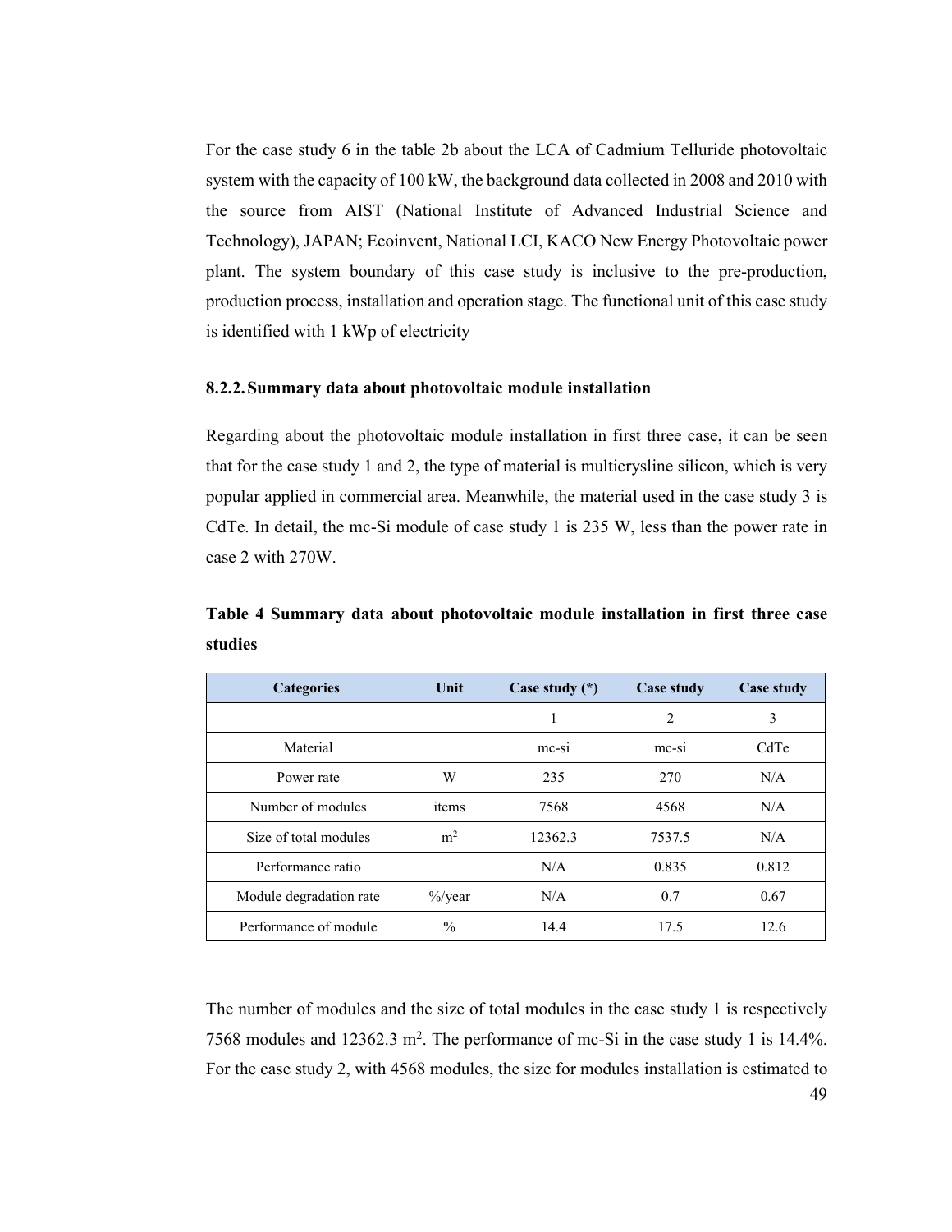For the case study 6 in the table 2b about the LCA of Cadmium Telluride photovoltaic system with the capacity of 100 kW, the background data collected in 2008 and 2010 with the source from AIST (National Institute of Advanced Industrial Science and Technology), JAPAN; Ecoinvent, National LCI, KACO New Energy Photovoltaic power plant. The system boundary of this case study is inclusive to the pre-production, production process, installation and operation stage. The functional unit of this case study is identified with 1 kWp of electricity

### 8.2.2. Summary data about photovoltaic module installation

Regarding about the photovoltaic module installation in first three case, it can be seen that for the case study 1 and 2, the type of material is multicrysline silicon, which is very popular applied in commercial area. Meanwhile, the material used in the case study 3 is CdTe. In detail, the mc-Si module of case study 1 is 235 W, less than the power rate in case 2 with 270W.

**Table 4 Summary data about photovoltaic module installation in first three case studies**

| Categories | Unit | Case study (*) | Case study | Case study |
|---|---|---|---|---|
| | | 1 | 2 | 3 |
| Material | | mc-si | mc-si | CdTe |
| Power rate | W | 235 | 270 | N/A |
| Number of modules | items | 7568 | 4568 | N/A |
| Size of total modules | $m^2$ | 12362.3 | 7537.5 | N/A |
| Performance ratio | | N/A | 0.835 | 0.812 |
| Module degradation rate | %/year | N/A | 0.7 | 0.67 |
| Performance of module | % | 14.4 | 17.5 | 12.6 |

The number of modules and the size of total modules in the case study 1 is respectively 7568 modules and 12362.3 $m^2$. The performance of mc-Si in the case study 1 is 14.4%. For the case study 2, with 4568 modules, the size for modules installation is estimated to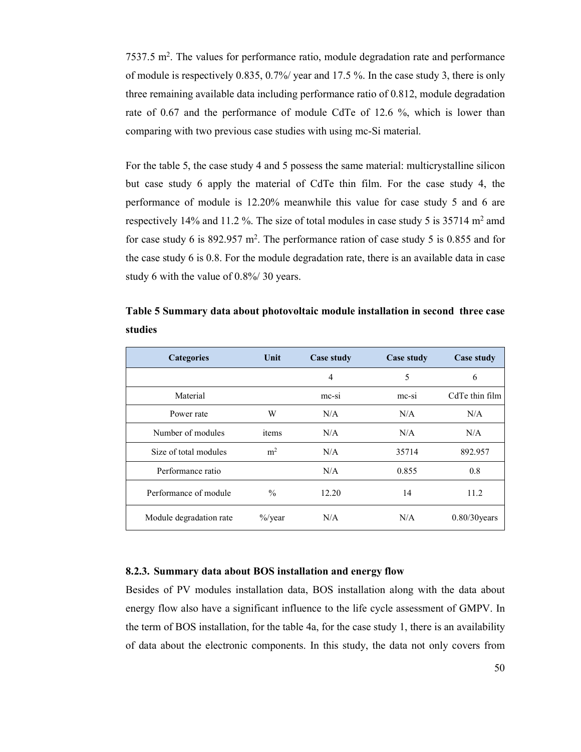7537.5 $m^2$. The values for performance ratio, module degradation rate and performance of module is respectively 0.835, 0.7%/ year and 17.5 %. In the case study 3, there is only three remaining available data including performance ratio of 0.812, module degradation rate of 0.67 and the performance of module CdTe of 12.6 %, which is lower than comparing with two previous case studies with using mc-Si material.

For the table 5, the case study 4 and 5 possess the same material: multicrystalline silicon but case study 6 apply the material of CdTe thin film. For the case study 4, the performance of module is 12.20% meanwhile this value for case study 5 and 6 are respectively 14% and 11.2 %. The size of total modules in case study 5 is 35714 $m^2$ amd for case study 6 is 892.957 $m^2$. The performance ration of case study 5 is 0.855 and for the case study 6 is 0.8. For the module degradation rate, there is an available data in case study 6 with the value of 0.8%/ 30 years.

**Table 5 Summary data about photovoltaic module installation in second three case studies**

| Categories | Unit | Case study | Case study | Case study |
|---|---|---|---|---|
| | | 4 | 5 | 6 |
| Material | | mc-si | mc-si | CdTe thin film |
| Power rate | W | N/A | N/A | N/A |
| Number of modules | items | N/A | N/A | N/A |
| Size of total modules | $m^2$ | N/A | 35714 | 892.957 |
| Performance ratio | | N/A | 0.855 | 0.8 |
| Performance of module | % | 12.20 | 14 | 11.2 |
| Module degradation rate | %/year | N/A | N/A | 0.80/30years |

### 8.2.3. Summary data about BOS installation and energy flow

Besides of PV modules installation data, BOS installation along with the data about energy flow also have a significant influence to the life cycle assessment of GMPV. In the term of BOS installation, for the table 4a, for the case study 1, there is an availability of data about the electronic components. In this study, the data not only covers from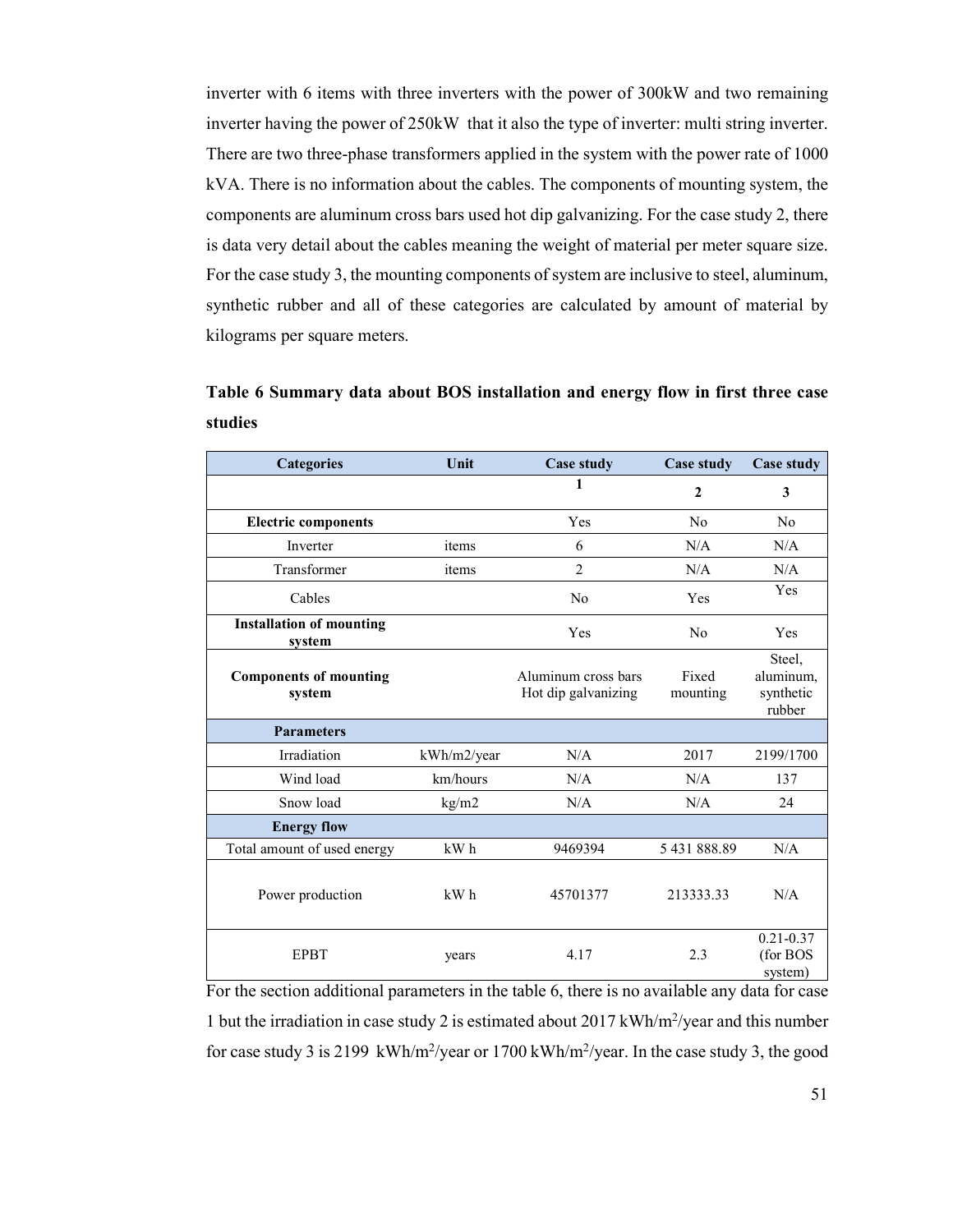inverter with 6 items with three inverters with the power of 300kW and two remaining inverter having the power of 250kW that it also the type of inverter: multi string inverter. There are two three-phase transformers applied in the system with the power rate of 1000 kVA. There is no information about the cables. The components of mounting system, the components are aluminum cross bars used hot dip galvanizing. For the case study 2, there is data very detail about the cables meaning the weight of material per meter square size. For the case study 3, the mounting components of system are inclusive to steel, aluminum, synthetic rubber and all of these categories are calculated by amount of material by kilograms per square meters.

**Table 6 Summary data about BOS installation and energy flow in first three case studies**

| Categories | Unit | Case study 1 | Case study 2 | Case study 3 |
|---|---|---|---|---|
| **Electric components** | | Yes | No | No |
| Inverter | items | 6 | N/A | N/A |
| Transformer | items | 2 | N/A | N/A |
| Cables | | No | Yes | Yes |
| **Installation of mounting system** | | Yes | No | Yes |
| **Components of mounting system** | | Aluminum cross bars Hot dip galvanizing | Fixed mounting | Steel, aluminum, synthetic rubber |
| **Parameters** | | | | |
| Irradiation | kWh/m2/year | N/A | 2017 | 2199/1700 |
| Wind load | km/hours | N/A | N/A | 137 |
| Snow load | kg/m2 | N/A | N/A | 24 |
| **Energy flow** | | | | |
| Total amount of used energy | kW h | 9469394 | 5 431 888.89 | N/A |
| Power production | kW h | 45701377 | 213333.33 | N/A |
| EPBT | years | 4.17 | 2.3 | 0.21-0.37 (for BOS system) |

For the section additional parameters in the table 6, there is no available any data for case 1 but the irradiation in case study 2 is estimated about 2017 kWh/m$^2$/year and this number for case study 3 is 2199 kWh/m$^2$/year or 1700 kWh/m$^2$/year. In the case study 3, the good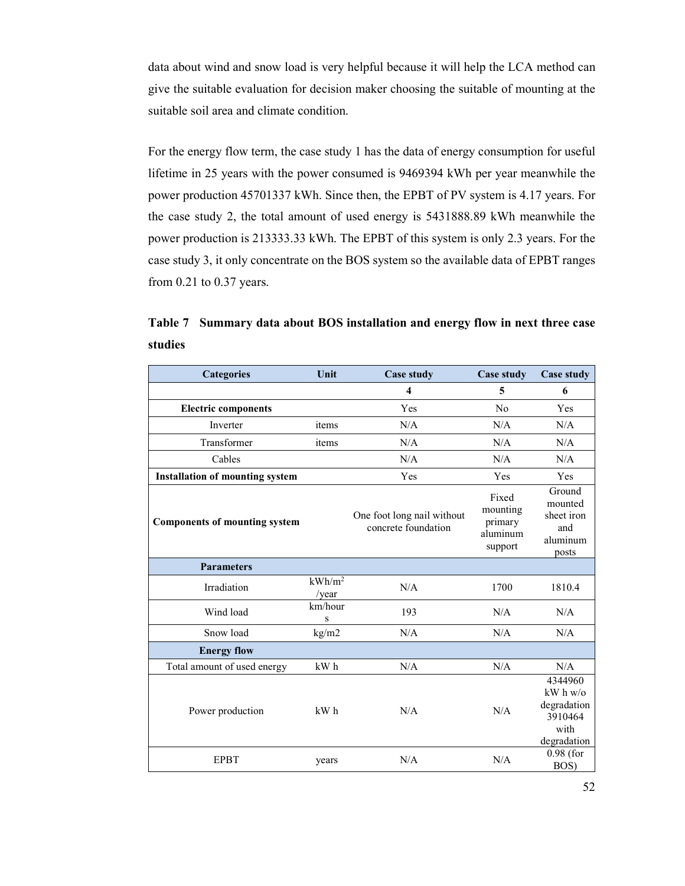data about wind and snow load is very helpful because it will help the LCA method can give the suitable evaluation for decision maker choosing the suitable of mounting at the suitable soil area and climate condition.

For the energy flow term, the case study 1 has the data of energy consumption for useful lifetime in 25 years with the power consumed is 9469394 kWh per year meanwhile the power production 45701337 kWh. Since then, the EPBT of PV system is 4.17 years. For the case study 2, the total amount of used energy is 5431888.89 kWh meanwhile the power production is 213333.33 kWh. The EPBT of this system is only 2.3 years. For the case study 3, it only concentrate on the BOS system so the available data of EPBT ranges from 0.21 to 0.37 years.

**Table 7 Summary data about BOS installation and energy flow in next three case studies**

| Categories | Unit | Case study | Case study | Case study |
|---|---|---|---|---|
| | | 4 | 5 | 6 |
| **Electric components** | | Yes | No | Yes |
| Inverter | items | N/A | N/A | N/A |
| Transformer | items | N/A | N/A | N/A |
| Cables | | N/A | N/A | N/A |
| **Installation of mounting system** | | Yes | Yes | Yes |
| **Components of mounting system** | | One foot long nail without concrete foundation | Fixed mounting primary aluminum support | Ground mounted sheet iron and aluminum posts |
| **Parameters** | | | | |
| Irradiation | $kWh/m^2$ /year | N/A | 1700 | 1810.4 |
| Wind load | km/hours | 193 | N/A | N/A |
| Snow load | kg/m2 | N/A | N/A | N/A |
| **Energy flow** | | | | |
| Total amount of used energy | kW h | N/A | N/A | N/A |
| Power production | kW h | N/A | N/A | 4344960 kW h w/o degradation 3910464 with degradation |
| EPBT | years | N/A | N/A | 0.98 (for BOS) |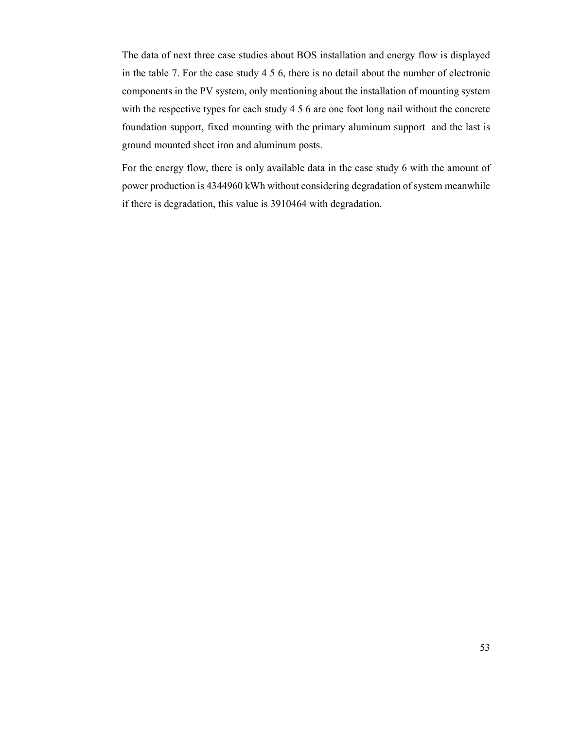The data of next three case studies about BOS installation and energy flow is displayed in the table 7. For the case study 4 5 6, there is no detail about the number of electronic components in the PV system, only mentioning about the installation of mounting system with the respective types for each study 4 5 6 are one foot long nail without the concrete foundation support, fixed mounting with the primary aluminum support and the last is ground mounted sheet iron and aluminum posts.

For the energy flow, there is only available data in the case study 6 with the amount of power production is 4344960 kWh without considering degradation of system meanwhile if there is degradation, this value is 3910464 with degradation.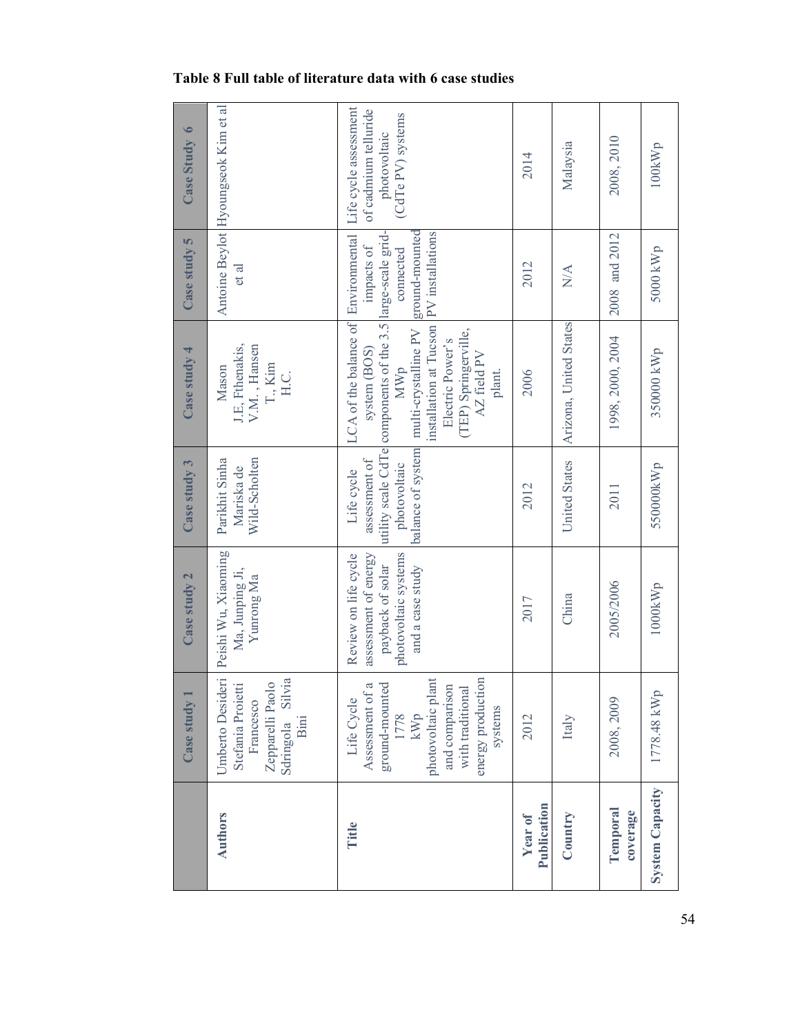**Table 8 Full table of literature data with 6 case studies**

| | Case study 1 | Case study 2 | Case study 3 | Case study 4 | Case study 5 | Case Study 6 |
|---|---|---|---|---|---|---|
| **Authors** | Umberto Desideri Stefania Proietti Francesco Zepparelli Paolo Sdringola Silvia Bini | Peishi Wu, Xiaoming Ma, Junping Ji, Yunrong Ma | Parikhit Sinha Mariska de Wild-Scholten | Mason J.E, Fthenakis, V.M. , Hansen T., Kim H.C. | Antoine Beylot et al | Hyoungseok Kim et al |
| **Title** | Life Cycle Assessment of a ground-mounted 1778 kWp photovoltaic plant and comparison with traditional energy production systems | Review on life cycle assessment of energy payback of solar photovoltaic systems and a case study | Life cycle assessment of utility scale CdTe photovoltaic balance of system | LCA of the balance of system (BOS) components of the 3.5 MWp multi-crystalline PV installation at Tucson Electric Power's (TEP) Springerville, AZ field PV plant. | Environmental impacts of large-scale grid-connected ground-mounted PV installations | Life cycle assessment of cadmium telluride photovoltaic (CdTe PV) systems |
| **Year of Publication** | 2012 | 2017 | 2012 | 2006 | 2012 | 2014 |
| **Country** | Italy | China | United States | Arizona, United States | N/A | Malaysia |
| **Temporal coverage** | 2008, 2009 | 2005/2006 | 2011 | 1998, 2000, 2004 | 2008 and 2012 | 2008, 2010 |
| **System Capacity** | 1778.48 kWp | 1000kWp | 550000kWp | 350000 kWp | 5000 kWp | 100kWp |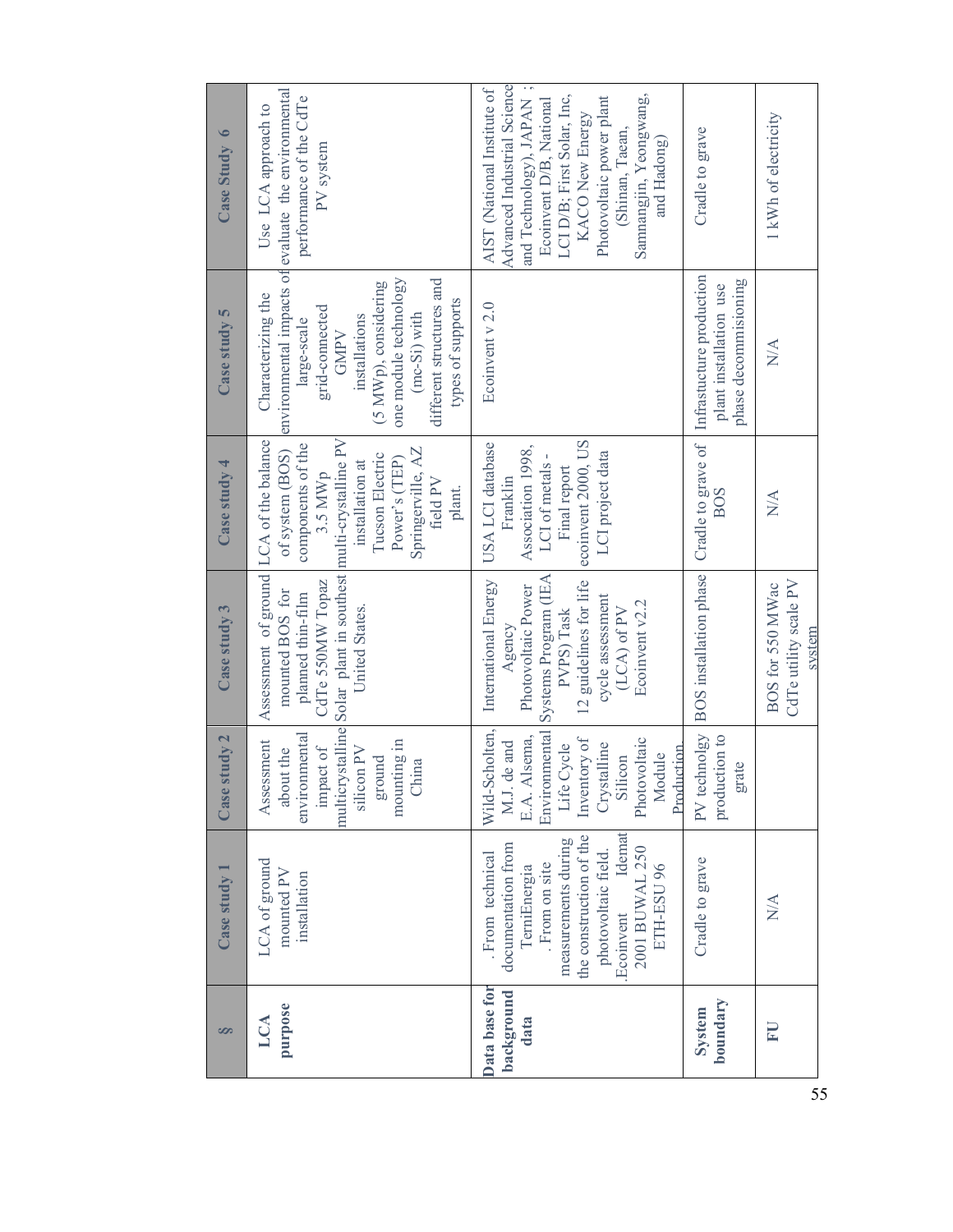| § | Case study 1 | Case study 2 | Case study 3 | Case study 4 | Case study 5 | Case Study 6 |
|---|---|---|---|---|---|---|
| **LCA purpose** | LCA of ground mounted PV installation | Assessment about the environmental impact of multicrystalline silicon PV ground mounting in China | Assessment of ground mounted BOS for planned thin-film CdTe 550MW Topaz Solar plant in southest United States. | LCA of the balance of system (BOS) components of the 3.5 MWp multi-crystalline PV installation at Tucson Electric Power's (TEP) Springerville, AZ field PV plant. | Characterizing the environmental impacts of large-scale grid-connected GMPV installations (5 MWp), considering one module technology (mc-Si) with different structures and types of supports | Use LCA approach to evaluate the environmental performance of the CdTe PV system |
| **Data base for background data** | . From technical documentation from TerniEnergia . From on site measurements during the construction of the photovoltaic field. .Ecoinvent Idemat 2001 BUWAL 250 ETH-ESU 96 | Wild-Scholten, M.J. de and E.A. Alsema, Environmental Life Cycle Inventory of Crystalline Silicon Photovoltaic Module Production | International Energy Agency Photovoltaic Power Systems Program (IEA PVPS) Task 12 guidelines for life cycle assessment (LCA) of PV Ecoinvent v2.2 | USA LCI database Franklin Association 1998, LCI of metals - Final report ecoinvent 2000, US LCI project data | Ecoinvent v 2.0 | AIST (National Institute of Advanced Industrial Science and Technology), JAPAN ; Ecoinvent D/B, National LCI D/B; First Solar, Inc, KACO New Energy Photovoltaic power plant (Shinan, Taean, Samnangjin, Yeongwang, and Hadong) |
| **System boundary** | Cradle to grave | PV technolgy production to grate | BOS installation phase | Cradle to grave of BOS | Infrastucture production plant installation use phase decommisioning | Cradle to grave |
| **FU** | N/A | | BOS for 550 MWac CdTe utility scale PV system | N/A | N/A | 1 kWh of electricity |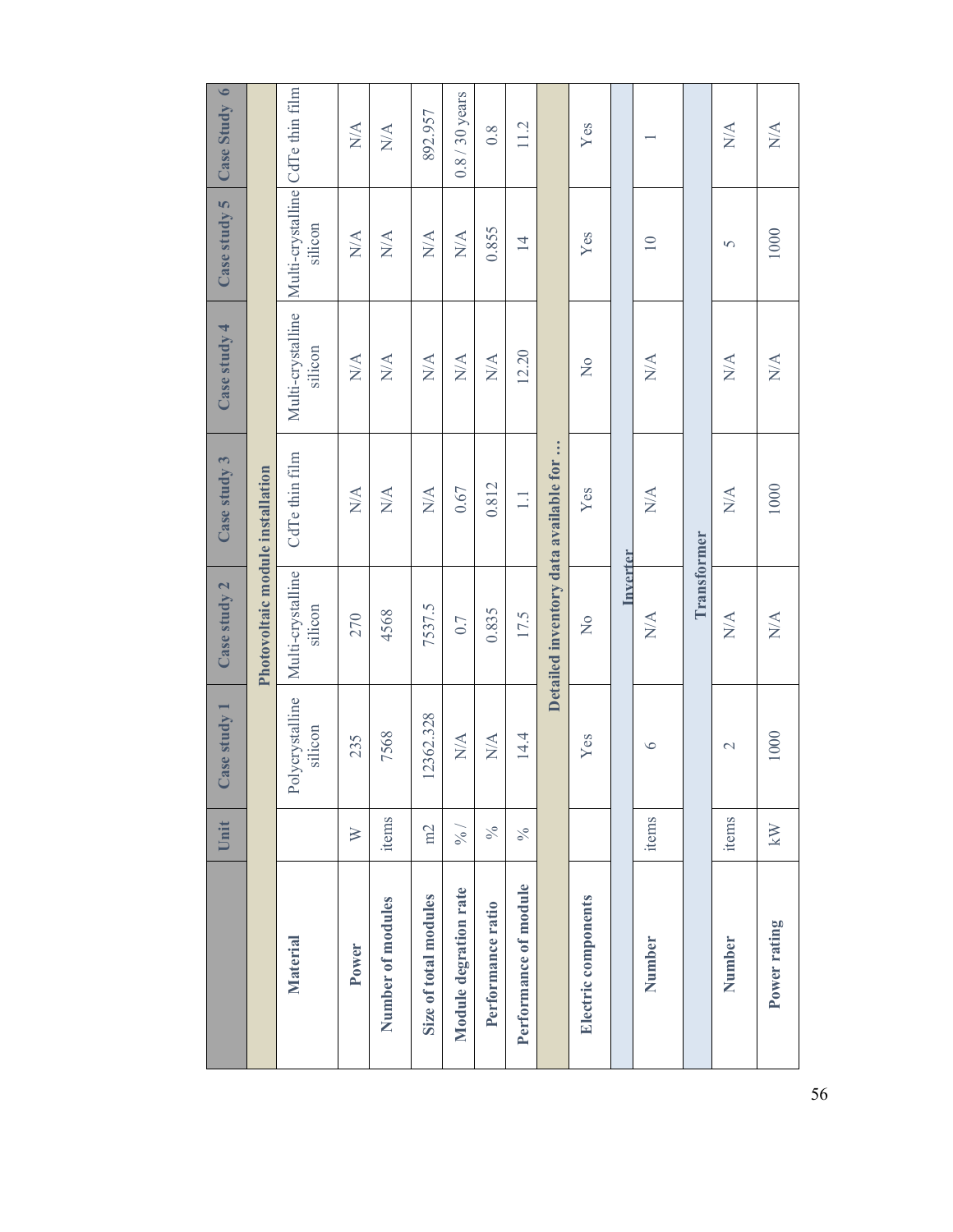| | Unit | Case study 1 | Case study 2 | Case study 3 | Case study 4 | Case study 5 | Case Study 6 |
|---|---|---|---|---|---|---|---|
| **Photovoltaic module installation** | | | | | | | |
| **Material** | | Polycrystalline silicon | Multi-crystalline silicon | CdTe thin film | Multi-crystalline silicon | Multi-crystalline silicon | CdTe thin film |
| **Power** | W | 235 | 270 | N/A | N/A | N/A | N/A |
| **Number of modules** | items | 7568 | 4568 | N/A | N/A | N/A | N/A |
| **Size of total modules** | m2 | 12362.328 | 7537.5 | N/A | N/A | N/A | 892.957 |
| **Module degration rate** | % / | N/A | 0.7 | 0.67 | N/A | N/A | 0.8 / 30 years |
| **Performance ratio** | % | N/A | 0.835 | 0.812 | N/A | 0.855 | 0.8 |
| **Performance of module** | % | 14.4 | 17.5 | 1.1 | 12.20 | 14 | 11.2 |
| **Detailed inventory data available for …** | | | | | | | |
| **Electric components** | | Yes | No | Yes | No | Yes | Yes |
| **Inverter** | | | | | | | |
| **Number** | items | 6 | N/A | N/A | N/A | 10 | 1 |
| **Transformer** | | | | | | | |
| **Number** | items | 2 | N/A | N/A | N/A | 5 | N/A |
| **Power rating** | kW | 1000 | N/A | 1000 | N/A | 1000 | N/A |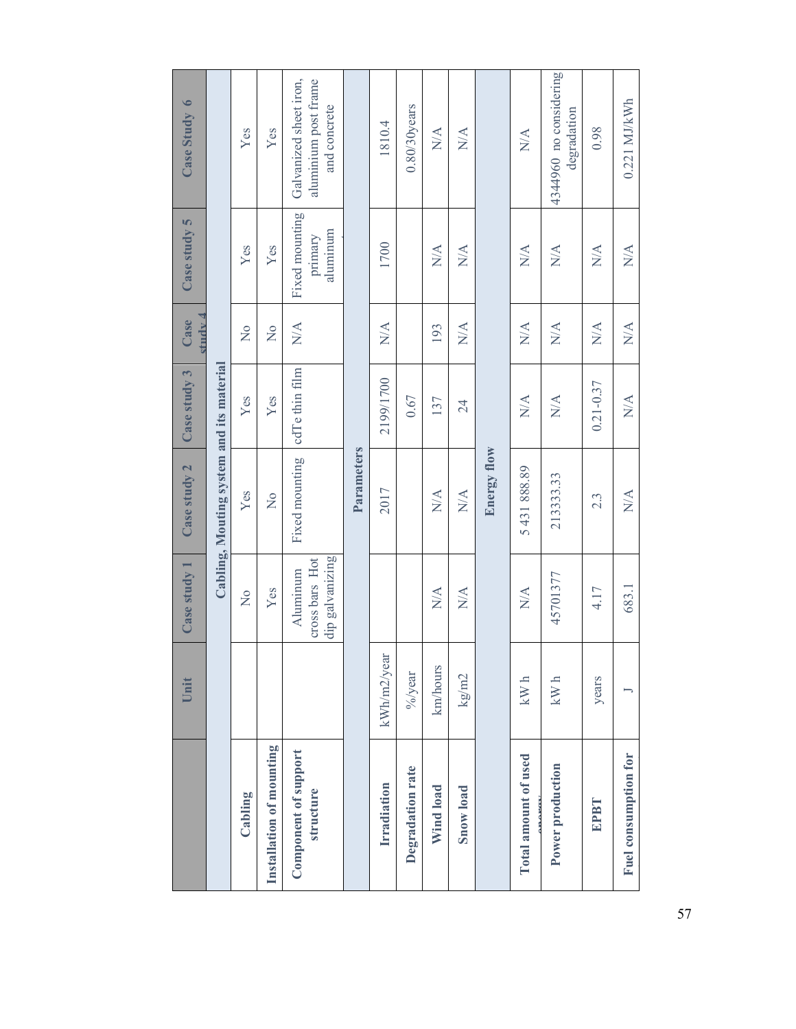| | Unit | Case study 1 | Case study 2 | Case study 3 | Case study 4 | Case study 5 | Case Study 6 |
|---|---|---|---|---|---|---|---|
| **Cabling, Mouting system and its material** | | | | | | | |
| **Cabling** | | No | Yes | Yes | No | Yes | Yes |
| **Installation of mounting** | | Yes | No | Yes | No | Yes | Yes |
| **Component of support structure** | | Aluminum cross bars Hot dip galvanizing | Fixed mounting | cdTe thin film | N/A | Fixed mounting primary aluminum | Galvanized sheet iron, aluminium post frame and concrete |
| **Parameters** | | | | | | | |
| **Irradiation** | kWh/m2/year | | 2017 | 2199/1700 | N/A | 1700 | 1810.4 |
| **Degradation rate** | %/year | | | 0.67 | | | 0.80/30years |
| **Wind load** | km/hours | N/A | N/A | 137 | 193 | N/A | N/A |
| **Snow load** | kg/m2 | N/A | N/A | 24 | N/A | N/A | N/A |
| **Energy flow** | | | | | | | |
| **Total amount of used energy** | kW h | N/A | 5 431 888.89 | N/A | N/A | N/A | N/A |
| **Power production** | kW h | 45701377 | 213333.33 | N/A | N/A | N/A | 4344960 no considering degradation |
| **EPBT** | years | 4.17 | 2.3 | 0.21-0.37 | N/A | N/A | 0.98 |
| **Fuel consumption for** | J | 683.1 | N/A | N/A | N/A | N/A | 0.221 MJ/kWh |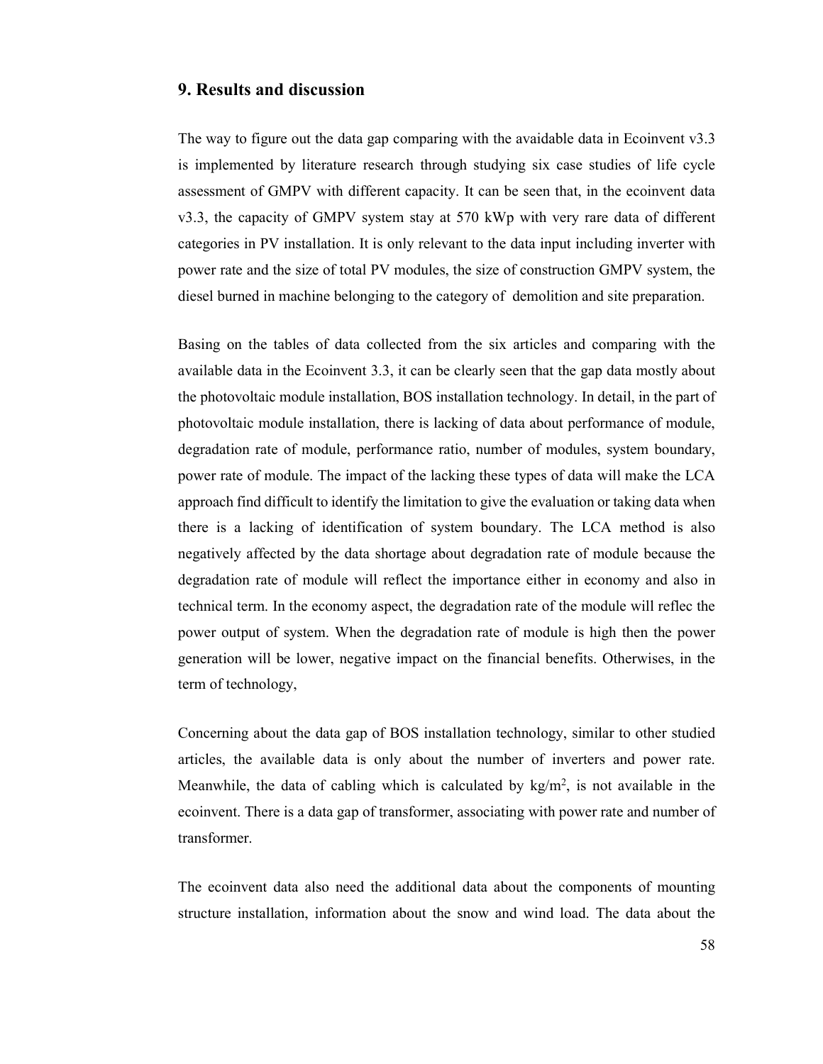## 9. Results and discussion

The way to figure out the data gap comparing with the avaidable data in Ecoinvent v3.3 is implemented by literature research through studying six case studies of life cycle assessment of GMPV with different capacity. It can be seen that, in the ecoinvent data v3.3, the capacity of GMPV system stay at 570 kWp with very rare data of different categories in PV installation. It is only relevant to the data input including inverter with power rate and the size of total PV modules, the size of construction GMPV system, the diesel burned in machine belonging to the category of demolition and site preparation.

Basing on the tables of data collected from the six articles and comparing with the available data in the Ecoinvent 3.3, it can be clearly seen that the gap data mostly about the photovoltaic module installation, BOS installation technology. In detail, in the part of photovoltaic module installation, there is lacking of data about performance of module, degradation rate of module, performance ratio, number of modules, system boundary, power rate of module. The impact of the lacking these types of data will make the LCA approach find difficult to identify the limitation to give the evaluation or taking data when there is a lacking of identification of system boundary. The LCA method is also negatively affected by the data shortage about degradation rate of module because the degradation rate of module will reflect the importance either in economy and also in technical term. In the economy aspect, the degradation rate of the module will reflec the power output of system. When the degradation rate of module is high then the power generation will be lower, negative impact on the financial benefits. Otherwises, in the term of technology,

Concerning about the data gap of BOS installation technology, similar to other studied articles, the available data is only about the number of inverters and power rate. Meanwhile, the data of cabling which is calculated by $kg/m^2$, is not available in the ecoinvent. There is a data gap of transformer, associating with power rate and number of transformer.

The ecoinvent data also need the additional data about the components of mounting structure installation, information about the snow and wind load. The data about the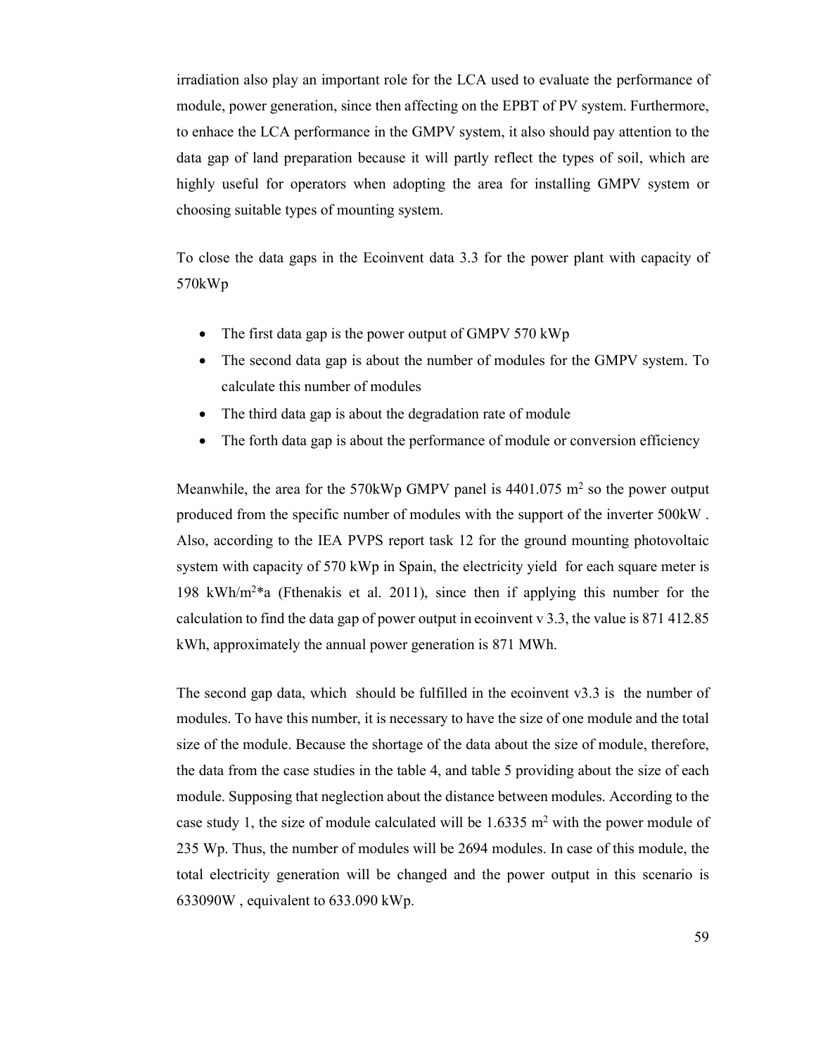irradiation also play an important role for the LCA used to evaluate the performance of module, power generation, since then affecting on the EPBT of PV system. Furthermore, to enhace the LCA performance in the GMPV system, it also should pay attention to the data gap of land preparation because it will partly reflect the types of soil, which are highly useful for operators when adopting the area for installing GMPV system or choosing suitable types of mounting system.

To close the data gaps in the Ecoinvent data 3.3 for the power plant with capacity of 570kWp

- The first data gap is the power output of GMPV 570 kWp
- The second data gap is about the number of modules for the GMPV system. To calculate this number of modules
- The third data gap is about the degradation rate of module
- The forth data gap is about the performance of module or conversion efficiency

Meanwhile, the area for the 570kWp GMPV panel is 4401.075 $m^2$ so the power output produced from the specific number of modules with the support of the inverter 500kW . Also, according to the IEA PVPS report task 12 for the ground mounting photovoltaic system with capacity of 570 kWp in Spain, the electricity yield for each square meter is 198 kWh/$m^2$*a (Fthenakis et al. 2011), since then if applying this number for the calculation to find the data gap of power output in ecoinvent v 3.3, the value is 871 412.85 kWh, approximately the annual power generation is 871 MWh.

The second gap data, which should be fulfilled in the ecoinvent v3.3 is the number of modules. To have this number, it is necessary to have the size of one module and the total size of the module. Because the shortage of the data about the size of module, therefore, the data from the case studies in the table 4, and table 5 providing about the size of each module. Supposing that neglection about the distance between modules. According to the case study 1, the size of module calculated will be 1.6335 $m^2$ with the power module of 235 Wp. Thus, the number of modules will be 2694 modules. In case of this module, the total electricity generation will be changed and the power output in this scenario is 633090W , equivalent to 633.090 kWp.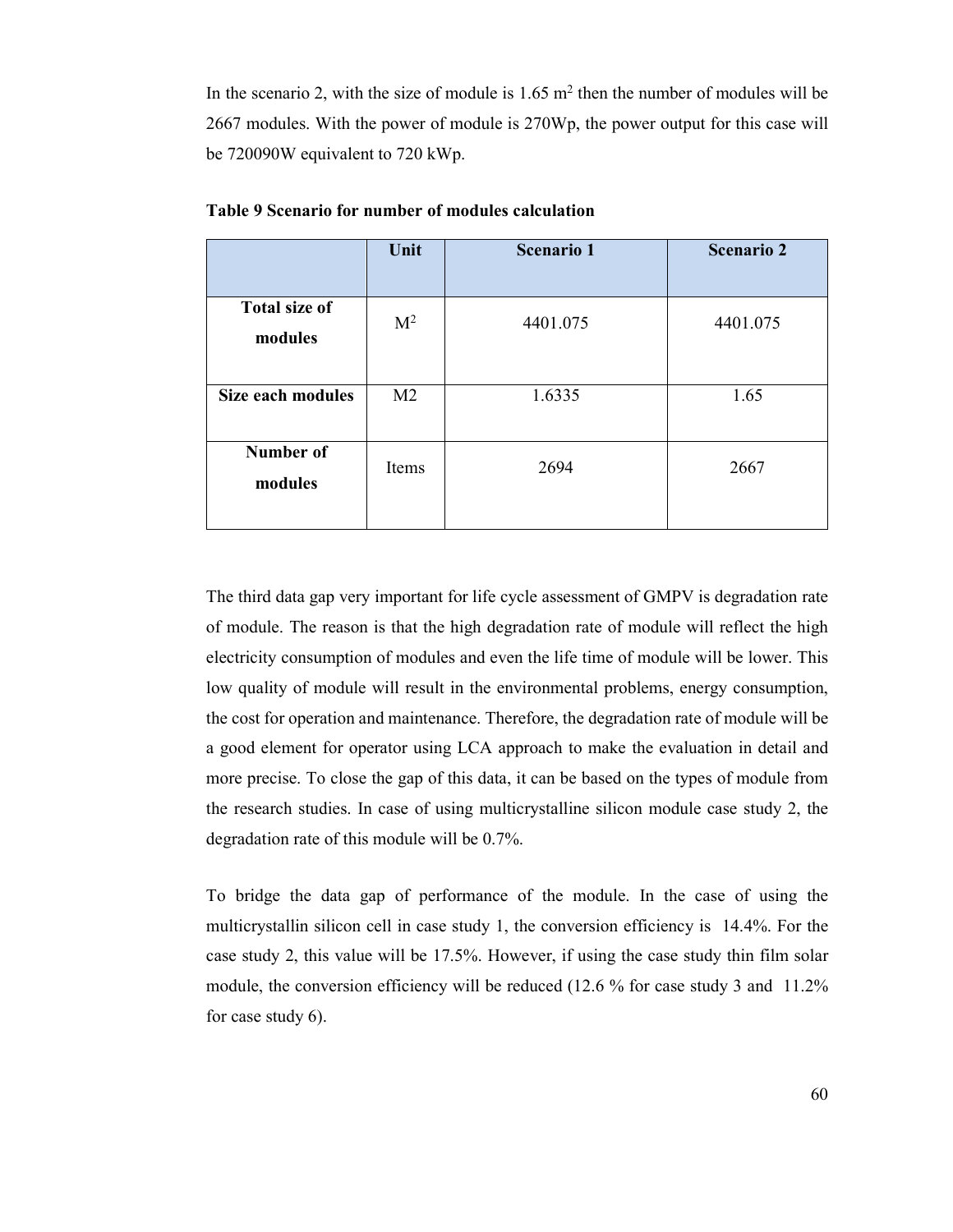In the scenario 2, with the size of module is 1.65 $m^2$ then the number of modules will be 2667 modules. With the power of module is 270Wp, the power output for this case will be 720090W equivalent to 720 kWp.

**Table 9 Scenario for number of modules calculation**

| | Unit | Scenario 1 | Scenario 2 |
|---|---|---|---|
| **Total size of modules** | $M^2$ | 4401.075 | 4401.075 |
| **Size each modules** | M2 | 1.6335 | 1.65 |
| **Number of modules** | Items | 2694 | 2667 |

The third data gap very important for life cycle assessment of GMPV is degradation rate of module. The reason is that the high degradation rate of module will reflect the high electricity consumption of modules and even the life time of module will be lower. This low quality of module will result in the environmental problems, energy consumption, the cost for operation and maintenance. Therefore, the degradation rate of module will be a good element for operator using LCA approach to make the evaluation in detail and more precise. To close the gap of this data, it can be based on the types of module from the research studies. In case of using multicrystalline silicon module case study 2, the degradation rate of this module will be 0.7%.

To bridge the data gap of performance of the module. In the case of using the multicrystallin silicon cell in case study 1, the conversion efficiency is 14.4%. For the case study 2, this value will be 17.5%. However, if using the case study thin film solar module, the conversion efficiency will be reduced (12.6 % for case study 3 and 11.2% for case study 6).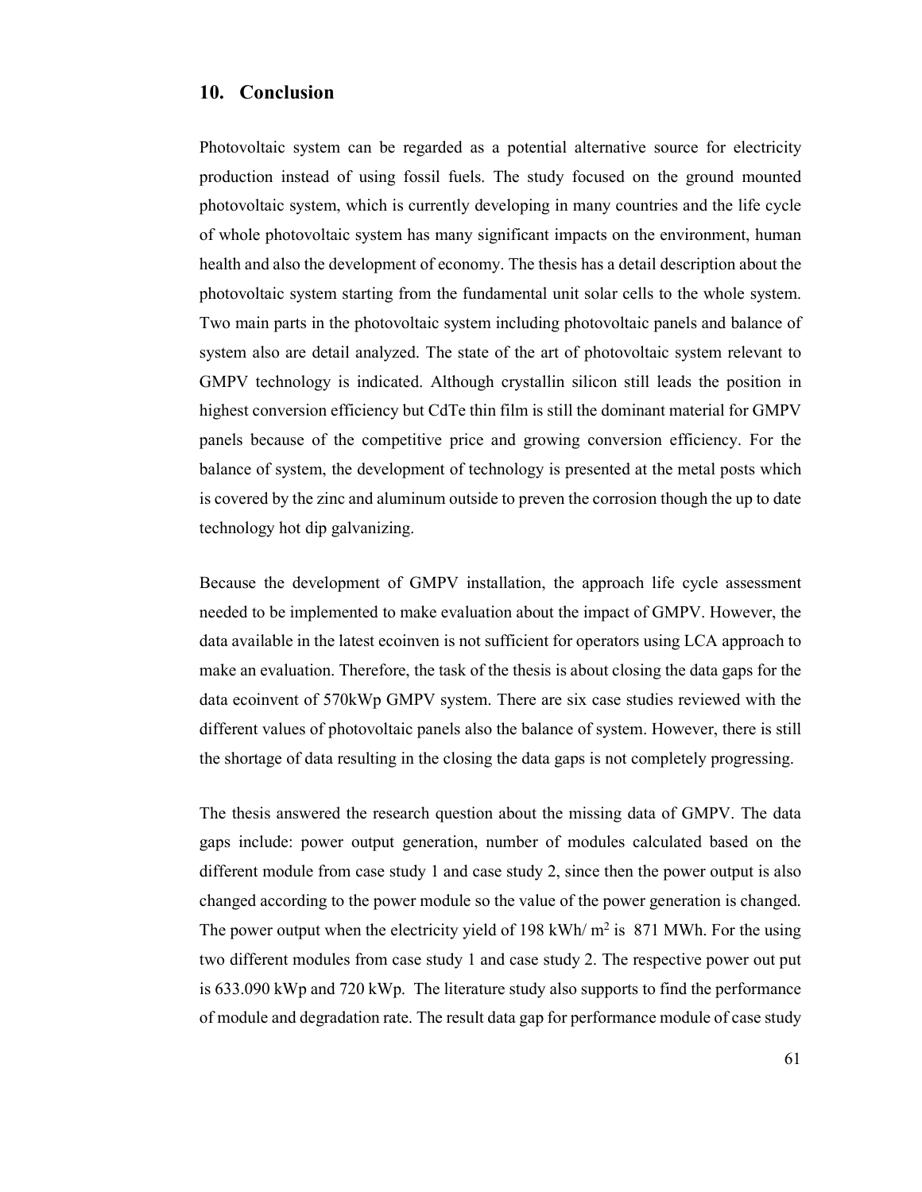## 10. Conclusion

Photovoltaic system can be regarded as a potential alternative source for electricity production instead of using fossil fuels. The study focused on the ground mounted photovoltaic system, which is currently developing in many countries and the life cycle of whole photovoltaic system has many significant impacts on the environment, human health and also the development of economy. The thesis has a detail description about the photovoltaic system starting from the fundamental unit solar cells to the whole system. Two main parts in the photovoltaic system including photovoltaic panels and balance of system also are detail analyzed. The state of the art of photovoltaic system relevant to GMPV technology is indicated. Although crystallin silicon still leads the position in highest conversion efficiency but CdTe thin film is still the dominant material for GMPV panels because of the competitive price and growing conversion efficiency. For the balance of system, the development of technology is presented at the metal posts which is covered by the zinc and aluminum outside to preven the corrosion though the up to date technology hot dip galvanizing.

Because the development of GMPV installation, the approach life cycle assessment needed to be implemented to make evaluation about the impact of GMPV. However, the data available in the latest ecoinven is not sufficient for operators using LCA approach to make an evaluation. Therefore, the task of the thesis is about closing the data gaps for the data ecoinvent of 570kWp GMPV system. There are six case studies reviewed with the different values of photovoltaic panels also the balance of system. However, there is still the shortage of data resulting in the closing the data gaps is not completely progressing.

The thesis answered the research question about the missing data of GMPV. The data gaps include: power output generation, number of modules calculated based on the different module from case study 1 and case study 2, since then the power output is also changed according to the power module so the value of the power generation is changed. The power output when the electricity yield of 198 kWh/ m$^2$ is 871 MWh. For the using two different modules from case study 1 and case study 2. The respective power out put is 633.090 kWp and 720 kWp. The literature study also supports to find the performance of module and degradation rate. The result data gap for performance module of case study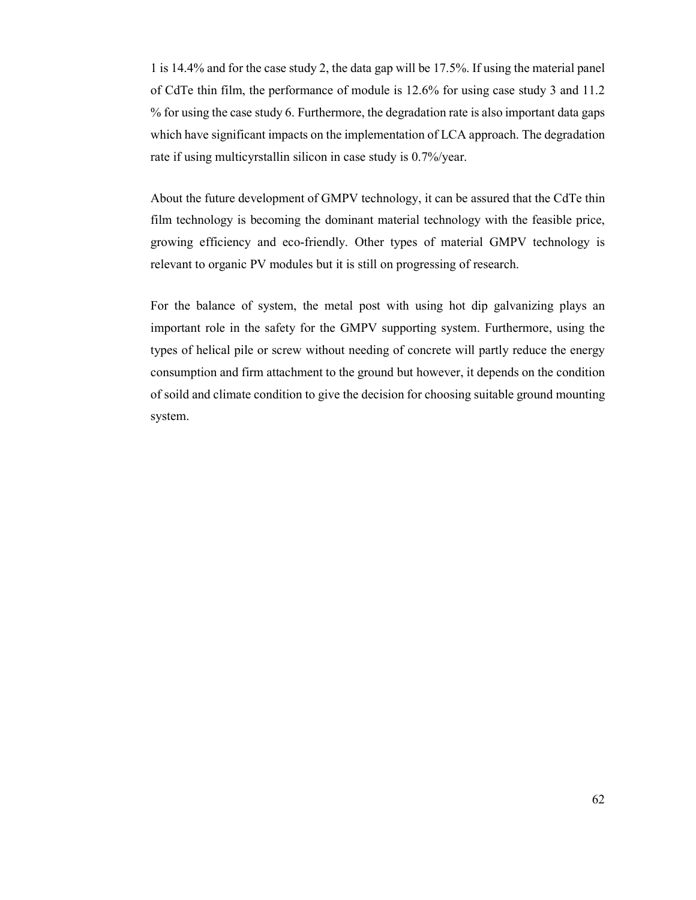1 is 14.4% and for the case study 2, the data gap will be 17.5%. If using the material panel of CdTe thin film, the performance of module is 12.6% for using case study 3 and 11.2 % for using the case study 6. Furthermore, the degradation rate is also important data gaps which have significant impacts on the implementation of LCA approach. The degradation rate if using multicyrstallin silicon in case study is 0.7%/year.

About the future development of GMPV technology, it can be assured that the CdTe thin film technology is becoming the dominant material technology with the feasible price, growing efficiency and eco-friendly. Other types of material GMPV technology is relevant to organic PV modules but it is still on progressing of research.

For the balance of system, the metal post with using hot dip galvanizing plays an important role in the safety for the GMPV supporting system. Furthermore, using the types of helical pile or screw without needing of concrete will partly reduce the energy consumption and firm attachment to the ground but however, it depends on the condition of soild and climate condition to give the decision for choosing suitable ground mounting system.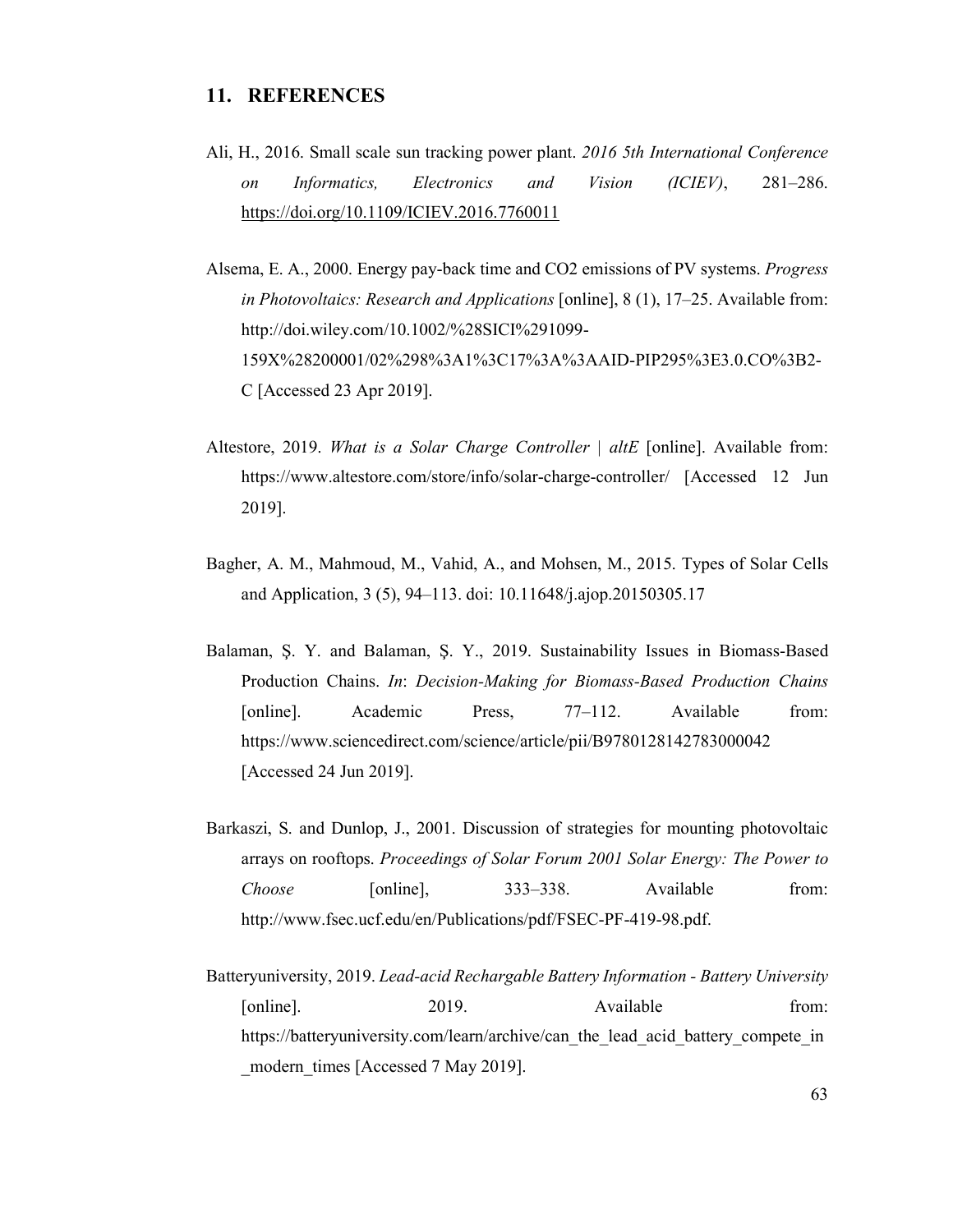## 11. REFERENCES

Ali, H., 2016. Small scale sun tracking power plant. *2016 5th International Conference on Informatics, Electronics and Vision (ICIEV)*, 281–286. https://doi.org/10.1109/ICIEV.2016.7760011

Alsema, E. A., 2000. Energy pay-back time and CO2 emissions of PV systems. *Progress in Photovoltaics: Research and Applications* [online], 8 (1), 17–25. Available from: http://doi.wiley.com/10.1002/%28SICI%291099-159X%28200001/02%298%3A1%3C17%3A%3AAID-PIP295%3E3.0.CO%3B2-C [Accessed 23 Apr 2019].

Altestore, 2019. *What is a Solar Charge Controller | altE* [online]. Available from: https://www.altestore.com/store/info/solar-charge-controller/ [Accessed 12 Jun 2019].

Bagher, A. M., Mahmoud, M., Vahid, A., and Mohsen, M., 2015. Types of Solar Cells and Application, 3 (5), 94–113. doi: 10.11648/j.ajop.20150305.17

Balaman, Ş. Y. and Balaman, Ş. Y., 2019. Sustainability Issues in Biomass-Based Production Chains. *In*: *Decision-Making for Biomass-Based Production Chains* [online]. Academic Press, 77–112. Available from: https://www.sciencedirect.com/science/article/pii/B9780128142783000042 [Accessed 24 Jun 2019].

Barkaszi, S. and Dunlop, J., 2001. Discussion of strategies for mounting photovoltaic arrays on rooftops. *Proceedings of Solar Forum 2001 Solar Energy: The Power to Choose* [online], 333–338. Available from: http://www.fsec.ucf.edu/en/Publications/pdf/FSEC-PF-419-98.pdf.

Batteryuniversity, 2019. *Lead-acid Rechargable Battery Information - Battery University* [online]. 2019. Available from: https://batteryuniversity.com/learn/archive/can_the_lead_acid_battery_compete_in_modern_times [Accessed 7 May 2019].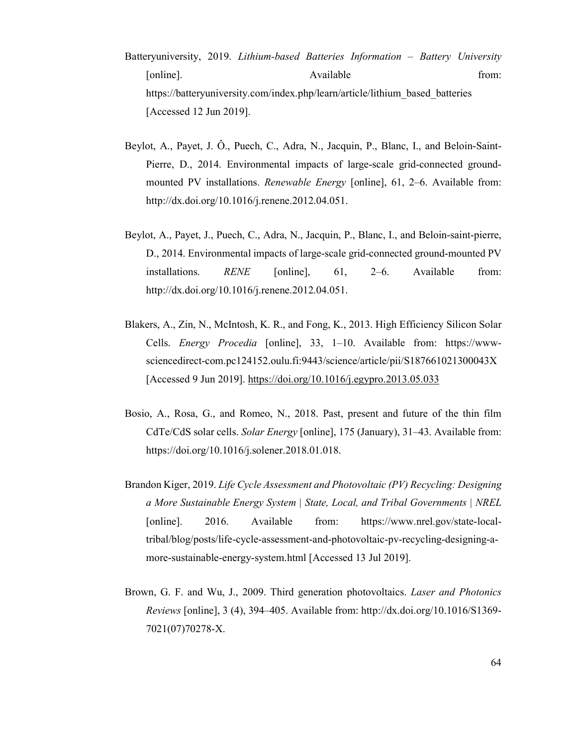Batteryuniversity, 2019. *Lithium-based Batteries Information – Battery University* [online]. Available from: https://batteryuniversity.com/index.php/learn/article/lithium_based_batteries [Accessed 12 Jun 2019].

Beylot, A., Payet, J. Ô., Puech, C., Adra, N., Jacquin, P., Blanc, I., and Beloin-Saint-Pierre, D., 2014. Environmental impacts of large-scale grid-connected ground-mounted PV installations. *Renewable Energy* [online], 61, 2–6. Available from: http://dx.doi.org/10.1016/j.renene.2012.04.051.

Beylot, A., Payet, J., Puech, C., Adra, N., Jacquin, P., Blanc, I., and Beloin-saint-pierre, D., 2014. Environmental impacts of large-scale grid-connected ground-mounted PV installations. *RENE* [online], 61, 2–6. Available from: http://dx.doi.org/10.1016/j.renene.2012.04.051.

Blakers, A., Zin, N., McIntosh, K. R., and Fong, K., 2013. High Efficiency Silicon Solar Cells. *Energy Procedia* [online], 33, 1–10. Available from: https://www-sciencedirect-com.pc124152.oulu.fi:9443/science/article/pii/S187661021300043X [Accessed 9 Jun 2019]. https://doi.org/10.1016/j.egypro.2013.05.033

Bosio, A., Rosa, G., and Romeo, N., 2018. Past, present and future of the thin film CdTe/CdS solar cells. *Solar Energy* [online], 175 (January), 31–43. Available from: https://doi.org/10.1016/j.solener.2018.01.018.

Brandon Kiger, 2019. *Life Cycle Assessment and Photovoltaic (PV) Recycling: Designing a More Sustainable Energy System | State, Local, and Tribal Governments | NREL* [online]. 2016. Available from: https://www.nrel.gov/state-local-tribal/blog/posts/life-cycle-assessment-and-photovoltaic-pv-recycling-designing-a-more-sustainable-energy-system.html [Accessed 13 Jul 2019].

Brown, G. F. and Wu, J., 2009. Third generation photovoltaics. *Laser and Photonics Reviews* [online], 3 (4), 394–405. Available from: http://dx.doi.org/10.1016/S1369-7021(07)70278-X.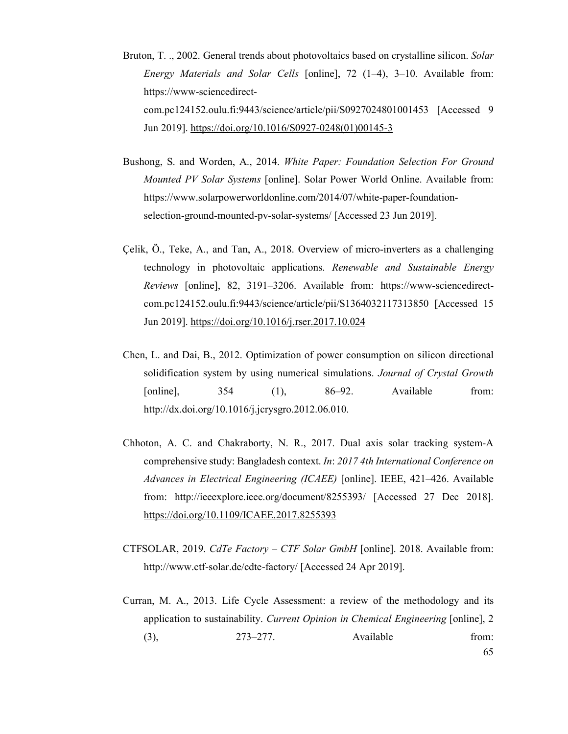Bruton, T. ., 2002. General trends about photovoltaics based on crystalline silicon. *Solar Energy Materials and Solar Cells* [online], 72 (1–4), 3–10. Available from: https://www-sciencedirect-com.pc124152.oulu.fi:9443/science/article/pii/S0927024801001453 [Accessed 9 Jun 2019]. https://doi.org/10.1016/S0927-0248(01)00145-3

Bushong, S. and Worden, A., 2014. *White Paper: Foundation Selection For Ground Mounted PV Solar Systems* [online]. Solar Power World Online. Available from: https://www.solarpowerworldonline.com/2014/07/white-paper-foundation-selection-ground-mounted-pv-solar-systems/ [Accessed 23 Jun 2019].

Çelik, Ö., Teke, A., and Tan, A., 2018. Overview of micro-inverters as a challenging technology in photovoltaic applications. *Renewable and Sustainable Energy Reviews* [online], 82, 3191–3206. Available from: https://www-sciencedirect-com.pc124152.oulu.fi:9443/science/article/pii/S1364032117313850 [Accessed 15 Jun 2019]. https://doi.org/10.1016/j.rser.2017.10.024

Chen, L. and Dai, B., 2012. Optimization of power consumption on silicon directional solidification system by using numerical simulations. *Journal of Crystal Growth* [online], 354 (1), 86–92. Available from: http://dx.doi.org/10.1016/j.jcrysgro.2012.06.010.

Chhoton, A. C. and Chakraborty, N. R., 2017. Dual axis solar tracking system-A comprehensive study: Bangladesh context. *In*: *2017 4th International Conference on Advances in Electrical Engineering (ICAEE)* [online]. IEEE, 421–426. Available from: http://ieeexplore.ieee.org/document/8255393/ [Accessed 27 Dec 2018]. https://doi.org/10.1109/ICAEE.2017.8255393

CTFSOLAR, 2019. *CdTe Factory – CTF Solar GmbH* [online]. 2018. Available from: http://www.ctf-solar.de/cdte-factory/ [Accessed 24 Apr 2019].

Curran, M. A., 2013. Life Cycle Assessment: a review of the methodology and its application to sustainability. *Current Opinion in Chemical Engineering* [online], 2 (3), 273–277. Available from: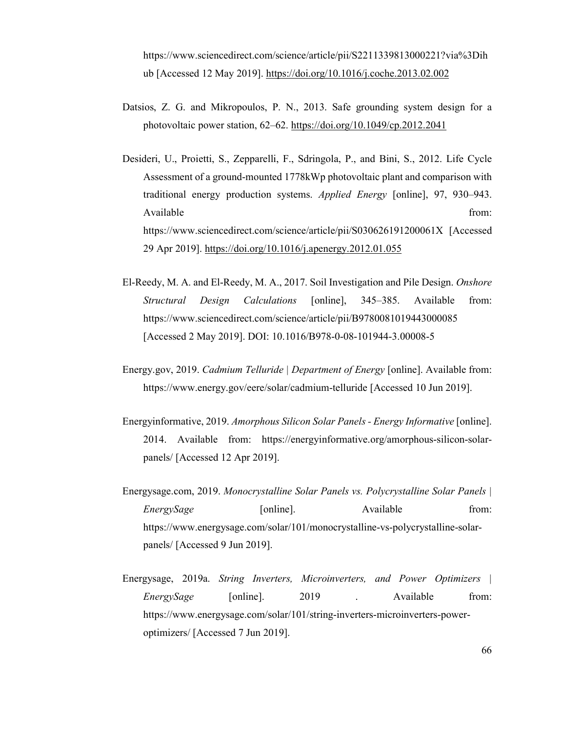https://www.sciencedirect.com/science/article/pii/S2211339813000221?via%3Dihub [Accessed 12 May 2019]. https://doi.org/10.1016/j.coche.2013.02.002

Datsios, Z. G. and Mikropoulos, P. N., 2013. Safe grounding system design for a photovoltaic power station, 62–62. https://doi.org/10.1049/cp.2012.2041

Desideri, U., Proietti, S., Zepparelli, F., Sdringola, P., and Bini, S., 2012. Life Cycle Assessment of a ground-mounted 1778kWp photovoltaic plant and comparison with traditional energy production systems. *Applied Energy* [online], 97, 930–943. Available from: https://www.sciencedirect.com/science/article/pii/S030626191200061X [Accessed 29 Apr 2019]. https://doi.org/10.1016/j.apenergy.2012.01.055

El-Reedy, M. A. and El-Reedy, M. A., 2017. Soil Investigation and Pile Design. *Onshore Structural Design Calculations* [online], 345–385. Available from: https://www.sciencedirect.com/science/article/pii/B9780081019443000085 [Accessed 2 May 2019]. DOI: 10.1016/B978-0-08-101944-3.00008-5

Energy.gov, 2019. *Cadmium Telluride | Department of Energy* [online]. Available from: https://www.energy.gov/eere/solar/cadmium-telluride [Accessed 10 Jun 2019].

Energyinformative, 2019. *Amorphous Silicon Solar Panels - Energy Informative* [online]. 2014. Available from: https://energyinformative.org/amorphous-silicon-solar-panels/ [Accessed 12 Apr 2019].

Energysage.com, 2019. *Monocrystalline Solar Panels vs. Polycrystalline Solar Panels | EnergySage* [online]. Available from: https://www.energysage.com/solar/101/monocrystalline-vs-polycrystalline-solar-panels/ [Accessed 9 Jun 2019].

Energysage, 2019a. *String Inverters, Microinverters, and Power Optimizers | EnergySage* [online]. 2019 . Available from: https://www.energysage.com/solar/101/string-inverters-microinverters-power-optimizers/ [Accessed 7 Jun 2019].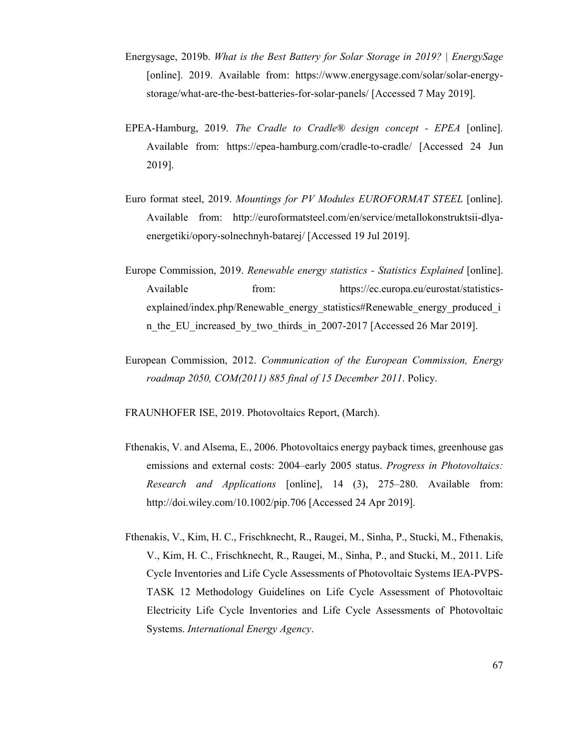Energysage, 2019b. *What is the Best Battery for Solar Storage in 2019? | EnergySage* [online]. 2019. Available from: https://www.energysage.com/solar/solar-energy-storage/what-are-the-best-batteries-for-solar-panels/ [Accessed 7 May 2019].

EPEA-Hamburg, 2019. *The Cradle to Cradle® design concept - EPEA* [online]. Available from: https://epea-hamburg.com/cradle-to-cradle/ [Accessed 24 Jun 2019].

Euro format steel, 2019. *Mountings for PV Modules EUROFORMAT STEEL* [online]. Available from: http://euroformatsteel.com/en/service/metallokonstruktsii-dlya-energetiki/opory-solnechnyh-batarej/ [Accessed 19 Jul 2019].

Europe Commission, 2019. *Renewable energy statistics - Statistics Explained* [online]. Available from: https://ec.europa.eu/eurostat/statistics-explained/index.php/Renewable_energy_statistics#Renewable_energy_produced_in_the_EU_increased_by_two_thirds_in_2007-2017 [Accessed 26 Mar 2019].

European Commission, 2012. *Communication of the European Commission, Energy roadmap 2050, COM(2011) 885 final of 15 December 2011*. Policy.

FRAUNHOFER ISE, 2019. Photovoltaics Report, (March).

Fthenakis, V. and Alsema, E., 2006. Photovoltaics energy payback times, greenhouse gas emissions and external costs: 2004–early 2005 status. *Progress in Photovoltaics: Research and Applications* [online], 14 (3), 275–280. Available from: http://doi.wiley.com/10.1002/pip.706 [Accessed 24 Apr 2019].

Fthenakis, V., Kim, H. C., Frischknecht, R., Raugei, M., Sinha, P., Stucki, M., Fthenakis, V., Kim, H. C., Frischknecht, R., Raugei, M., Sinha, P., and Stucki, M., 2011. Life Cycle Inventories and Life Cycle Assessments of Photovoltaic Systems IEA-PVPS-TASK 12 Methodology Guidelines on Life Cycle Assessment of Photovoltaic Electricity Life Cycle Inventories and Life Cycle Assessments of Photovoltaic Systems. *International Energy Agency*.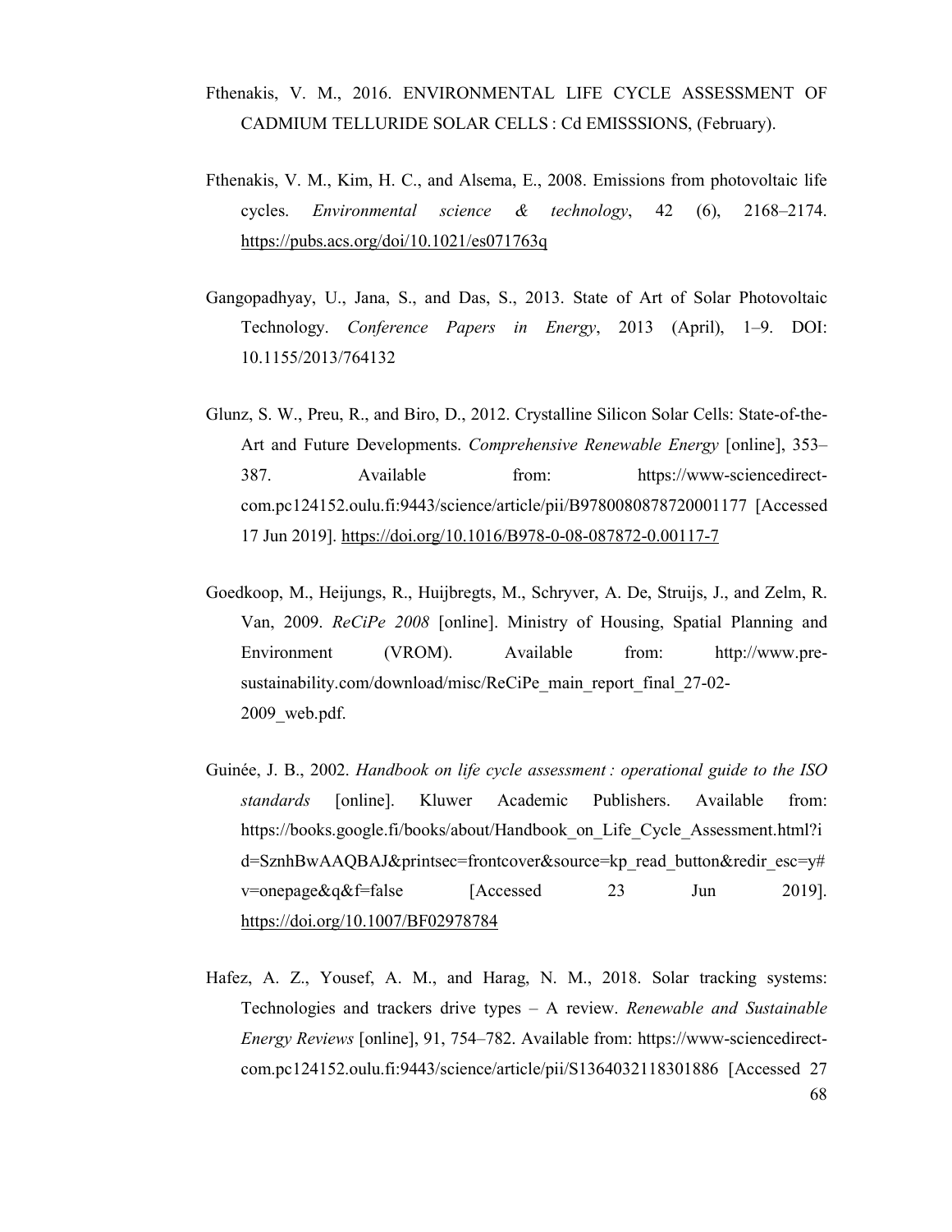Fthenakis, V. M., 2016. ENVIRONMENTAL LIFE CYCLE ASSESSMENT OF CADMIUM TELLURIDE SOLAR CELLS : Cd EMISSSIONS, (February).

Fthenakis, V. M., Kim, H. C., and Alsema, E., 2008. Emissions from photovoltaic life cycles. *Environmental science & technology*, 42 (6), 2168–2174. https://pubs.acs.org/doi/10.1021/es071763q

Gangopadhyay, U., Jana, S., and Das, S., 2013. State of Art of Solar Photovoltaic Technology. *Conference Papers in Energy*, 2013 (April), 1–9. DOI: 10.1155/2013/764132

Glunz, S. W., Preu, R., and Biro, D., 2012. Crystalline Silicon Solar Cells: State-of-the-Art and Future Developments. *Comprehensive Renewable Energy* [online], 353–387. Available from: https://www-sciencedirect-com.pc124152.oulu.fi:9443/science/article/pii/B9780080878720001177 [Accessed 17 Jun 2019]. https://doi.org/10.1016/B978-0-08-087872-0.00117-7

Goedkoop, M., Heijungs, R., Huijbregts, M., Schryver, A. De, Struijs, J., and Zelm, R. Van, 2009. *ReCiPe 2008* [online]. Ministry of Housing, Spatial Planning and Environment (VROM). Available from: http://www.pre-sustainability.com/download/misc/ReCiPe_main_report_final_27-02-2009_web.pdf.

Guinée, J. B., 2002. *Handbook on life cycle assessment : operational guide to the ISO standards* [online]. Kluwer Academic Publishers. Available from: https://books.google.fi/books/about/Handbook_on_Life_Cycle_Assessment.html?id=SznhBwAAQBAJ&printsec=frontcover&source=kp_read_button&redir_esc=y#v=onepage&q&f=false [Accessed 23 Jun 2019]. https://doi.org/10.1007/BF02978784

Hafez, A. Z., Yousef, A. M., and Harag, N. M., 2018. Solar tracking systems: Technologies and trackers drive types – A review. *Renewable and Sustainable Energy Reviews* [online], 91, 754–782. Available from: https://www-sciencedirect-com.pc124152.oulu.fi:9443/science/article/pii/S1364032118301886 [Accessed 27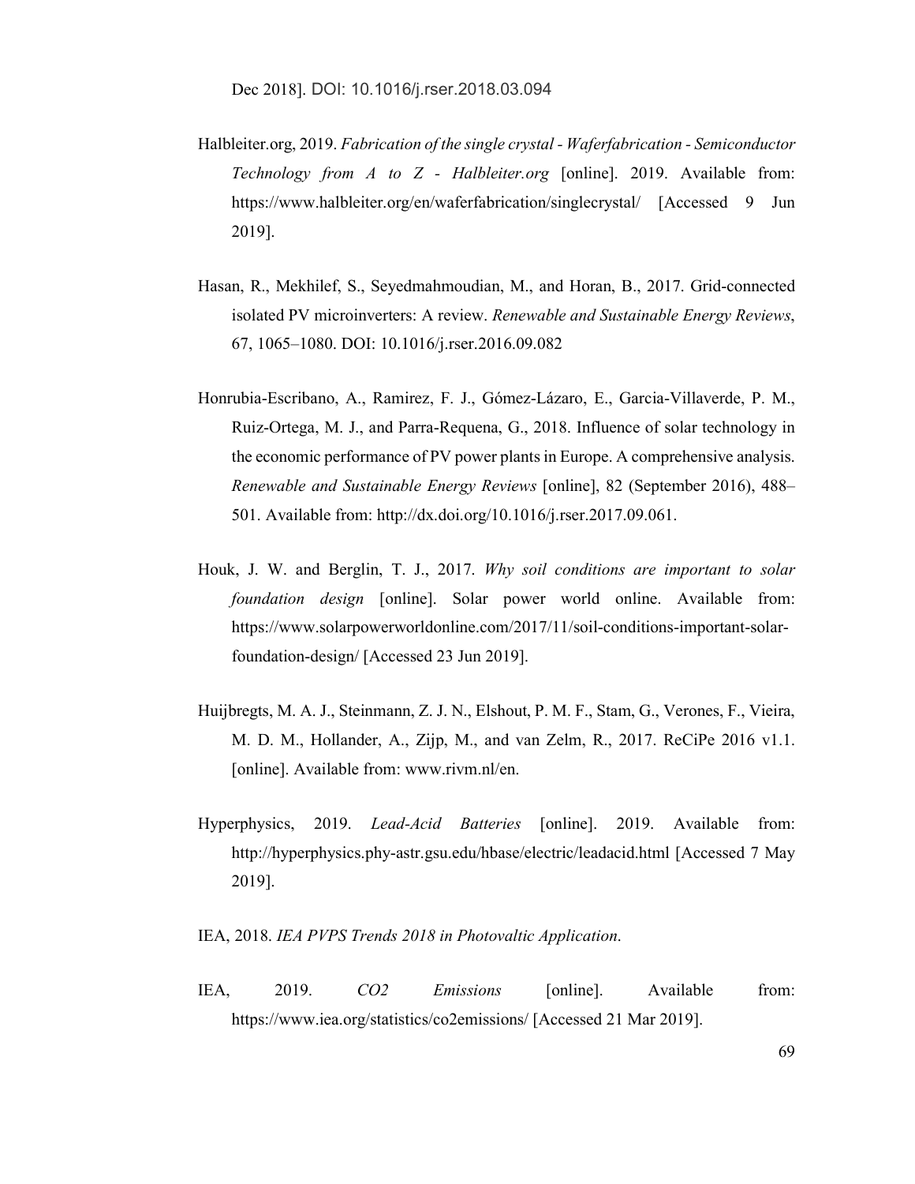Dec 2018]. DOI: 10.1016/j.rser.2018.03.094

Halbleiter.org, 2019. *Fabrication of the single crystal - Waferfabrication - Semiconductor Technology from A to Z - Halbleiter.org* [online]. 2019. Available from: https://www.halbleiter.org/en/waferfabrication/singlecrystal/ [Accessed 9 Jun 2019].

Hasan, R., Mekhilef, S., Seyedmahmoudian, M., and Horan, B., 2017. Grid-connected isolated PV microinverters: A review. *Renewable and Sustainable Energy Reviews*, 67, 1065–1080. DOI: 10.1016/j.rser.2016.09.082

Honrubia-Escribano, A., Ramirez, F. J., Gómez-Lázaro, E., Garcia-Villaverde, P. M., Ruiz-Ortega, M. J., and Parra-Requena, G., 2018. Influence of solar technology in the economic performance of PV power plants in Europe. A comprehensive analysis. *Renewable and Sustainable Energy Reviews* [online], 82 (September 2016), 488–501. Available from: http://dx.doi.org/10.1016/j.rser.2017.09.061.

Houk, J. W. and Berglin, T. J., 2017. *Why soil conditions are important to solar foundation design* [online]. Solar power world online. Available from: https://www.solarpowerworldonline.com/2017/11/soil-conditions-important-solar-foundation-design/ [Accessed 23 Jun 2019].

Huijbregts, M. A. J., Steinmann, Z. J. N., Elshout, P. M. F., Stam, G., Verones, F., Vieira, M. D. M., Hollander, A., Zijp, M., and van Zelm, R., 2017. ReCiPe 2016 v1.1. [online]. Available from: www.rivm.nl/en.

Hyperphysics, 2019. *Lead-Acid Batteries* [online]. 2019. Available from: http://hyperphysics.phy-astr.gsu.edu/hbase/electric/leadacid.html [Accessed 7 May 2019].

IEA, 2018. *IEA PVPS Trends 2018 in Photovaltic Application*.

IEA, 2019. *CO2 Emissions* [online]. Available from: https://www.iea.org/statistics/co2emissions/ [Accessed 21 Mar 2019].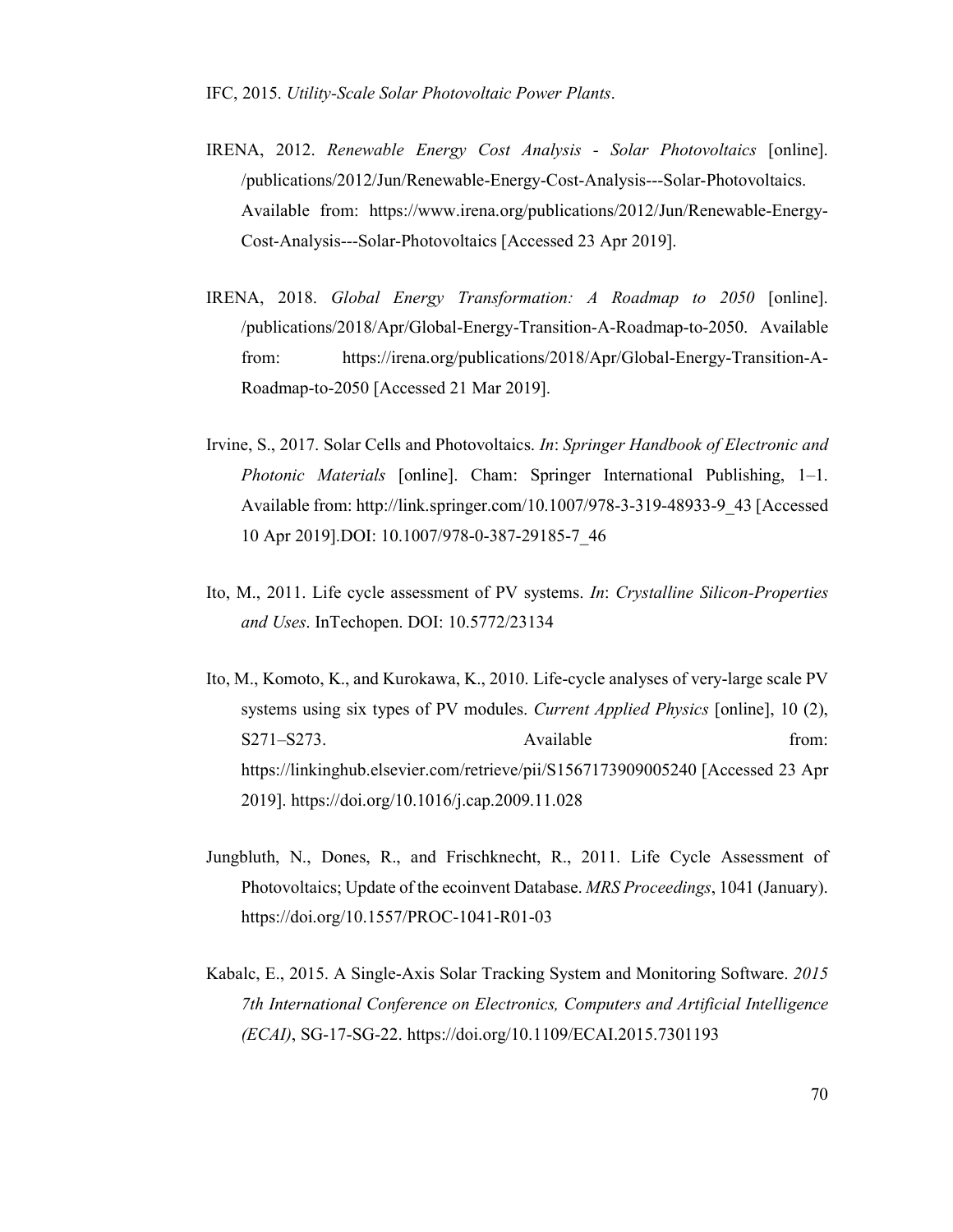IFC, 2015. *Utility-Scale Solar Photovoltaic Power Plants*.

IRENA, 2012. *Renewable Energy Cost Analysis - Solar Photovoltaics* [online]. /publications/2012/Jun/Renewable-Energy-Cost-Analysis---Solar-Photovoltaics. Available from: https://www.irena.org/publications/2012/Jun/Renewable-Energy-Cost-Analysis---Solar-Photovoltaics [Accessed 23 Apr 2019].

IRENA, 2018. *Global Energy Transformation: A Roadmap to 2050* [online]. /publications/2018/Apr/Global-Energy-Transition-A-Roadmap-to-2050. Available from: https://irena.org/publications/2018/Apr/Global-Energy-Transition-A-Roadmap-to-2050 [Accessed 21 Mar 2019].

Irvine, S., 2017. Solar Cells and Photovoltaics. *In*: *Springer Handbook of Electronic and Photonic Materials* [online]. Cham: Springer International Publishing, 1–1. Available from: http://link.springer.com/10.1007/978-3-319-48933-9_43 [Accessed 10 Apr 2019].DOI: 10.1007/978-0-387-29185-7_46

Ito, M., 2011. Life cycle assessment of PV systems. *In*: *Crystalline Silicon-Properties and Uses*. InTechopen. DOI: 10.5772/23134

Ito, M., Komoto, K., and Kurokawa, K., 2010. Life-cycle analyses of very-large scale PV systems using six types of PV modules. *Current Applied Physics* [online], 10 (2), S271–S273. Available from: https://linkinghub.elsevier.com/retrieve/pii/S1567173909005240 [Accessed 23 Apr 2019]. https://doi.org/10.1016/j.cap.2009.11.028

Jungbluth, N., Dones, R., and Frischknecht, R., 2011. Life Cycle Assessment of Photovoltaics; Update of the ecoinvent Database. *MRS Proceedings*, 1041 (January). https://doi.org/10.1557/PROC-1041-R01-03

Kabalc, E., 2015. A Single-Axis Solar Tracking System and Monitoring Software. *2015 7th International Conference on Electronics, Computers and Artificial Intelligence (ECAI)*, SG-17-SG-22. https://doi.org/10.1109/ECAI.2015.7301193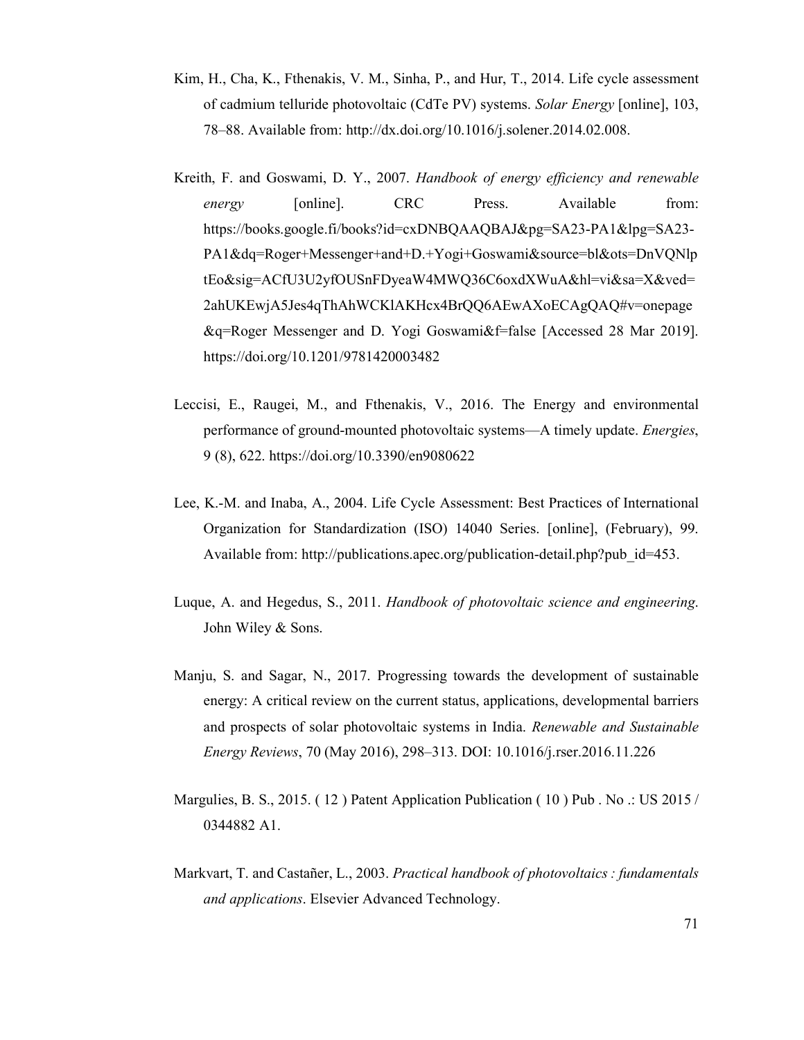Kim, H., Cha, K., Fthenakis, V. M., Sinha, P., and Hur, T., 2014. Life cycle assessment of cadmium telluride photovoltaic (CdTe PV) systems. *Solar Energy* [online], 103, 78–88. Available from: http://dx.doi.org/10.1016/j.solener.2014.02.008.

Kreith, F. and Goswami, D. Y., 2007. *Handbook of energy efficiency and renewable energy* [online]. CRC Press. Available from: https://books.google.fi/books?id=cxDNBQAAQBAJ&pg=SA23-PA1&lpg=SA23-PA1&dq=Roger+Messenger+and+D.+Yogi+Goswami&source=bl&ots=DnVQNlptEo&sig=ACfU3U2yfOUSnFDyeaW4MWQ36C6oxdXWuA&hl=vi&sa=X&ved=2ahUKEwjA5Jes4qThAhWCKlAKHcx4BrQQ6AEwAXoECAgQAQ#v=onepage&q=Roger Messenger and D. Yogi Goswami&f=false [Accessed 28 Mar 2019]. https://doi.org/10.1201/9781420003482

Leccisi, E., Raugei, M., and Fthenakis, V., 2016. The Energy and environmental performance of ground-mounted photovoltaic systems—A timely update. *Energies*, 9 (8), 622. https://doi.org/10.3390/en9080622

Lee, K.-M. and Inaba, A., 2004. Life Cycle Assessment: Best Practices of International Organization for Standardization (ISO) 14040 Series. [online], (February), 99. Available from: http://publications.apec.org/publication-detail.php?pub_id=453.

Luque, A. and Hegedus, S., 2011. *Handbook of photovoltaic science and engineering*. John Wiley & Sons.

Manju, S. and Sagar, N., 2017. Progressing towards the development of sustainable energy: A critical review on the current status, applications, developmental barriers and prospects of solar photovoltaic systems in India. *Renewable and Sustainable Energy Reviews*, 70 (May 2016), 298–313. DOI: 10.1016/j.rser.2016.11.226

Margulies, B. S., 2015. ( 12 ) Patent Application Publication ( 10 ) Pub . No .: US 2015 / 0344882 A1.

Markvart, T. and Castañer, L., 2003. *Practical handbook of photovoltaics : fundamentals and applications*. Elsevier Advanced Technology.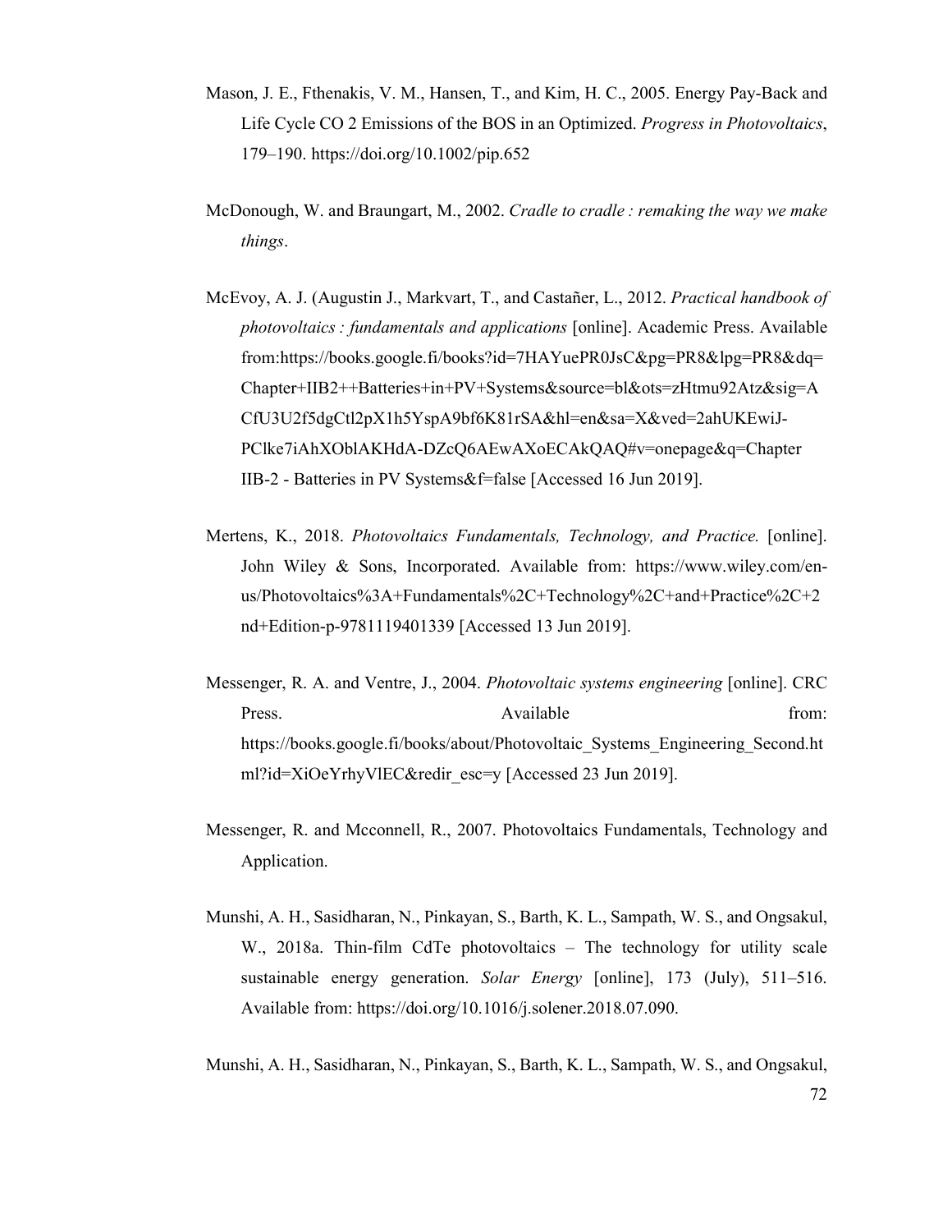Mason, J. E., Fthenakis, V. M., Hansen, T., and Kim, H. C., 2005. Energy Pay-Back and Life Cycle CO 2 Emissions of the BOS in an Optimized. *Progress in Photovoltaics*, 179–190. https://doi.org/10.1002/pip.652

McDonough, W. and Braungart, M., 2002. *Cradle to cradle : remaking the way we make things*.

McEvoy, A. J. (Augustin J., Markvart, T., and Castañer, L., 2012. *Practical handbook of photovoltaics : fundamentals and applications* [online]. Academic Press. Available from:https://books.google.fi/books?id=7HAYuePR0JsC&pg=PR8&lpg=PR8&dq=Chapter+IIB2++Batteries+in+PV+Systems&source=bl&ots=zHtmu92Atz&sig=ACfU3U2f5dgCtl2pX1h5YspA9bf6K81rSA&hl=en&sa=X&ved=2ahUKEwiJ-PClke7iAhXOblAKHdA-DZcQ6AEwAXoECAkQAQ#v=onepage&q=Chapter IIB-2 - Batteries in PV Systems&f=false [Accessed 16 Jun 2019].

Mertens, K., 2018. *Photovoltaics Fundamentals, Technology, and Practice.* [online]. John Wiley & Sons, Incorporated. Available from: https://www.wiley.com/en-us/Photovoltaics%3A+Fundamentals%2C+Technology%2C+and+Practice%2C+2nd+Edition-p-9781119401339 [Accessed 13 Jun 2019].

Messenger, R. A. and Ventre, J., 2004. *Photovoltaic systems engineering* [online]. CRC Press. Available from: https://books.google.fi/books/about/Photovoltaic_Systems_Engineering_Second.html?id=XiOeYrhyVlEC&redir_esc=y [Accessed 23 Jun 2019].

Messenger, R. and Mcconnell, R., 2007. Photovoltaics Fundamentals, Technology and Application.

Munshi, A. H., Sasidharan, N., Pinkayan, S., Barth, K. L., Sampath, W. S., and Ongsakul, W., 2018a. Thin-film CdTe photovoltaics – The technology for utility scale sustainable energy generation. *Solar Energy* [online], 173 (July), 511–516. Available from: https://doi.org/10.1016/j.solener.2018.07.090.

Munshi, A. H., Sasidharan, N., Pinkayan, S., Barth, K. L., Sampath, W. S., and Ongsakul,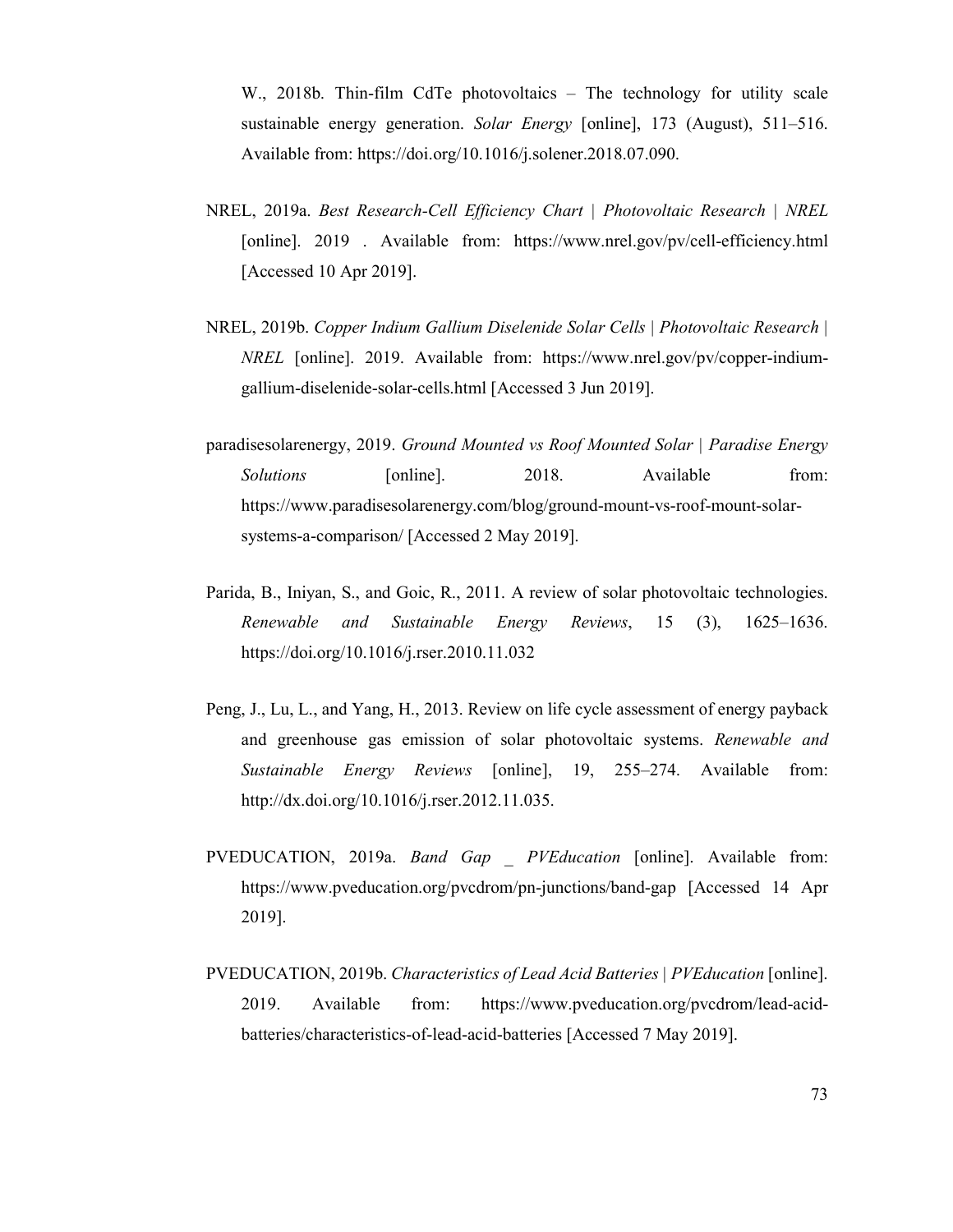W., 2018b. Thin-film CdTe photovoltaics – The technology for utility scale sustainable energy generation. *Solar Energy* [online], 173 (August), 511–516. Available from: https://doi.org/10.1016/j.solener.2018.07.090.

NREL, 2019a. *Best Research-Cell Efficiency Chart | Photovoltaic Research | NREL* [online]. 2019 . Available from: https://www.nrel.gov/pv/cell-efficiency.html [Accessed 10 Apr 2019].

NREL, 2019b. *Copper Indium Gallium Diselenide Solar Cells | Photovoltaic Research | NREL* [online]. 2019. Available from: https://www.nrel.gov/pv/copper-indium-gallium-diselenide-solar-cells.html [Accessed 3 Jun 2019].

paradisesolarenergy, 2019. *Ground Mounted vs Roof Mounted Solar | Paradise Energy Solutions* [online]. 2018. Available from: https://www.paradisesolarenergy.com/blog/ground-mount-vs-roof-mount-solar-systems-a-comparison/ [Accessed 2 May 2019].

Parida, B., Iniyan, S., and Goic, R., 2011. A review of solar photovoltaic technologies. *Renewable and Sustainable Energy Reviews*, 15 (3), 1625–1636. https://doi.org/10.1016/j.rser.2010.11.032

Peng, J., Lu, L., and Yang, H., 2013. Review on life cycle assessment of energy payback and greenhouse gas emission of solar photovoltaic systems. *Renewable and Sustainable Energy Reviews* [online], 19, 255–274. Available from: http://dx.doi.org/10.1016/j.rser.2012.11.035.

PVEDUCATION, 2019a. *Band Gap _ PVEducation* [online]. Available from: https://www.pveducation.org/pvcdrom/pn-junctions/band-gap [Accessed 14 Apr 2019].

PVEDUCATION, 2019b. *Characteristics of Lead Acid Batteries | PVEducation* [online]. 2019. Available from: https://www.pveducation.org/pvcdrom/lead-acid-batteries/characteristics-of-lead-acid-batteries [Accessed 7 May 2019].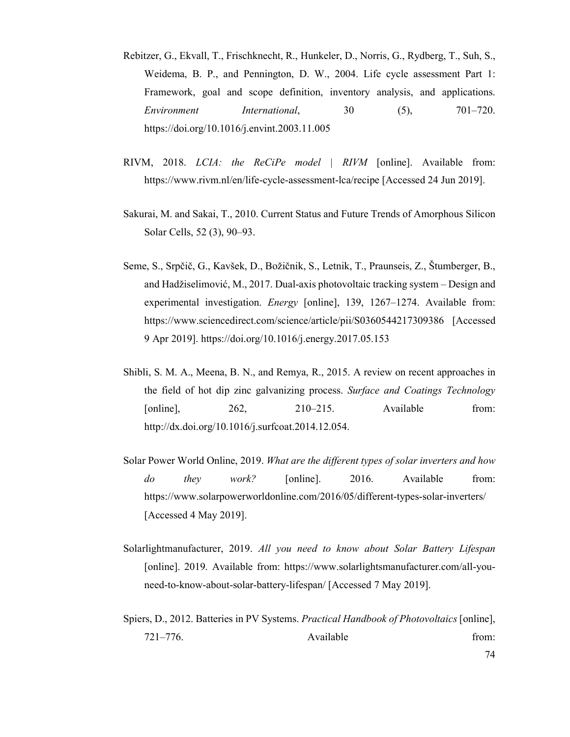Rebitzer, G., Ekvall, T., Frischknecht, R., Hunkeler, D., Norris, G., Rydberg, T., Suh, S., Weidema, B. P., and Pennington, D. W., 2004. Life cycle assessment Part 1: Framework, goal and scope definition, inventory analysis, and applications. *Environment International*, 30 (5), 701–720. https://doi.org/10.1016/j.envint.2003.11.005

RIVM, 2018. *LCIA: the ReCiPe model | RIVM* [online]. Available from: https://www.rivm.nl/en/life-cycle-assessment-lca/recipe [Accessed 24 Jun 2019].

Sakurai, M. and Sakai, T., 2010. Current Status and Future Trends of Amorphous Silicon Solar Cells, 52 (3), 90–93.

Seme, S., Srpčič, G., Kavšek, D., Božičnik, S., Letnik, T., Praunseis, Z., Štumberger, B., and Hadžiselimović, M., 2017. Dual-axis photovoltaic tracking system – Design and experimental investigation. *Energy* [online], 139, 1267–1274. Available from: https://www.sciencedirect.com/science/article/pii/S0360544217309386 [Accessed 9 Apr 2019]. https://doi.org/10.1016/j.energy.2017.05.153

Shibli, S. M. A., Meena, B. N., and Remya, R., 2015. A review on recent approaches in the field of hot dip zinc galvanizing process. *Surface and Coatings Technology* [online], 262, 210–215. Available from: http://dx.doi.org/10.1016/j.surfcoat.2014.12.054.

Solar Power World Online, 2019. *What are the different types of solar inverters and how do they work?* [online]. 2016. Available from: https://www.solarpowerworldonline.com/2016/05/different-types-solar-inverters/ [Accessed 4 May 2019].

Solarlightmanufacturer, 2019. *All you need to know about Solar Battery Lifespan* [online]. 2019. Available from: https://www.solarlightsmanufacturer.com/all-you-need-to-know-about-solar-battery-lifespan/ [Accessed 7 May 2019].

Spiers, D., 2012. Batteries in PV Systems. *Practical Handbook of Photovoltaics* [online], 721–776. Available from: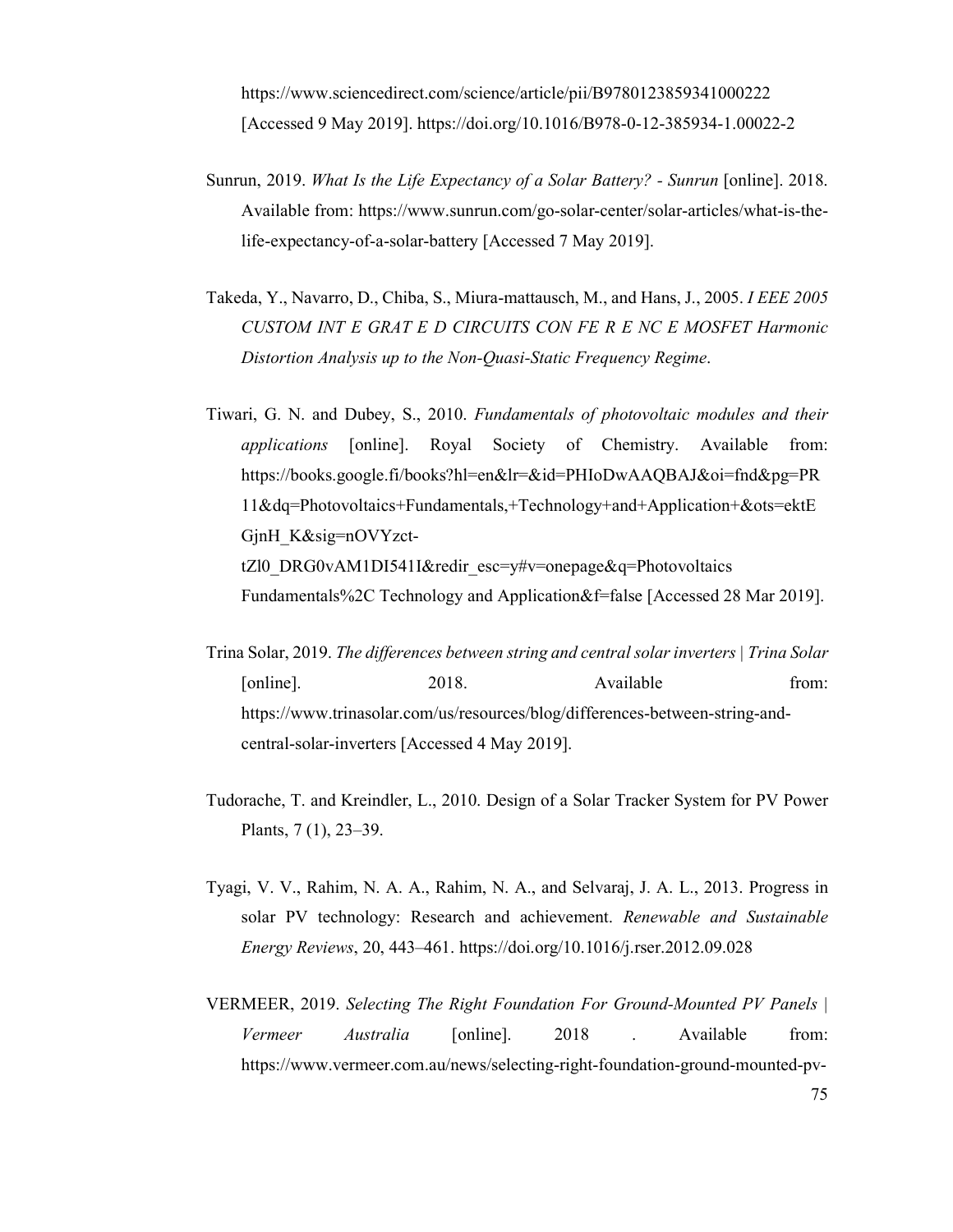https://www.sciencedirect.com/science/article/pii/B9780123859341000222 [Accessed 9 May 2019]. https://doi.org/10.1016/B978-0-12-385934-1.00022-2

Sunrun, 2019. *What Is the Life Expectancy of a Solar Battery? - Sunrun* [online]. 2018. Available from: https://www.sunrun.com/go-solar-center/solar-articles/what-is-the-life-expectancy-of-a-solar-battery [Accessed 7 May 2019].

Takeda, Y., Navarro, D., Chiba, S., Miura-mattausch, M., and Hans, J., 2005. *I EEE 2005 CUSTOM INT E GRAT E D CIRCUITS CON FE R E NC E MOSFET Harmonic Distortion Analysis up to the Non-Quasi-Static Frequency Regime*.

Tiwari, G. N. and Dubey, S., 2010. *Fundamentals of photovoltaic modules and their applications* [online]. Royal Society of Chemistry. Available from: https://books.google.fi/books?hl=en&lr=&id=PHIoDwAAQBAJ&oi=fnd&pg=PR11&dq=Photovoltaics+Fundamentals,+Technology+and+Application+&ots=ektEGjnH_K&sig=nOVYzct-tZl0_DRG0vAM1DI541I&redir_esc=y#v=onepage&q=Photovoltaics Fundamentals%2C Technology and Application&f=false [Accessed 28 Mar 2019].

Trina Solar, 2019. *The differences between string and central solar inverters | Trina Solar* [online]. 2018. Available from: https://www.trinasolar.com/us/resources/blog/differences-between-string-and-central-solar-inverters [Accessed 4 May 2019].

Tudorache, T. and Kreindler, L., 2010. Design of a Solar Tracker System for PV Power Plants, 7 (1), 23–39.

Tyagi, V. V., Rahim, N. A. A., Rahim, N. A., and Selvaraj, J. A. L., 2013. Progress in solar PV technology: Research and achievement. *Renewable and Sustainable Energy Reviews*, 20, 443–461. https://doi.org/10.1016/j.rser.2012.09.028

VERMEER, 2019. *Selecting The Right Foundation For Ground-Mounted PV Panels | Vermeer Australia* [online]. 2018 . Available from: https://www.vermeer.com.au/news/selecting-right-foundation-ground-mounted-pv-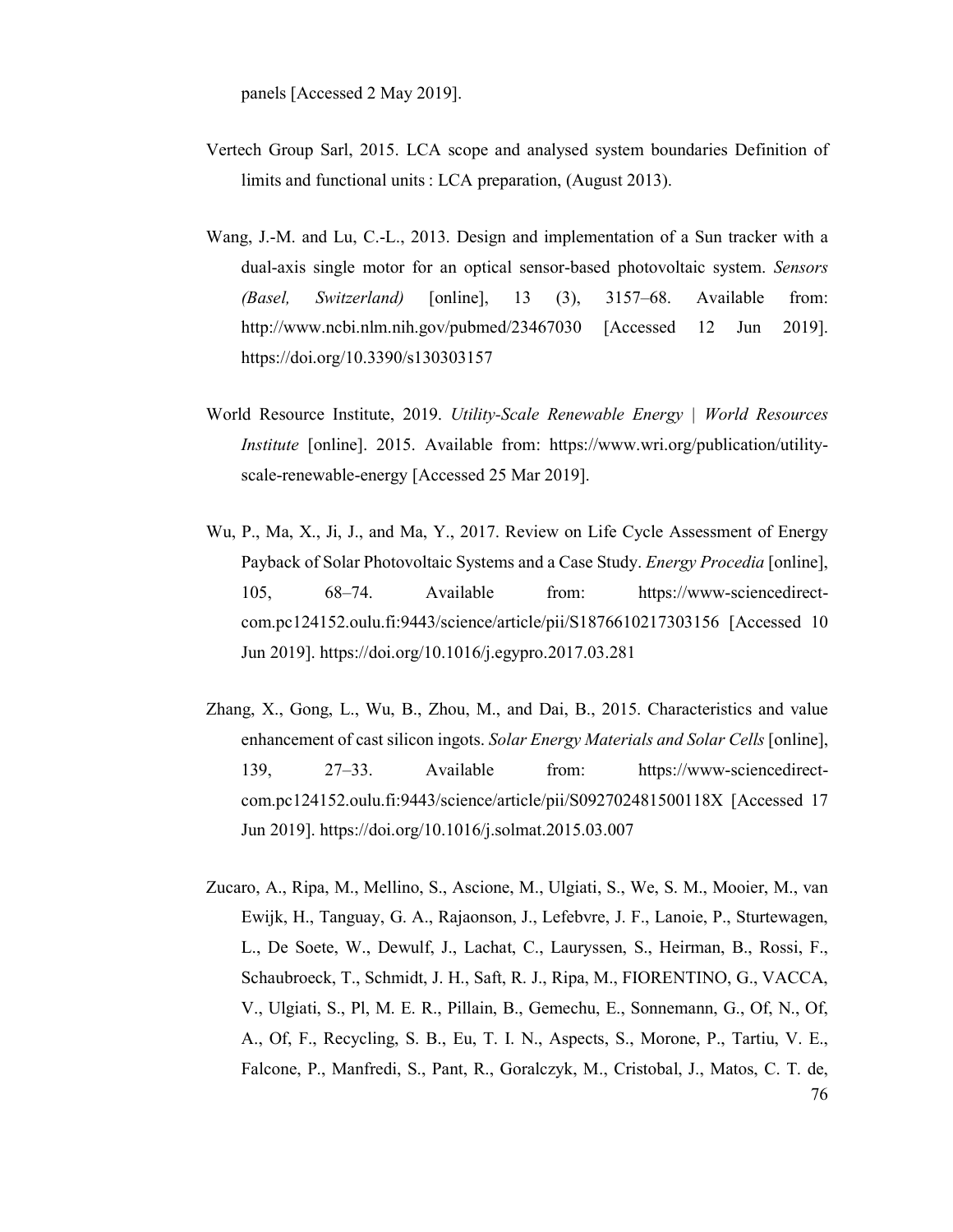panels [Accessed 2 May 2019].

Vertech Group Sarl, 2015. LCA scope and analysed system boundaries Definition of limits and functional units : LCA preparation, (August 2013).

Wang, J.-M. and Lu, C.-L., 2013. Design and implementation of a Sun tracker with a dual-axis single motor for an optical sensor-based photovoltaic system. *Sensors (Basel, Switzerland)* [online], 13 (3), 3157–68. Available from: http://www.ncbi.nlm.nih.gov/pubmed/23467030 [Accessed 12 Jun 2019]. https://doi.org/10.3390/s130303157

World Resource Institute, 2019. *Utility-Scale Renewable Energy | World Resources Institute* [online]. 2015. Available from: https://www.wri.org/publication/utility-scale-renewable-energy [Accessed 25 Mar 2019].

Wu, P., Ma, X., Ji, J., and Ma, Y., 2017. Review on Life Cycle Assessment of Energy Payback of Solar Photovoltaic Systems and a Case Study. *Energy Procedia* [online], 105, 68–74. Available from: https://www-sciencedirect-com.pc124152.oulu.fi:9443/science/article/pii/S1876610217303156 [Accessed 10 Jun 2019]. https://doi.org/10.1016/j.egypro.2017.03.281

Zhang, X., Gong, L., Wu, B., Zhou, M., and Dai, B., 2015. Characteristics and value enhancement of cast silicon ingots. *Solar Energy Materials and Solar Cells* [online], 139, 27–33. Available from: https://www-sciencedirect-com.pc124152.oulu.fi:9443/science/article/pii/S092702481500118X [Accessed 17 Jun 2019]. https://doi.org/10.1016/j.solmat.2015.03.007

Zucaro, A., Ripa, M., Mellino, S., Ascione, M., Ulgiati, S., We, S. M., Mooier, M., van Ewijk, H., Tanguay, G. A., Rajaonson, J., Lefebvre, J. F., Lanoie, P., Sturtewagen, L., De Soete, W., Dewulf, J., Lachat, C., Lauryssen, S., Heirman, B., Rossi, F., Schaubroeck, T., Schmidt, J. H., Saft, R. J., Ripa, M., FIORENTINO, G., VACCA, V., Ulgiati, S., Pl, M. E. R., Pillain, B., Gemechu, E., Sonnemann, G., Of, N., Of, A., Of, F., Recycling, S. B., Eu, T. I. N., Aspects, S., Morone, P., Tartiu, V. E., Falcone, P., Manfredi, S., Pant, R., Goralczyk, M., Cristobal, J., Matos, C. T. de,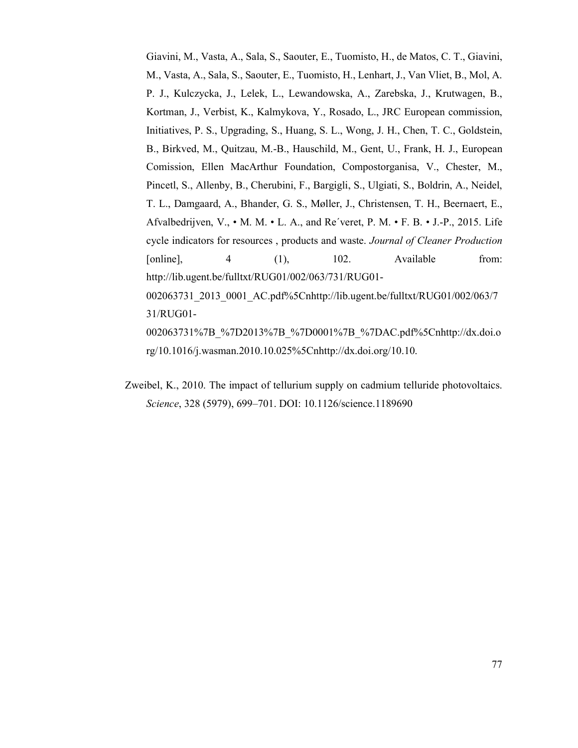Giavini, M., Vasta, A., Sala, S., Saouter, E., Tuomisto, H., de Matos, C. T., Giavini, M., Vasta, A., Sala, S., Saouter, E., Tuomisto, H., Lenhart, J., Van Vliet, B., Mol, A. P. J., Kulczycka, J., Lelek, L., Lewandowska, A., Zarebska, J., Krutwagen, B., Kortman, J., Verbist, K., Kalmykova, Y., Rosado, L., JRC European commission, Initiatives, P. S., Upgrading, S., Huang, S. L., Wong, J. H., Chen, T. C., Goldstein, B., Birkved, M., Quitzau, M.-B., Hauschild, M., Gent, U., Frank, H. J., European Comission, Ellen MacArthur Foundation, Compostorganisa, V., Chester, M., Pincetl, S., Allenby, B., Cherubini, F., Bargigli, S., Ulgiati, S., Boldrin, A., Neidel, T. L., Damgaard, A., Bhander, G. S., Møller, J., Christensen, T. H., Beernaert, E., Afvalbedrijven, V., • M. M. • L. A., and Re´veret, P. M. • F. B. • J.-P., 2015. Life cycle indicators for resources , products and waste. *Journal of Cleaner Production* [online], 4 (1), 102. Available from: http://lib.ugent.be/fulltxt/RUG01/002/063/731/RUG01-002063731_2013_0001_AC.pdf%5Cnhttp://lib.ugent.be/fulltxt/RUG01/002/063/731/RUG01-002063731%7B_%7D2013%7B_%7D0001%7B_%7DAC.pdf%5Cnhttp://dx.doi.org/10.1016/j.wasman.2010.10.025%5Cnhttp://dx.doi.org/10.10.

Zweibel, K., 2010. The impact of tellurium supply on cadmium telluride photovoltaics. *Science*, 328 (5979), 699–701. DOI: 10.1126/science.1189690